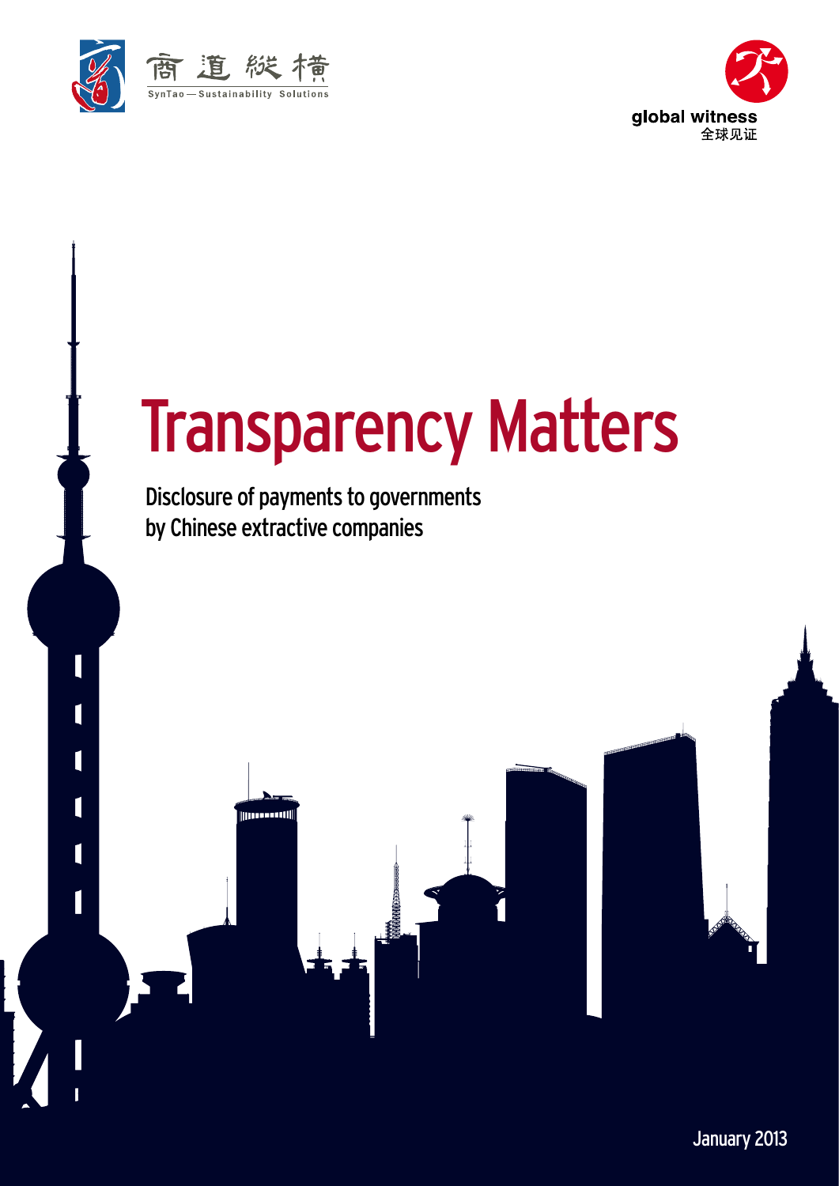商道縱橫
SynTao — Sustainability Solutions

global witness
全球见证

# Transparency Matters

## Disclosure of payments to governments by Chinese extractive companies

January 2013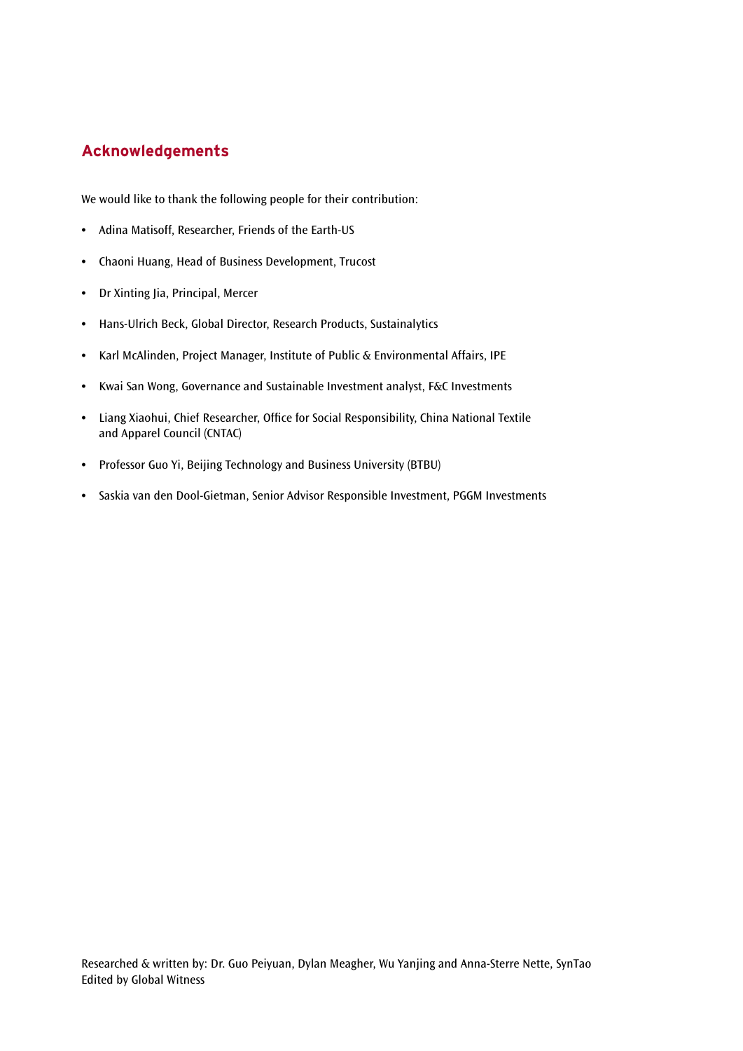## Acknowledgements

We would like to thank the following people for their contribution:

- Adina Matisoff, Researcher, Friends of the Earth-US
- Chaoni Huang, Head of Business Development, Trucost
- Dr Xinting Jia, Principal, Mercer
- Hans-Ulrich Beck, Global Director, Research Products, Sustainalytics
- Karl McAlinden, Project Manager, Institute of Public & Environmental Affairs, IPE
- Kwai San Wong, Governance and Sustainable Investment analyst, F&C Investments
- Liang Xiaohui, Chief Researcher, Office for Social Responsibility, China National Textile and Apparel Council (CNTAC)
- Professor Guo Yi, Beijing Technology and Business University (BTBU)
- Saskia van den Dool-Gietman, Senior Advisor Responsible Investment, PGGM Investments

Researched & written by: Dr. Guo Peiyuan, Dylan Meagher, Wu Yanjing and Anna-Sterre Nette, SynTao
Edited by Global Witness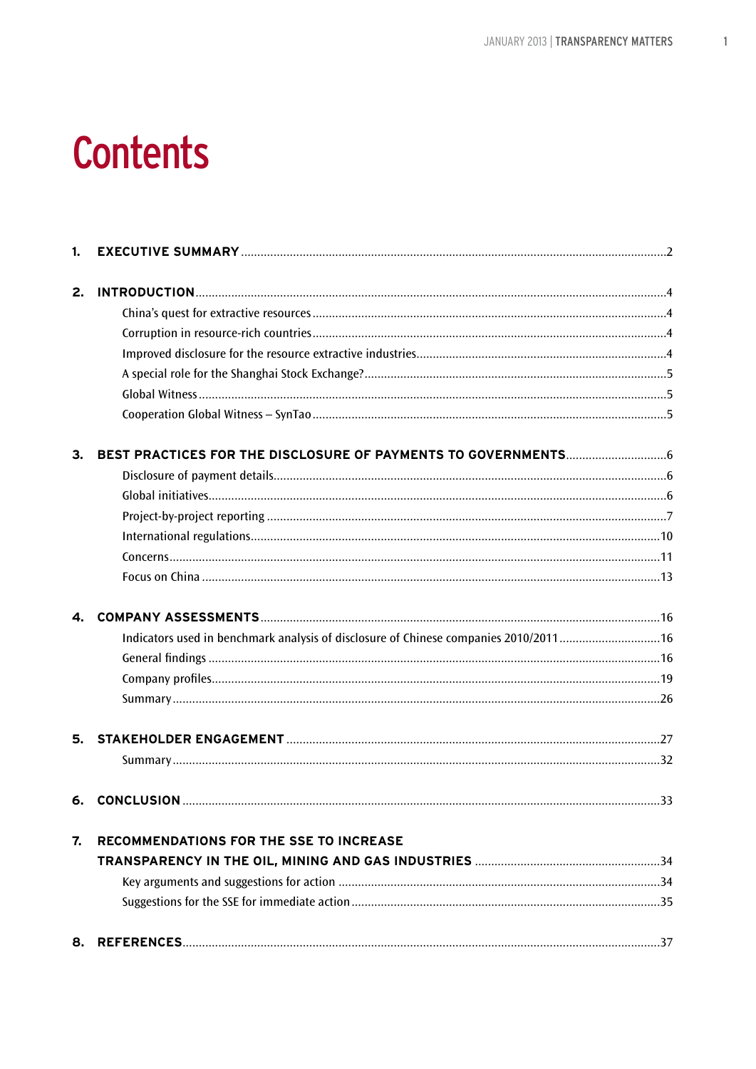# Contents

1. **EXECUTIVE SUMMARY** ....2

2. **INTRODUCTION** ....4
   - China's quest for extractive resources ....4
   - Corruption in resource-rich countries ....4
   - Improved disclosure for the resource extractive industries ....4
   - A special role for the Shanghai Stock Exchange? ....5
   - Global Witness ....5
   - Cooperation Global Witness – SynTao ....5

3. **BEST PRACTICES FOR THE DISCLOSURE OF PAYMENTS TO GOVERNMENTS** ....6
   - Disclosure of payment details ....6
   - Global initiatives ....6
   - Project-by-project reporting ....7
   - International regulations ....10
   - Concerns ....11
   - Focus on China ....13

4. **COMPANY ASSESSMENTS** ....16
   - Indicators used in benchmark analysis of disclosure of Chinese companies 2010/2011 ....16
   - General findings ....16
   - Company profiles ....19
   - Summary ....26

5. **STAKEHOLDER ENGAGEMENT** ....27
   - Summary ....32

6. **CONCLUSION** ....33

7. **RECOMMENDATIONS FOR THE SSE TO INCREASE TRANSPARENCY IN THE OIL, MINING AND GAS INDUSTRIES** ....34
   - Key arguments and suggestions for action ....34
   - Suggestions for the SSE for immediate action ....35

8. **REFERENCES** ....37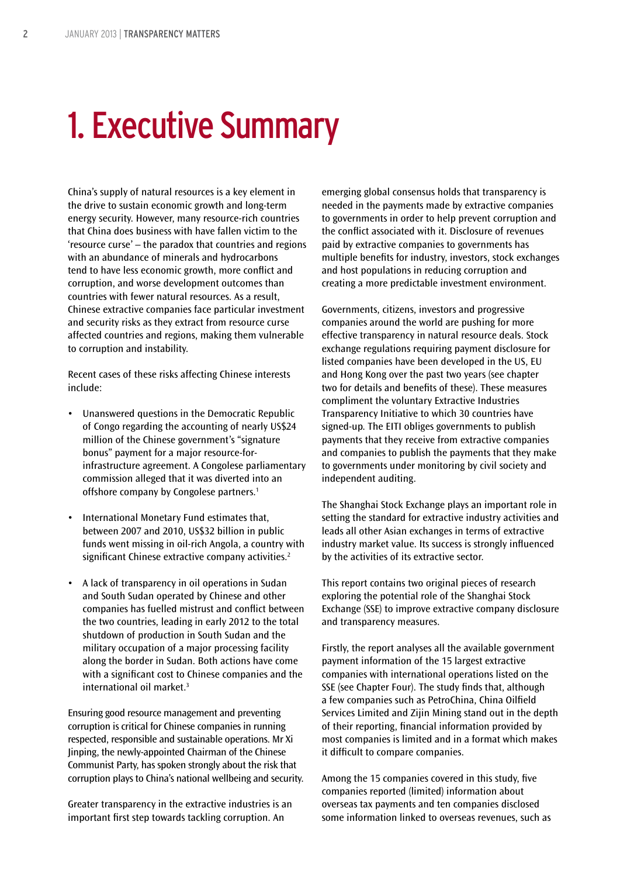# 1. Executive Summary

China's supply of natural resources is a key element in the drive to sustain economic growth and long-term energy security. However, many resource-rich countries that China does business with have fallen victim to the 'resource curse' – the paradox that countries and regions with an abundance of minerals and hydrocarbons tend to have less economic growth, more conflict and corruption, and worse development outcomes than countries with fewer natural resources. As a result, Chinese extractive companies face particular investment and security risks as they extract from resource curse affected countries and regions, making them vulnerable to corruption and instability.

Recent cases of these risks affecting Chinese interests include:

- Unanswered questions in the Democratic Republic of Congo regarding the accounting of nearly US$24 million of the Chinese government's "signature bonus" payment for a major resource-for-infrastructure agreement. A Congolese parliamentary commission alleged that it was diverted into an offshore company by Congolese partners.[1]
- International Monetary Fund estimates that, between 2007 and 2010, US$32 billion in public funds went missing in oil-rich Angola, a country with significant Chinese extractive company activities.[2]
- A lack of transparency in oil operations in Sudan and South Sudan operated by Chinese and other companies has fuelled mistrust and conflict between the two countries, leading in early 2012 to the total shutdown of production in South Sudan and the military occupation of a major processing facility along the border in Sudan. Both actions have come with a significant cost to Chinese companies and the international oil market.[3]

Ensuring good resource management and preventing corruption is critical for Chinese companies in running respected, responsible and sustainable operations. Mr Xi Jinping, the newly-appointed Chairman of the Chinese Communist Party, has spoken strongly about the risk that corruption plays to China's national wellbeing and security.

Greater transparency in the extractive industries is an important first step towards tackling corruption. An emerging global consensus holds that transparency is needed in the payments made by extractive companies to governments in order to help prevent corruption and the conflict associated with it. Disclosure of revenues paid by extractive companies to governments has multiple benefits for industry, investors, stock exchanges and host populations in reducing corruption and creating a more predictable investment environment.

Governments, citizens, investors and progressive companies around the world are pushing for more effective transparency in natural resource deals. Stock exchange regulations requiring payment disclosure for listed companies have been developed in the US, EU and Hong Kong over the past two years (see chapter two for details and benefits of these). These measures compliment the voluntary Extractive Industries Transparency Initiative to which 30 countries have signed-up. The EITI obliges governments to publish payments that they receive from extractive companies and companies to publish the payments that they make to governments under monitoring by civil society and independent auditing.

The Shanghai Stock Exchange plays an important role in setting the standard for extractive industry activities and leads all other Asian exchanges in terms of extractive industry market value. Its success is strongly influenced by the activities of its extractive sector.

This report contains two original pieces of research exploring the potential role of the Shanghai Stock Exchange (SSE) to improve extractive company disclosure and transparency measures.

Firstly, the report analyses all the available government payment information of the 15 largest extractive companies with international operations listed on the SSE (see Chapter Four). The study finds that, although a few companies such as PetroChina, China Oilfield Services Limited and Zijin Mining stand out in the depth of their reporting, financial information provided by most companies is limited and in a format which makes it difficult to compare companies.

Among the 15 companies covered in this study, five companies reported (limited) information about overseas tax payments and ten companies disclosed some information linked to overseas revenues, such as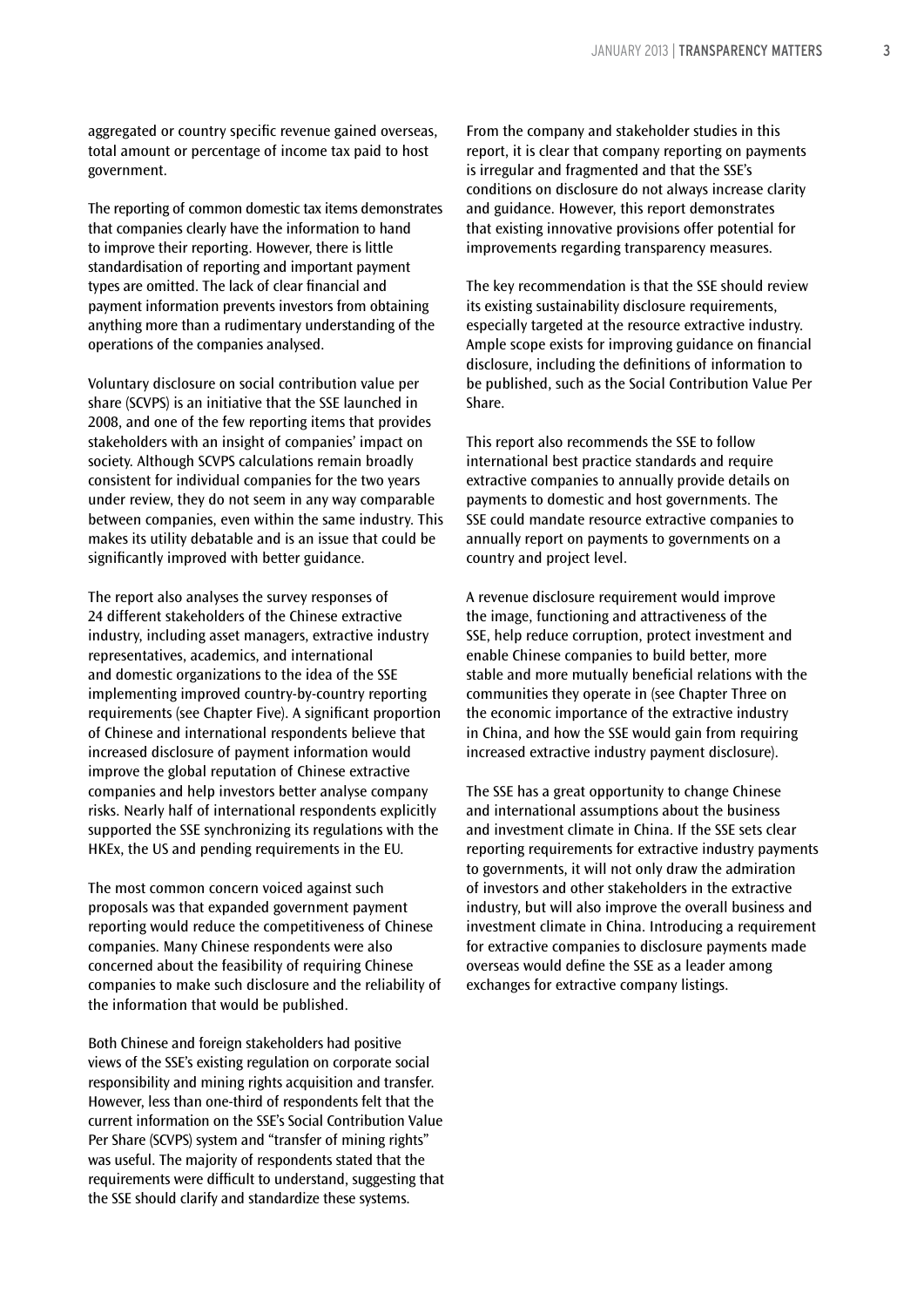aggregated or country specific revenue gained overseas, total amount or percentage of income tax paid to host government.

The reporting of common domestic tax items demonstrates that companies clearly have the information to hand to improve their reporting. However, there is little standardisation of reporting and important payment types are omitted. The lack of clear financial and payment information prevents investors from obtaining anything more than a rudimentary understanding of the operations of the companies analysed.

Voluntary disclosure on social contribution value per share (SCVPS) is an initiative that the SSE launched in 2008, and one of the few reporting items that provides stakeholders with an insight of companies' impact on society. Although SCVPS calculations remain broadly consistent for individual companies for the two years under review, they do not seem in any way comparable between companies, even within the same industry. This makes its utility debatable and is an issue that could be significantly improved with better guidance.

The report also analyses the survey responses of 24 different stakeholders of the Chinese extractive industry, including asset managers, extractive industry representatives, academics, and international and domestic organizations to the idea of the SSE implementing improved country-by-country reporting requirements (see Chapter Five). A significant proportion of Chinese and international respondents believe that increased disclosure of payment information would improve the global reputation of Chinese extractive companies and help investors better analyse company risks. Nearly half of international respondents explicitly supported the SSE synchronizing its regulations with the HKEx, the US and pending requirements in the EU.

The most common concern voiced against such proposals was that expanded government payment reporting would reduce the competitiveness of Chinese companies. Many Chinese respondents were also concerned about the feasibility of requiring Chinese companies to make such disclosure and the reliability of the information that would be published.

Both Chinese and foreign stakeholders had positive views of the SSE's existing regulation on corporate social responsibility and mining rights acquisition and transfer. However, less than one-third of respondents felt that the current information on the SSE's Social Contribution Value Per Share (SCVPS) system and "transfer of mining rights" was useful. The majority of respondents stated that the requirements were difficult to understand, suggesting that the SSE should clarify and standardize these systems.

From the company and stakeholder studies in this report, it is clear that company reporting on payments is irregular and fragmented and that the SSE's conditions on disclosure do not always increase clarity and guidance. However, this report demonstrates that existing innovative provisions offer potential for improvements regarding transparency measures.

The key recommendation is that the SSE should review its existing sustainability disclosure requirements, especially targeted at the resource extractive industry. Ample scope exists for improving guidance on financial disclosure, including the definitions of information to be published, such as the Social Contribution Value Per Share.

This report also recommends the SSE to follow international best practice standards and require extractive companies to annually provide details on payments to domestic and host governments. The SSE could mandate resource extractive companies to annually report on payments to governments on a country and project level.

A revenue disclosure requirement would improve the image, functioning and attractiveness of the SSE, help reduce corruption, protect investment and enable Chinese companies to build better, more stable and more mutually beneficial relations with the communities they operate in (see Chapter Three on the economic importance of the extractive industry in China, and how the SSE would gain from requiring increased extractive industry payment disclosure).

The SSE has a great opportunity to change Chinese and international assumptions about the business and investment climate in China. If the SSE sets clear reporting requirements for extractive industry payments to governments, it will not only draw the admiration of investors and other stakeholders in the extractive industry, but will also improve the overall business and investment climate in China. Introducing a requirement for extractive companies to disclosure payments made overseas would define the SSE as a leader among exchanges for extractive company listings.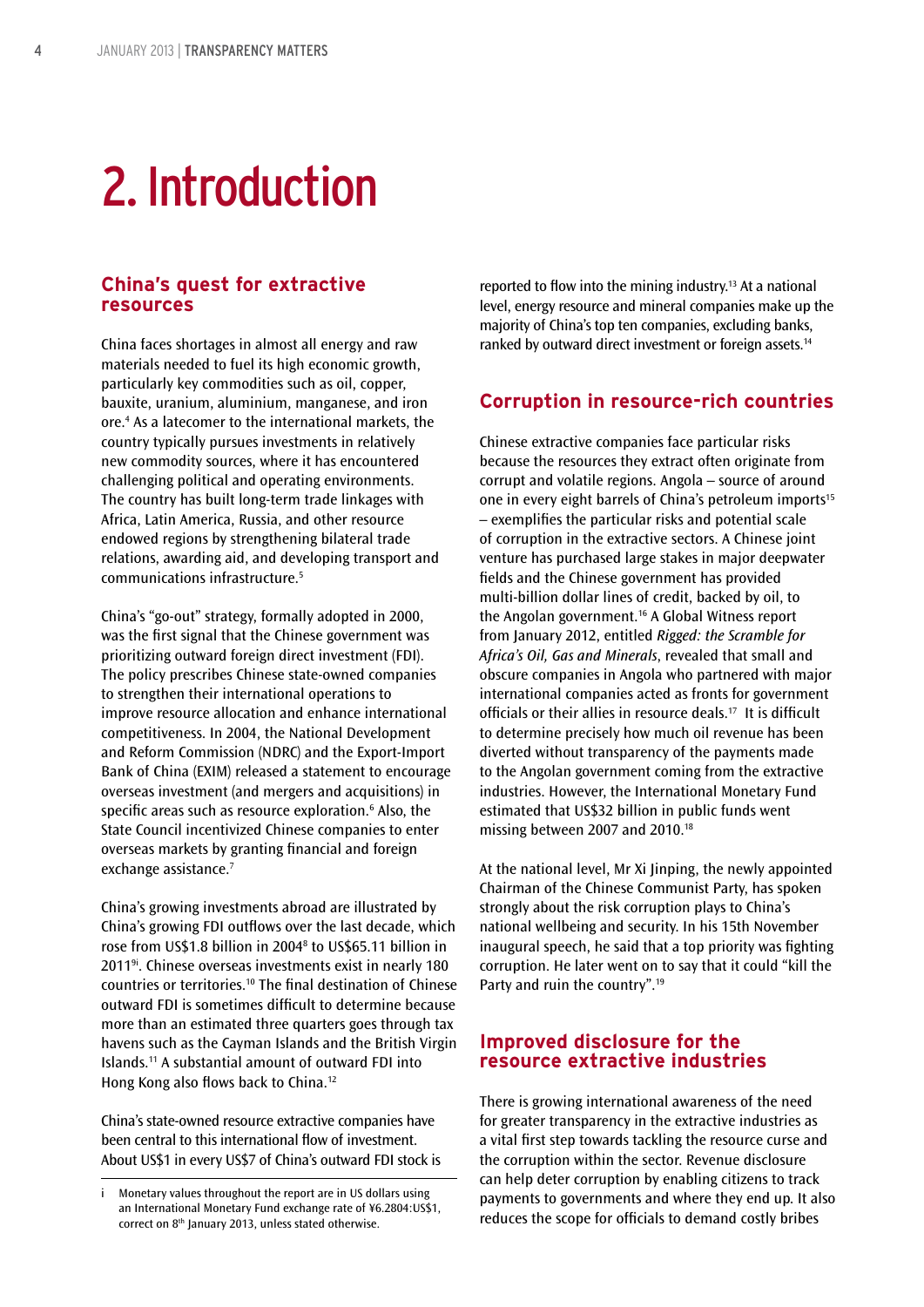# 2. Introduction

## China's quest for extractive resources

China faces shortages in almost all energy and raw materials needed to fuel its high economic growth, particularly key commodities such as oil, copper, bauxite, uranium, aluminium, manganese, and iron ore.[4] As a latecomer to the international markets, the country typically pursues investments in relatively new commodity sources, where it has encountered challenging political and operating environments. The country has built long-term trade linkages with Africa, Latin America, Russia, and other resource endowed regions by strengthening bilateral trade relations, awarding aid, and developing transport and communications infrastructure.[5]

China's "go-out" strategy, formally adopted in 2000, was the first signal that the Chinese government was prioritizing outward foreign direct investment (FDI). The policy prescribes Chinese state-owned companies to strengthen their international operations to improve resource allocation and enhance international competitiveness. In 2004, the National Development and Reform Commission (NDRC) and the Export-Import Bank of China (EXIM) released a statement to encourage overseas investment (and mergers and acquisitions) in specific areas such as resource exploration.[6] Also, the State Council incentivized Chinese companies to enter overseas markets by granting financial and foreign exchange assistance.[7]

China's growing investments abroad are illustrated by China's growing FDI outflows over the last decade, which rose from US$1.8 billion in 2004[8] to US$65.11 billion in 2011[9i]. Chinese overseas investments exist in nearly 180 countries or territories.[10] The final destination of Chinese outward FDI is sometimes difficult to determine because more than an estimated three quarters goes through tax havens such as the Cayman Islands and the British Virgin Islands.[11] A substantial amount of outward FDI into Hong Kong also flows back to China.[12]

China's state-owned resource extractive companies have been central to this international flow of investment. About US$1 in every US$7 of China's outward FDI stock is reported to flow into the mining industry.[13] At a national level, energy resource and mineral companies make up the majority of China's top ten companies, excluding banks, ranked by outward direct investment or foreign assets.[14]

## Corruption in resource-rich countries

Chinese extractive companies face particular risks because the resources they extract often originate from corrupt and volatile regions. Angola – source of around one in every eight barrels of China's petroleum imports[15] – exemplifies the particular risks and potential scale of corruption in the extractive sectors. A Chinese joint venture has purchased large stakes in major deepwater fields and the Chinese government has provided multi-billion dollar lines of credit, backed by oil, to the Angolan government.[16] A Global Witness report from January 2012, entitled *Rigged: the Scramble for Africa's Oil, Gas and Minerals*, revealed that small and obscure companies in Angola who partnered with major international companies acted as fronts for government officials or their allies in resource deals.[17] It is difficult to determine precisely how much oil revenue has been diverted without transparency of the payments made to the Angolan government coming from the extractive industries. However, the International Monetary Fund estimated that US$32 billion in public funds went missing between 2007 and 2010.[18]

At the national level, Mr Xi Jinping, the newly appointed Chairman of the Chinese Communist Party, has spoken strongly about the risk corruption plays to China's national wellbeing and security. In his 15th November inaugural speech, he said that a top priority was fighting corruption. He later went on to say that it could "kill the Party and ruin the country".[19]

## Improved disclosure for the resource extractive industries

There is growing international awareness of the need for greater transparency in the extractive industries as a vital first step towards tackling the resource curse and the corruption within the sector. Revenue disclosure can help deter corruption by enabling citizens to track payments to governments and where they end up. It also reduces the scope for officials to demand costly bribes

---

i Monetary values throughout the report are in US dollars using an International Monetary Fund exchange rate of ¥6.2804:US$1, correct on 8th January 2013, unless stated otherwise.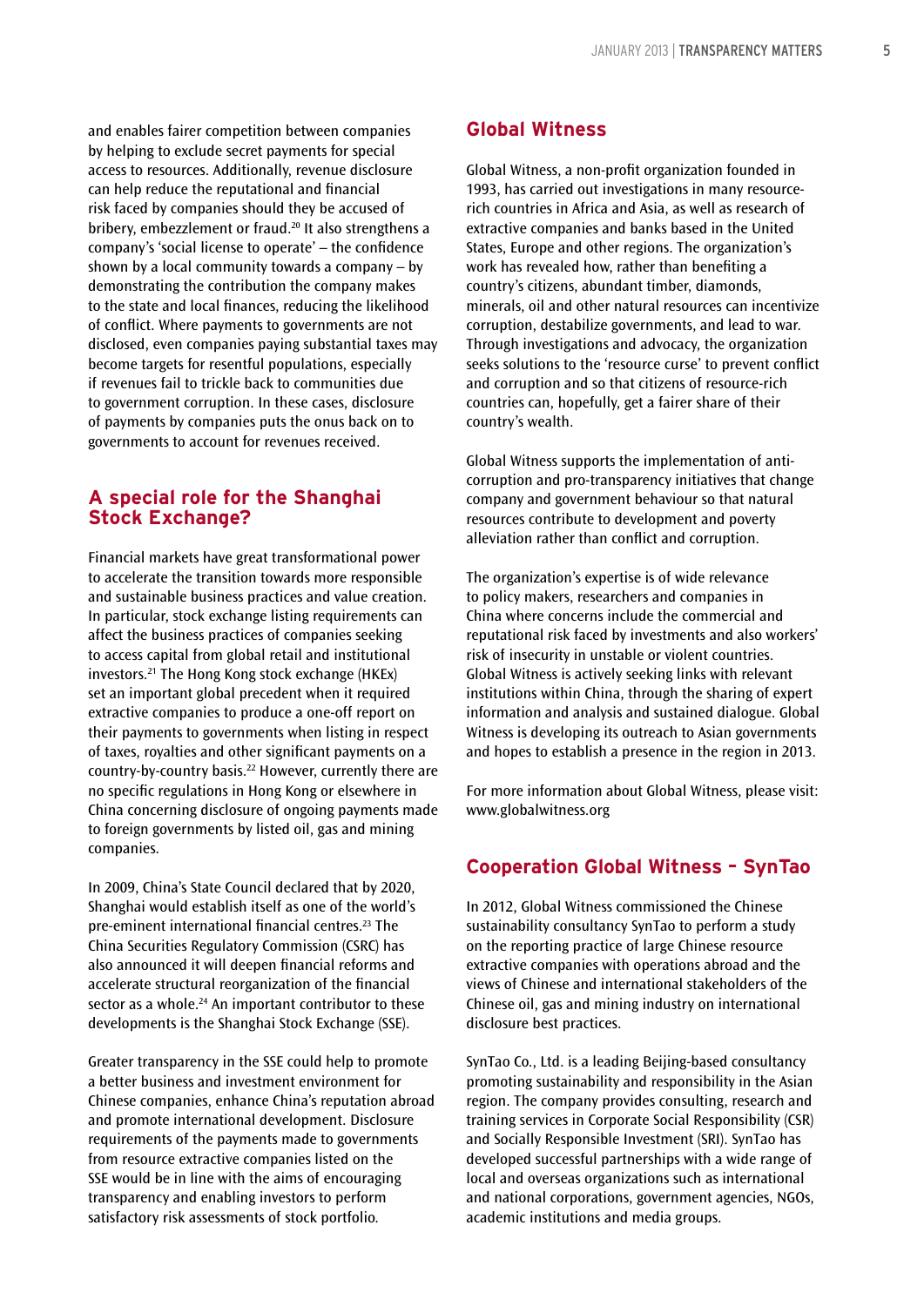and enables fairer competition between companies by helping to exclude secret payments for special access to resources. Additionally, revenue disclosure can help reduce the reputational and financial risk faced by companies should they be accused of bribery, embezzlement or fraud.[20] It also strengthens a company's 'social license to operate' – the confidence shown by a local community towards a company – by demonstrating the contribution the company makes to the state and local finances, reducing the likelihood of conflict. Where payments to governments are not disclosed, even companies paying substantial taxes may become targets for resentful populations, especially if revenues fail to trickle back to communities due to government corruption. In these cases, disclosure of payments by companies puts the onus back on to governments to account for revenues received.

## A special role for the Shanghai Stock Exchange?

Financial markets have great transformational power to accelerate the transition towards more responsible and sustainable business practices and value creation. In particular, stock exchange listing requirements can affect the business practices of companies seeking to access capital from global retail and institutional investors.[21] The Hong Kong stock exchange (HKEx) set an important global precedent when it required extractive companies to produce a one-off report on their payments to governments when listing in respect of taxes, royalties and other significant payments on a country-by-country basis.[22] However, currently there are no specific regulations in Hong Kong or elsewhere in China concerning disclosure of ongoing payments made to foreign governments by listed oil, gas and mining companies.

In 2009, China's State Council declared that by 2020, Shanghai would establish itself as one of the world's pre-eminent international financial centres.[23] The China Securities Regulatory Commission (CSRC) has also announced it will deepen financial reforms and accelerate structural reorganization of the financial sector as a whole.[24] An important contributor to these developments is the Shanghai Stock Exchange (SSE).

Greater transparency in the SSE could help to promote a better business and investment environment for Chinese companies, enhance China's reputation abroad and promote international development. Disclosure requirements of the payments made to governments from resource extractive companies listed on the SSE would be in line with the aims of encouraging transparency and enabling investors to perform satisfactory risk assessments of stock portfolio.

## Global Witness

Global Witness, a non-profit organization founded in 1993, has carried out investigations in many resource-rich countries in Africa and Asia, as well as research of extractive companies and banks based in the United States, Europe and other regions. The organization's work has revealed how, rather than benefiting a country's citizens, abundant timber, diamonds, minerals, oil and other natural resources can incentivize corruption, destabilize governments, and lead to war. Through investigations and advocacy, the organization seeks solutions to the 'resource curse' to prevent conflict and corruption and so that citizens of resource-rich countries can, hopefully, get a fairer share of their country's wealth.

Global Witness supports the implementation of anti-corruption and pro-transparency initiatives that change company and government behaviour so that natural resources contribute to development and poverty alleviation rather than conflict and corruption.

The organization's expertise is of wide relevance to policy makers, researchers and companies in China where concerns include the commercial and reputational risk faced by investments and also workers' risk of insecurity in unstable or violent countries. Global Witness is actively seeking links with relevant institutions within China, through the sharing of expert information and analysis and sustained dialogue. Global Witness is developing its outreach to Asian governments and hopes to establish a presence in the region in 2013.

For more information about Global Witness, please visit: www.globalwitness.org

## Cooperation Global Witness – SynTao

In 2012, Global Witness commissioned the Chinese sustainability consultancy SynTao to perform a study on the reporting practice of large Chinese resource extractive companies with operations abroad and the views of Chinese and international stakeholders of the Chinese oil, gas and mining industry on international disclosure best practices.

SynTao Co., Ltd. is a leading Beijing-based consultancy promoting sustainability and responsibility in the Asian region. The company provides consulting, research and training services in Corporate Social Responsibility (CSR) and Socially Responsible Investment (SRI). SynTao has developed successful partnerships with a wide range of local and overseas organizations such as international and national corporations, government agencies, NGOs, academic institutions and media groups.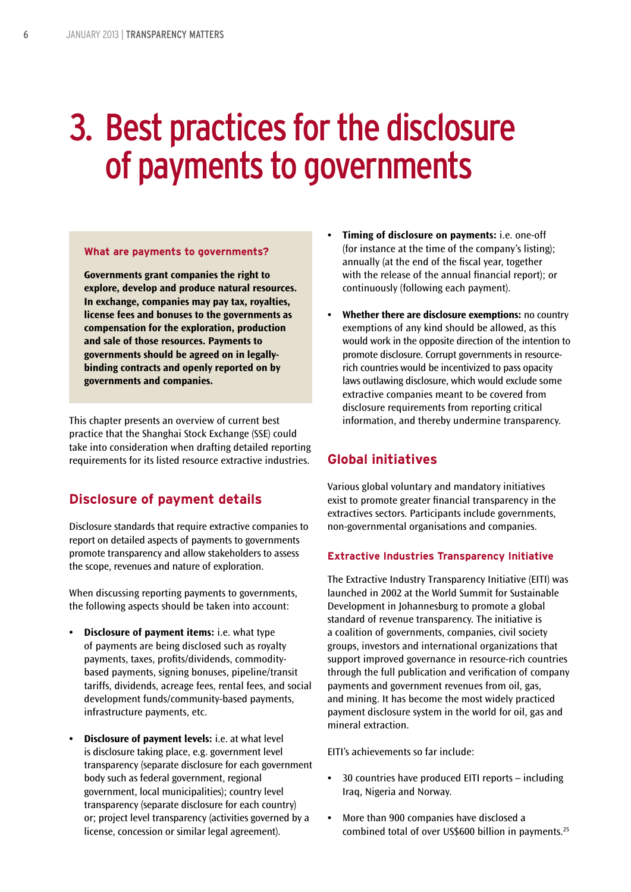# 3. Best practices for the disclosure of payments to governments

### What are payments to governments?

**Governments grant companies the right to explore, develop and produce natural resources. In exchange, companies may pay tax, royalties, license fees and bonuses to the governments as compensation for the exploration, production and sale of those resources. Payments to governments should be agreed on in legally-binding contracts and openly reported on by governments and companies.**

This chapter presents an overview of current best practice that the Shanghai Stock Exchange (SSE) could take into consideration when drafting detailed reporting requirements for its listed resource extractive industries.

## Disclosure of payment details

Disclosure standards that require extractive companies to report on detailed aspects of payments to governments promote transparency and allow stakeholders to assess the scope, revenues and nature of exploration.

When discussing reporting payments to governments, the following aspects should be taken into account:

- **Disclosure of payment items:** i.e. what type of payments are being disclosed such as royalty payments, taxes, profits/dividends, commodity-based payments, signing bonuses, pipeline/transit tariffs, dividends, acreage fees, rental fees, and social development funds/community-based payments, infrastructure payments, etc.
- **Disclosure of payment levels:** i.e. at what level is disclosure taking place, e.g. government level transparency (separate disclosure for each government body such as federal government, regional government, local municipalities); country level transparency (separate disclosure for each country) or; project level transparency (activities governed by a license, concession or similar legal agreement).
- **Timing of disclosure on payments:** i.e. one-off (for instance at the time of the company's listing); annually (at the end of the fiscal year, together with the release of the annual financial report); or continuously (following each payment).
- **Whether there are disclosure exemptions:** no country exemptions of any kind should be allowed, as this would work in the opposite direction of the intention to promote disclosure. Corrupt governments in resource-rich countries would be incentivized to pass opacity laws outlawing disclosure, which would exclude some extractive companies meant to be covered from disclosure requirements from reporting critical information, and thereby undermine transparency.

## Global initiatives

Various global voluntary and mandatory initiatives exist to promote greater financial transparency in the extractives sectors. Participants include governments, non-governmental organisations and companies.

### Extractive Industries Transparency Initiative

The Extractive Industry Transparency Initiative (EITI) was launched in 2002 at the World Summit for Sustainable Development in Johannesburg to promote a global standard of revenue transparency. The initiative is a coalition of governments, companies, civil society groups, investors and international organizations that support improved governance in resource-rich countries through the full publication and verification of company payments and government revenues from oil, gas, and mining. It has become the most widely practiced payment disclosure system in the world for oil, gas and mineral extraction.

EITI's achievements so far include:

- 30 countries have produced EITI reports – including Iraq, Nigeria and Norway.
- More than 900 companies have disclosed a combined total of over US$600 billion in payments.[25]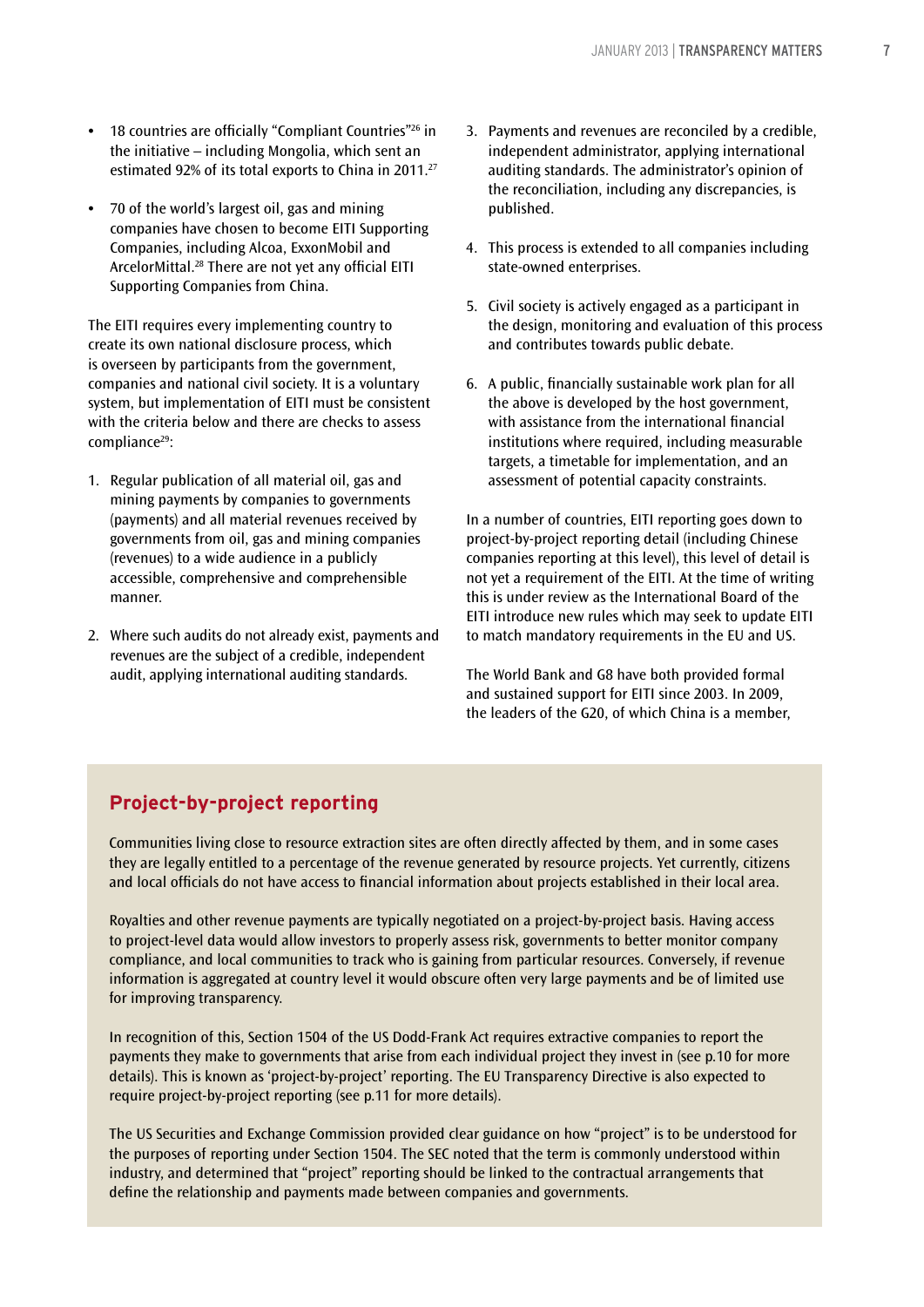- 18 countries are officially "Compliant Countries"[26] in the initiative – including Mongolia, which sent an estimated 92% of its total exports to China in 2011.[27]

- 70 of the world's largest oil, gas and mining companies have chosen to become EITI Supporting Companies, including Alcoa, ExxonMobil and ArcelorMittal.[28] There are not yet any official EITI Supporting Companies from China.

The EITI requires every implementing country to create its own national disclosure process, which is overseen by participants from the government, companies and national civil society. It is a voluntary system, but implementation of EITI must be consistent with the criteria below and there are checks to assess compliance[29]:

1. Regular publication of all material oil, gas and mining payments by companies to governments (payments) and all material revenues received by governments from oil, gas and mining companies (revenues) to a wide audience in a publicly accessible, comprehensive and comprehensible manner.

2. Where such audits do not already exist, payments and revenues are the subject of a credible, independent audit, applying international auditing standards.

3. Payments and revenues are reconciled by a credible, independent administrator, applying international auditing standards. The administrator's opinion of the reconciliation, including any discrepancies, is published.

4. This process is extended to all companies including state-owned enterprises.

5. Civil society is actively engaged as a participant in the design, monitoring and evaluation of this process and contributes towards public debate.

6. A public, financially sustainable work plan for all the above is developed by the host government, with assistance from the international financial institutions where required, including measurable targets, a timetable for implementation, and an assessment of potential capacity constraints.

In a number of countries, EITI reporting goes down to project-by-project reporting detail (including Chinese companies reporting at this level), this level of detail is not yet a requirement of the EITI. At the time of writing this is under review as the International Board of the EITI introduce new rules which may seek to update EITI to match mandatory requirements in the EU and US.

The World Bank and G8 have both provided formal and sustained support for EITI since 2003. In 2009, the leaders of the G20, of which China is a member,

## Project-by-project reporting

Communities living close to resource extraction sites are often directly affected by them, and in some cases they are legally entitled to a percentage of the revenue generated by resource projects. Yet currently, citizens and local officials do not have access to financial information about projects established in their local area.

Royalties and other revenue payments are typically negotiated on a project-by-project basis. Having access to project-level data would allow investors to properly assess risk, governments to better monitor company compliance, and local communities to track who is gaining from particular resources. Conversely, if revenue information is aggregated at country level it would obscure often very large payments and be of limited use for improving transparency.

In recognition of this, Section 1504 of the US Dodd-Frank Act requires extractive companies to report the payments they make to governments that arise from each individual project they invest in (see p.10 for more details). This is known as 'project-by-project' reporting. The EU Transparency Directive is also expected to require project-by-project reporting (see p.11 for more details).

The US Securities and Exchange Commission provided clear guidance on how "project" is to be understood for the purposes of reporting under Section 1504. The SEC noted that the term is commonly understood within industry, and determined that "project" reporting should be linked to the contractual arrangements that define the relationship and payments made between companies and governments.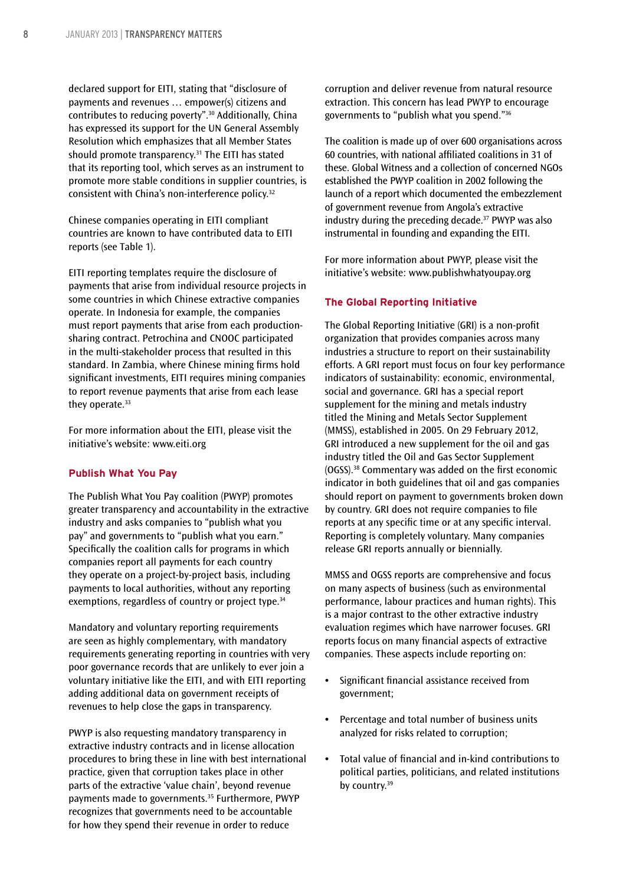declared support for EITI, stating that "disclosure of payments and revenues … empower(s) citizens and contributes to reducing poverty".[30] Additionally, China has expressed its support for the UN General Assembly Resolution which emphasizes that all Member States should promote transparency.[31] The EITI has stated that its reporting tool, which serves as an instrument to promote more stable conditions in supplier countries, is consistent with China's non-interference policy.[32]

Chinese companies operating in EITI compliant countries are known to have contributed data to EITI reports (see Table 1).

EITI reporting templates require the disclosure of payments that arise from individual resource projects in some countries in which Chinese extractive companies operate. In Indonesia for example, the companies must report payments that arise from each production-sharing contract. Petrochina and CNOOC participated in the multi-stakeholder process that resulted in this standard. In Zambia, where Chinese mining firms hold significant investments, EITI requires mining companies to report revenue payments that arise from each lease they operate.[33]

For more information about the EITI, please visit the initiative's website: www.eiti.org

### Publish What You Pay

The Publish What You Pay coalition (PWYP) promotes greater transparency and accountability in the extractive industry and asks companies to "publish what you pay" and governments to "publish what you earn." Specifically the coalition calls for programs in which companies report all payments for each country they operate on a project-by-project basis, including payments to local authorities, without any reporting exemptions, regardless of country or project type.[34]

Mandatory and voluntary reporting requirements are seen as highly complementary, with mandatory requirements generating reporting in countries with very poor governance records that are unlikely to ever join a voluntary initiative like the EITI, and with EITI reporting adding additional data on government receipts of revenues to help close the gaps in transparency.

PWYP is also requesting mandatory transparency in extractive industry contracts and in license allocation procedures to bring these in line with best international practice, given that corruption takes place in other parts of the extractive 'value chain', beyond revenue payments made to governments.[35] Furthermore, PWYP recognizes that governments need to be accountable for how they spend their revenue in order to reduce corruption and deliver revenue from natural resource extraction. This concern has lead PWYP to encourage governments to "publish what you spend."[36]

The coalition is made up of over 600 organisations across 60 countries, with national affiliated coalitions in 31 of these. Global Witness and a collection of concerned NGOs established the PWYP coalition in 2002 following the launch of a report which documented the embezzlement of government revenue from Angola's extractive industry during the preceding decade.[37] PWYP was also instrumental in founding and expanding the EITI.

For more information about PWYP, please visit the initiative's website: www.publishwhatyoupay.org

### The Global Reporting Initiative

The Global Reporting Initiative (GRI) is a non-profit organization that provides companies across many industries a structure to report on their sustainability efforts. A GRI report must focus on four key performance indicators of sustainability: economic, environmental, social and governance. GRI has a special report supplement for the mining and metals industry titled the Mining and Metals Sector Supplement (MMSS), established in 2005. On 29 February 2012, GRI introduced a new supplement for the oil and gas industry titled the Oil and Gas Sector Supplement (OGSS).[38] Commentary was added on the first economic indicator in both guidelines that oil and gas companies should report on payment to governments broken down by country. GRI does not require companies to file reports at any specific time or at any specific interval. Reporting is completely voluntary. Many companies release GRI reports annually or biennially.

MMSS and OGSS reports are comprehensive and focus on many aspects of business (such as environmental performance, labour practices and human rights). This is a major contrast to the other extractive industry evaluation regimes which have narrower focuses. GRI reports focus on many financial aspects of extractive companies. These aspects include reporting on:

- Significant financial assistance received from government;
- Percentage and total number of business units analyzed for risks related to corruption;
- Total value of financial and in-kind contributions to political parties, politicians, and related institutions by country.[39]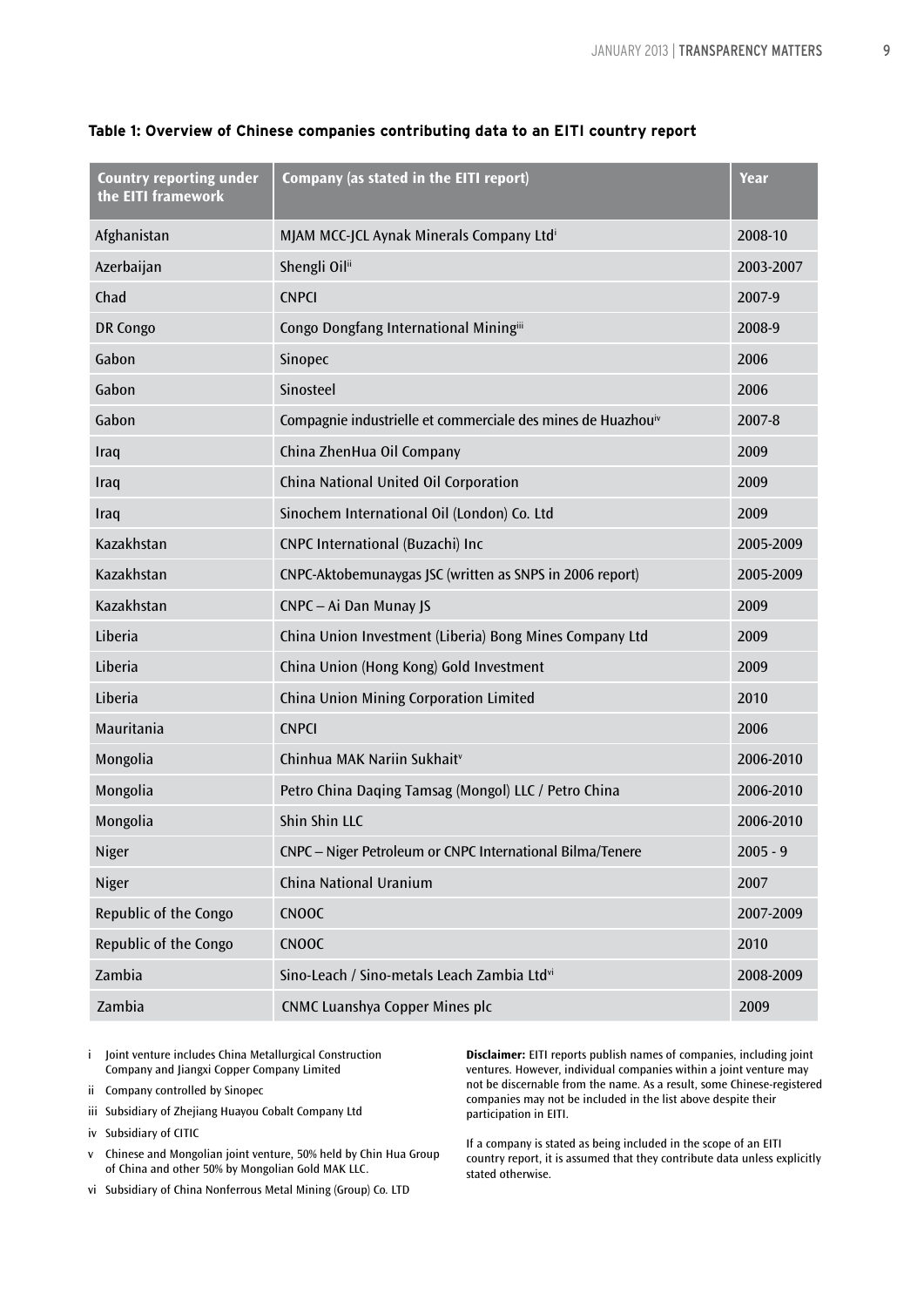**Table 1: Overview of Chinese companies contributing data to an EITI country report**

| Country reporting under the EITI framework | Company (as stated in the EITI report) | Year |
|---|---|---|
| Afghanistan | MJAM MCC-JCL Aynak Minerals Company Ltd[i] | 2008-10 |
| Azerbaijan | Shengli Oil[ii] | 2003-2007 |
| Chad | CNPCI | 2007-9 |
| DR Congo | Congo Dongfang International Mining[iii] | 2008-9 |
| Gabon | Sinopec | 2006 |
| Gabon | Sinosteel | 2006 |
| Gabon | Compagnie industrielle et commerciale des mines de Huazhou[iv] | 2007-8 |
| Iraq | China ZhenHua Oil Company | 2009 |
| Iraq | China National United Oil Corporation | 2009 |
| Iraq | Sinochem International Oil (London) Co. Ltd | 2009 |
| Kazakhstan | CNPC International (Buzachi) Inc | 2005-2009 |
| Kazakhstan | CNPC-Aktobemunaygas JSC (written as SNPS in 2006 report) | 2005-2009 |
| Kazakhstan | CNPC – Ai Dan Munay JS | 2009 |
| Liberia | China Union Investment (Liberia) Bong Mines Company Ltd | 2009 |
| Liberia | China Union (Hong Kong) Gold Investment | 2009 |
| Liberia | China Union Mining Corporation Limited | 2010 |
| Mauritania | CNPCI | 2006 |
| Mongolia | Chinhua MAK Nariin Sukhait[v] | 2006-2010 |
| Mongolia | Petro China Daqing Tamsag (Mongol) LLC / Petro China | 2006-2010 |
| Mongolia | Shin Shin LLC | 2006-2010 |
| Niger | CNPC – Niger Petroleum or CNPC International Bilma/Tenere | 2005 - 9 |
| Niger | China National Uranium | 2007 |
| Republic of the Congo | CNOOC | 2007-2009 |
| Republic of the Congo | CNOOC | 2010 |
| Zambia | Sino-Leach / Sino-metals Leach Zambia Ltd[vi] | 2008-2009 |
| Zambia | CNMC Luanshya Copper Mines plc | 2009 |

i Joint venture includes China Metallurgical Construction Company and Jiangxi Copper Company Limited

ii Company controlled by Sinopec

iii Subsidiary of Zhejiang Huayou Cobalt Company Ltd

iv Subsidiary of CITIC

v Chinese and Mongolian joint venture, 50% held by Chin Hua Group of China and other 50% by Mongolian Gold MAK LLC.

vi Subsidiary of China Nonferrous Metal Mining (Group) Co. LTD

**Disclaimer:** EITI reports publish names of companies, including joint ventures. However, individual companies within a joint venture may not be discernable from the name. As a result, some Chinese-registered companies may not be included in the list above despite their participation in EITI.

If a company is stated as being included in the scope of an EITI country report, it is assumed that they contribute data unless explicitly stated otherwise.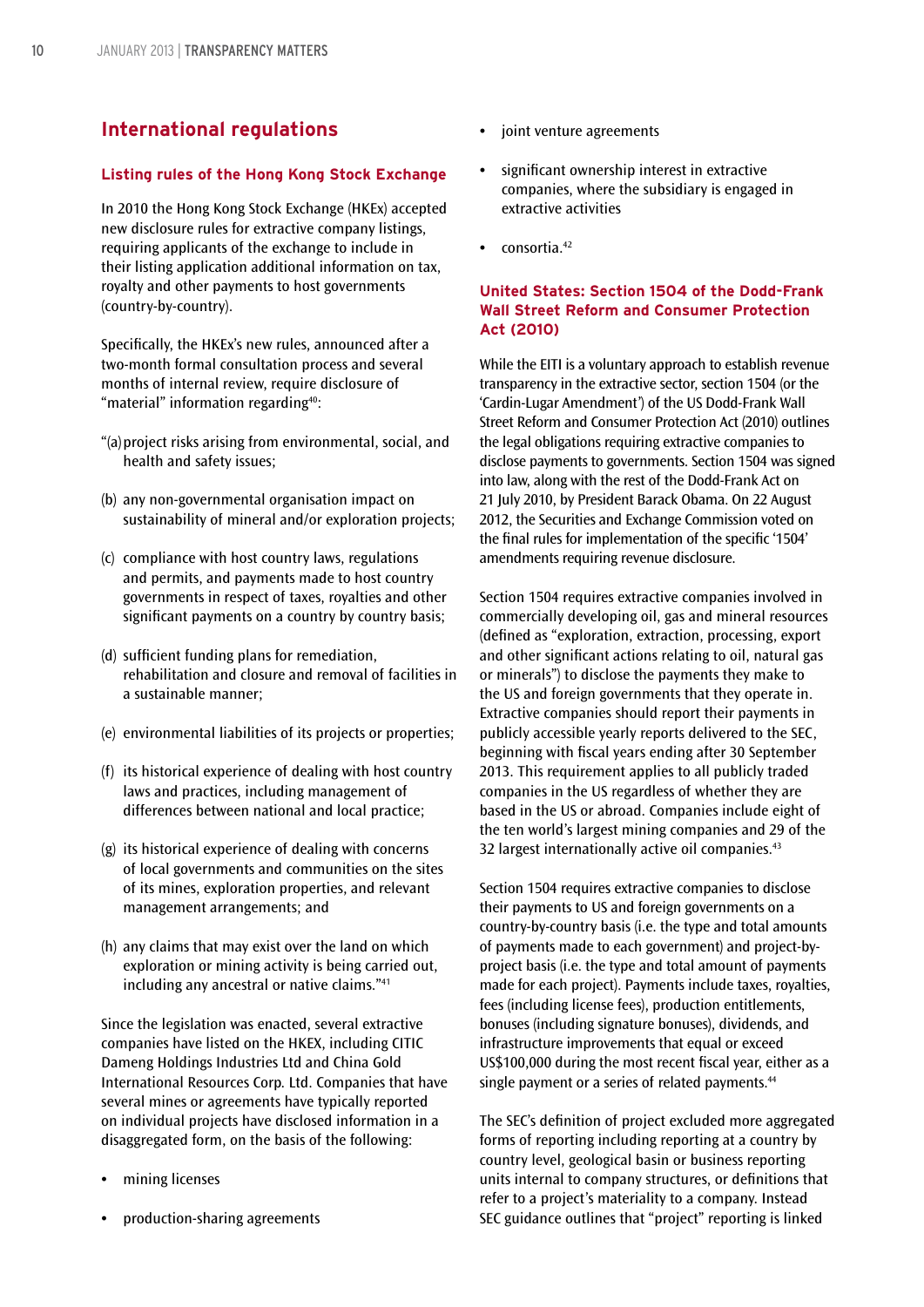## International regulations

### Listing rules of the Hong Kong Stock Exchange

In 2010 the Hong Kong Stock Exchange (HKEx) accepted new disclosure rules for extractive company listings, requiring applicants of the exchange to include in their listing application additional information on tax, royalty and other payments to host governments (country-by-country).

Specifically, the HKEx's new rules, announced after a two-month formal consultation process and several months of internal review, require disclosure of "material" information regarding[40]:

"(a) project risks arising from environmental, social, and health and safety issues;

(b) any non-governmental organisation impact on sustainability of mineral and/or exploration projects;

(c) compliance with host country laws, regulations and permits, and payments made to host country governments in respect of taxes, royalties and other significant payments on a country by country basis;

(d) sufficient funding plans for remediation, rehabilitation and closure and removal of facilities in a sustainable manner;

(e) environmental liabilities of its projects or properties;

(f) its historical experience of dealing with host country laws and practices, including management of differences between national and local practice;

(g) its historical experience of dealing with concerns of local governments and communities on the sites of its mines, exploration properties, and relevant management arrangements; and

(h) any claims that may exist over the land on which exploration or mining activity is being carried out, including any ancestral or native claims."[41]

Since the legislation was enacted, several extractive companies have listed on the HKEX, including CITIC Dameng Holdings Industries Ltd and China Gold International Resources Corp. Ltd. Companies that have several mines or agreements have typically reported on individual projects have disclosed information in a disaggregated form, on the basis of the following:

- mining licenses
- production-sharing agreements
- joint venture agreements
- significant ownership interest in extractive companies, where the subsidiary is engaged in extractive activities
- consortia.[42]

### United States: Section 1504 of the Dodd-Frank Wall Street Reform and Consumer Protection Act (2010)

While the EITI is a voluntary approach to establish revenue transparency in the extractive sector, section 1504 (or the 'Cardin-Lugar Amendment') of the US Dodd-Frank Wall Street Reform and Consumer Protection Act (2010) outlines the legal obligations requiring extractive companies to disclose payments to governments. Section 1504 was signed into law, along with the rest of the Dodd-Frank Act on 21 July 2010, by President Barack Obama. On 22 August 2012, the Securities and Exchange Commission voted on the final rules for implementation of the specific '1504' amendments requiring revenue disclosure.

Section 1504 requires extractive companies involved in commercially developing oil, gas and mineral resources (defined as "exploration, extraction, processing, export and other significant actions relating to oil, natural gas or minerals") to disclose the payments they make to the US and foreign governments that they operate in. Extractive companies should report their payments in publicly accessible yearly reports delivered to the SEC, beginning with fiscal years ending after 30 September 2013. This requirement applies to all publicly traded companies in the US regardless of whether they are based in the US or abroad. Companies include eight of the ten world's largest mining companies and 29 of the 32 largest internationally active oil companies.[43]

Section 1504 requires extractive companies to disclose their payments to US and foreign governments on a country-by-country basis (i.e. the type and total amounts of payments made to each government) and project-by-project basis (i.e. the type and total amount of payments made for each project). Payments include taxes, royalties, fees (including license fees), production entitlements, bonuses (including signature bonuses), dividends, and infrastructure improvements that equal or exceed US$100,000 during the most recent fiscal year, either as a single payment or a series of related payments.[44]

The SEC's definition of project excluded more aggregated forms of reporting including reporting at a country by country level, geological basin or business reporting units internal to company structures, or definitions that refer to a project's materiality to a company. Instead SEC guidance outlines that "project" reporting is linked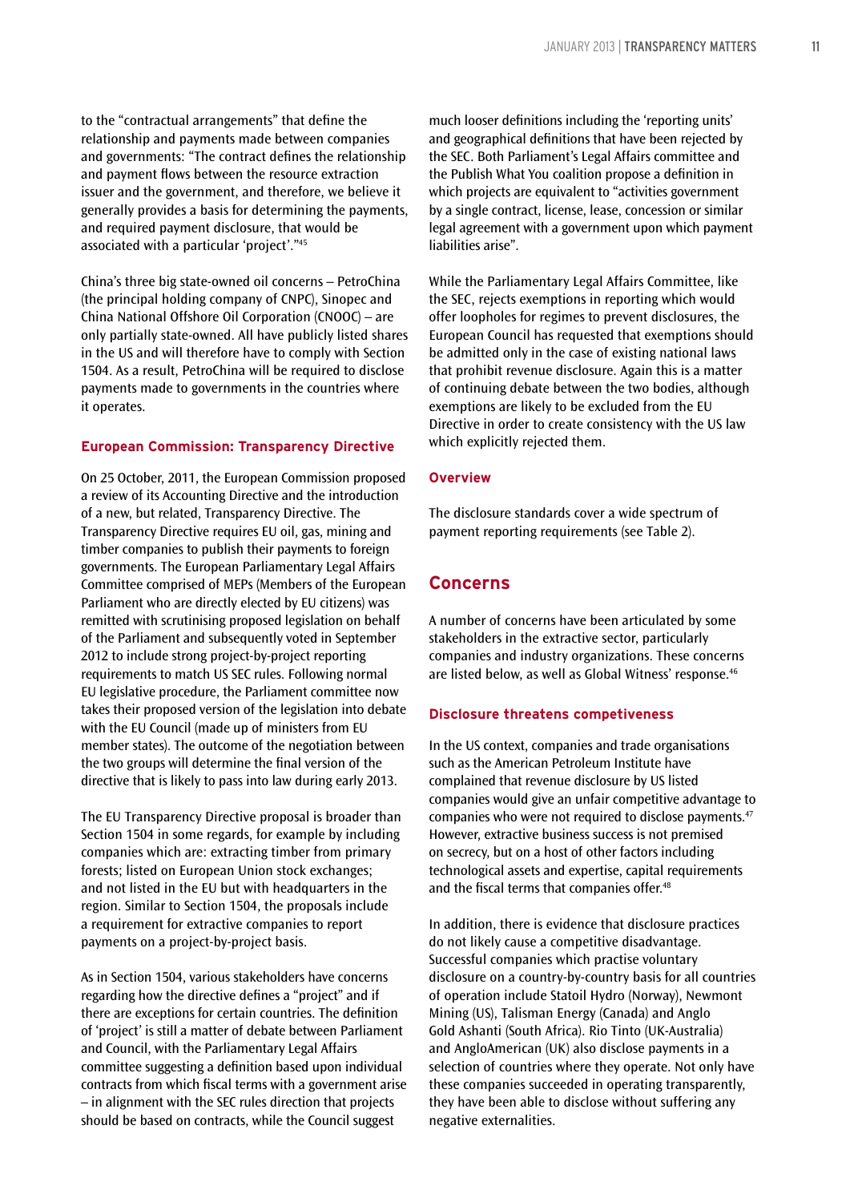to the "contractual arrangements" that define the relationship and payments made between companies and governments: "The contract defines the relationship and payment flows between the resource extraction issuer and the government, and therefore, we believe it generally provides a basis for determining the payments, and required payment disclosure, that would be associated with a particular 'project'."[45]

China's three big state-owned oil concerns – PetroChina (the principal holding company of CNPC), Sinopec and China National Offshore Oil Corporation (CNOOC) – are only partially state-owned. All have publicly listed shares in the US and will therefore have to comply with Section 1504. As a result, PetroChina will be required to disclose payments made to governments in the countries where it operates.

### European Commission: Transparency Directive

On 25 October, 2011, the European Commission proposed a review of its Accounting Directive and the introduction of a new, but related, Transparency Directive. The Transparency Directive requires EU oil, gas, mining and timber companies to publish their payments to foreign governments. The European Parliamentary Legal Affairs Committee comprised of MEPs (Members of the European Parliament who are directly elected by EU citizens) was remitted with scrutinising proposed legislation on behalf of the Parliament and subsequently voted in September 2012 to include strong project-by-project reporting requirements to match US SEC rules. Following normal EU legislative procedure, the Parliament committee now takes their proposed version of the legislation into debate with the EU Council (made up of ministers from EU member states). The outcome of the negotiation between the two groups will determine the final version of the directive that is likely to pass into law during early 2013.

The EU Transparency Directive proposal is broader than Section 1504 in some regards, for example by including companies which are: extracting timber from primary forests; listed on European Union stock exchanges; and not listed in the EU but with headquarters in the region. Similar to Section 1504, the proposals include a requirement for extractive companies to report payments on a project-by-project basis.

As in Section 1504, various stakeholders have concerns regarding how the directive defines a "project" and if there are exceptions for certain countries. The definition of 'project' is still a matter of debate between Parliament and Council, with the Parliamentary Legal Affairs committee suggesting a definition based upon individual contracts from which fiscal terms with a government arise – in alignment with the SEC rules direction that projects should be based on contracts, while the Council suggest much looser definitions including the 'reporting units' and geographical definitions that have been rejected by the SEC. Both Parliament's Legal Affairs committee and the Publish What You coalition propose a definition in which projects are equivalent to "activities government by a single contract, license, lease, concession or similar legal agreement with a government upon which payment liabilities arise".

While the Parliamentary Legal Affairs Committee, like the SEC, rejects exemptions in reporting which would offer loopholes for regimes to prevent disclosures, the European Council has requested that exemptions should be admitted only in the case of existing national laws that prohibit revenue disclosure. Again this is a matter of continuing debate between the two bodies, although exemptions are likely to be excluded from the EU Directive in order to create consistency with the US law which explicitly rejected them.

### Overview

The disclosure standards cover a wide spectrum of payment reporting requirements (see Table 2).

## Concerns

A number of concerns have been articulated by some stakeholders in the extractive sector, particularly companies and industry organizations. These concerns are listed below, as well as Global Witness' response.[46]

### Disclosure threatens competiveness

In the US context, companies and trade organisations such as the American Petroleum Institute have complained that revenue disclosure by US listed companies would give an unfair competitive advantage to companies who were not required to disclose payments.[47] However, extractive business success is not premised on secrecy, but on a host of other factors including technological assets and expertise, capital requirements and the fiscal terms that companies offer.[48]

In addition, there is evidence that disclosure practices do not likely cause a competitive disadvantage. Successful companies which practise voluntary disclosure on a country-by-country basis for all countries of operation include Statoil Hydro (Norway), Newmont Mining (US), Talisman Energy (Canada) and Anglo Gold Ashanti (South Africa). Rio Tinto (UK-Australia) and AngloAmerican (UK) also disclose payments in a selection of countries where they operate. Not only have these companies succeeded in operating transparently, they have been able to disclose without suffering any negative externalities.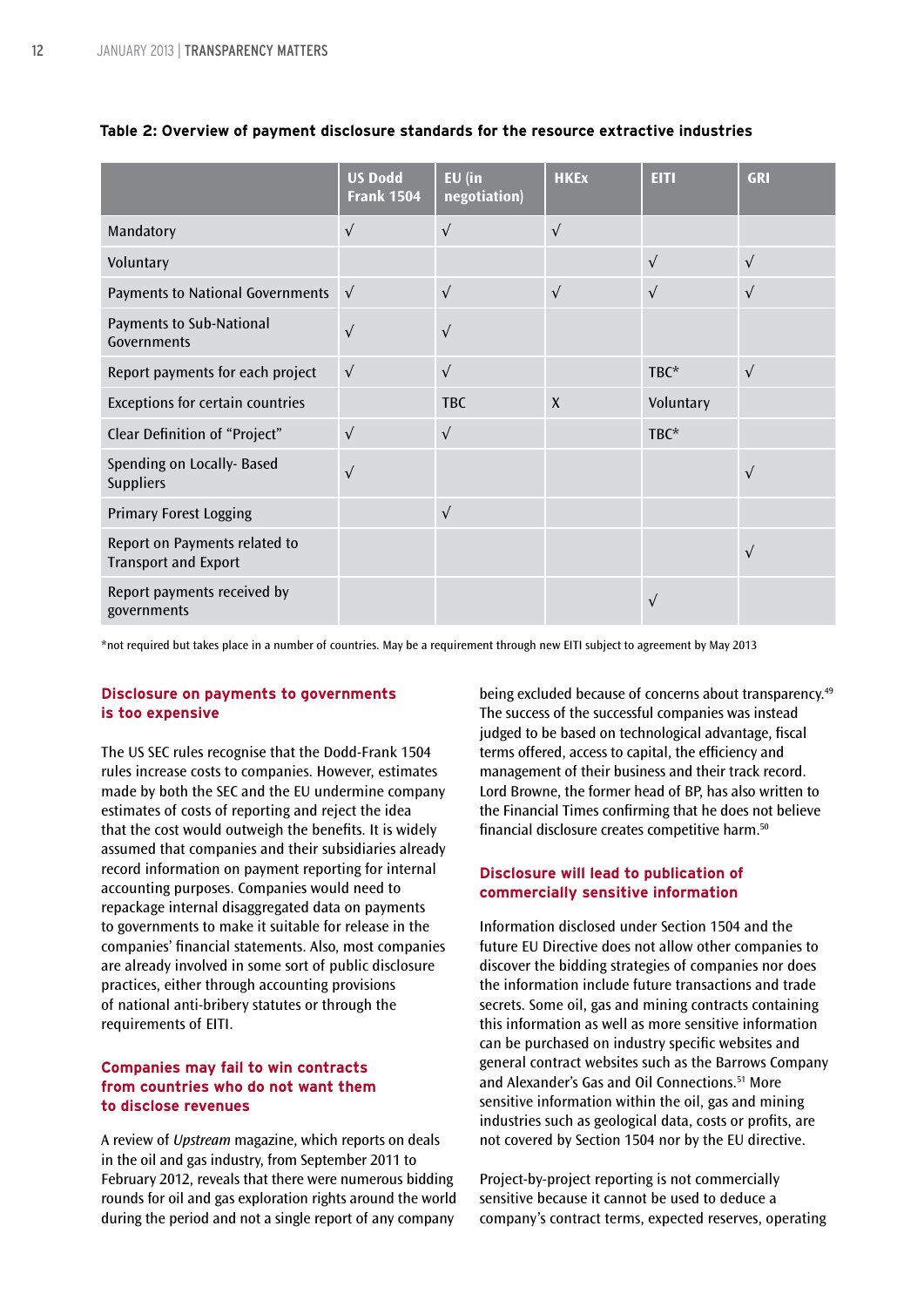**Table 2: Overview of payment disclosure standards for the resource extractive industries**

| | US Dodd Frank 1504 | EU (in negotiation) | HKEx | EITI | GRI |
|---|---|---|---|---|---|
| Mandatory | √ | √ | √ | | |
| Voluntary | | | | √ | √ |
| Payments to National Governments | √ | √ | √ | √ | √ |
| Payments to Sub-National Governments | √ | √ | | | |
| Report payments for each project | √ | √ | | TBC* | √ |
| Exceptions for certain countries | | TBC | X | Voluntary | |
| Clear Definition of "Project" | √ | √ | | TBC* | |
| Spending on Locally- Based Suppliers | √ | | | | √ |
| Primary Forest Logging | | √ | | | |
| Report on Payments related to Transport and Export | | | | | √ |
| Report payments received by governments | | | | √ | |

*not required but takes place in a number of countries. May be a requirement through new EITI subject to agreement by May 2013

### Disclosure on payments to governments is too expensive

The US SEC rules recognise that the Dodd-Frank 1504 rules increase costs to companies. However, estimates made by both the SEC and the EU undermine company estimates of costs of reporting and reject the idea that the cost would outweigh the benefits. It is widely assumed that companies and their subsidiaries already record information on payment reporting for internal accounting purposes. Companies would need to repackage internal disaggregated data on payments to governments to make it suitable for release in the companies' financial statements. Also, most companies are already involved in some sort of public disclosure practices, either through accounting provisions of national anti-bribery statutes or through the requirements of EITI.

### Companies may fail to win contracts from countries who do not want them to disclose revenues

A review of *Upstream* magazine, which reports on deals in the oil and gas industry, from September 2011 to February 2012, reveals that there were numerous bidding rounds for oil and gas exploration rights around the world during the period and not a single report of any company being excluded because of concerns about transparency.[49] The success of the successful companies was instead judged to be based on technological advantage, fiscal terms offered, access to capital, the efficiency and management of their business and their track record. Lord Browne, the former head of BP, has also written to the Financial Times confirming that he does not believe financial disclosure creates competitive harm.[50]

### Disclosure will lead to publication of commercially sensitive information

Information disclosed under Section 1504 and the future EU Directive does not allow other companies to discover the bidding strategies of companies nor does the information include future transactions and trade secrets. Some oil, gas and mining contracts containing this information as well as more sensitive information can be purchased on industry specific websites and general contract websites such as the Barrows Company and Alexander's Gas and Oil Connections.[51] More sensitive information within the oil, gas and mining industries such as geological data, costs or profits, are not covered by Section 1504 nor by the EU directive.

Project-by-project reporting is not commercially sensitive because it cannot be used to deduce a company's contract terms, expected reserves, operating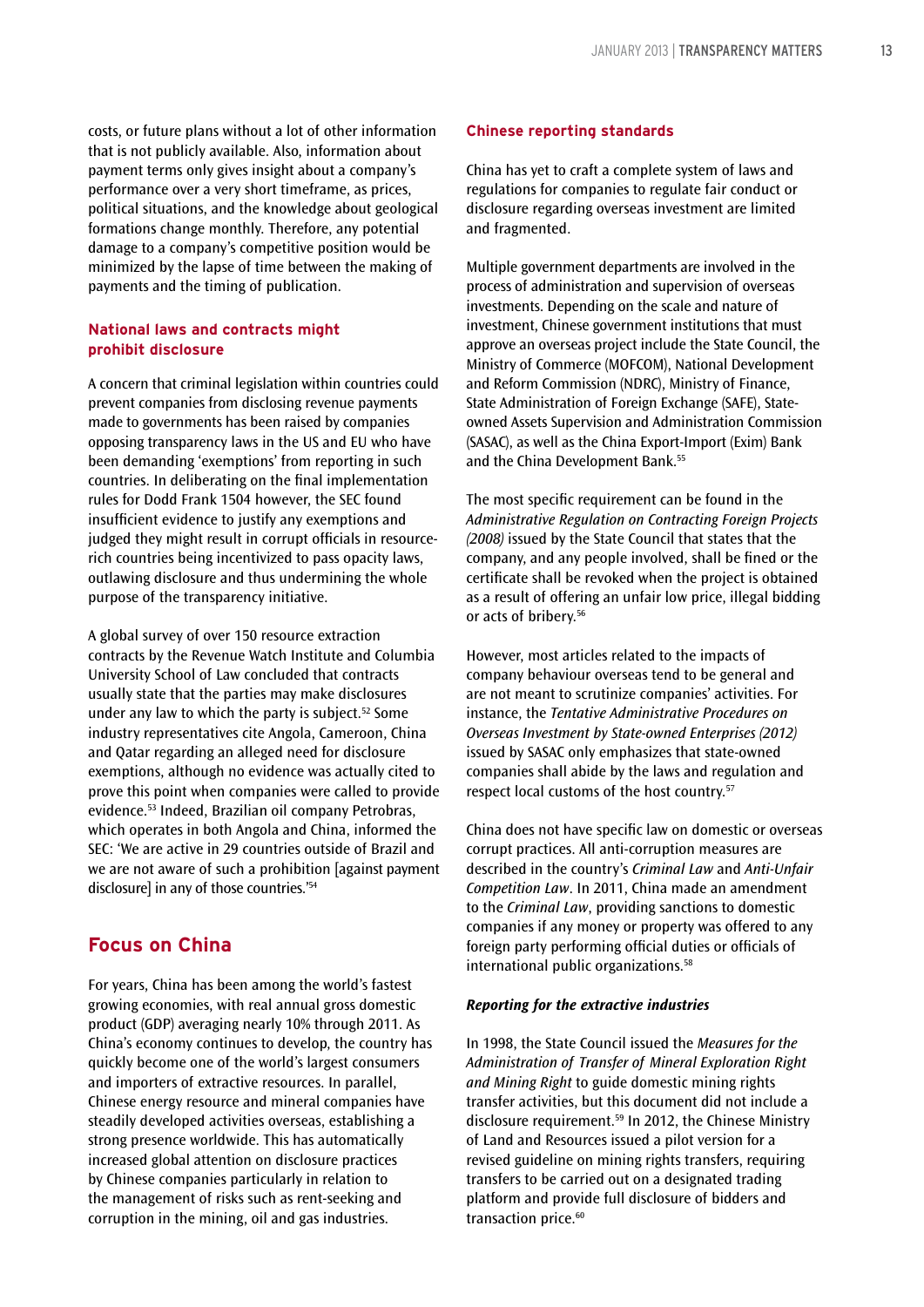costs, or future plans without a lot of other information that is not publicly available. Also, information about payment terms only gives insight about a company's performance over a very short timeframe, as prices, political situations, and the knowledge about geological formations change monthly. Therefore, any potential damage to a company's competitive position would be minimized by the lapse of time between the making of payments and the timing of publication.

### National laws and contracts might prohibit disclosure

A concern that criminal legislation within countries could prevent companies from disclosing revenue payments made to governments has been raised by companies opposing transparency laws in the US and EU who have been demanding 'exemptions' from reporting in such countries. In deliberating on the final implementation rules for Dodd Frank 1504 however, the SEC found insufficient evidence to justify any exemptions and judged they might result in corrupt officials in resource-rich countries being incentivized to pass opacity laws, outlawing disclosure and thus undermining the whole purpose of the transparency initiative.

A global survey of over 150 resource extraction contracts by the Revenue Watch Institute and Columbia University School of Law concluded that contracts usually state that the parties may make disclosures under any law to which the party is subject.[52] Some industry representatives cite Angola, Cameroon, China and Qatar regarding an alleged need for disclosure exemptions, although no evidence was actually cited to prove this point when companies were called to provide evidence.[53] Indeed, Brazilian oil company Petrobras, which operates in both Angola and China, informed the SEC: 'We are active in 29 countries outside of Brazil and we are not aware of such a prohibition [against payment disclosure] in any of those countries.'[54]

## Focus on China

For years, China has been among the world's fastest growing economies, with real annual gross domestic product (GDP) averaging nearly 10% through 2011. As China's economy continues to develop, the country has quickly become one of the world's largest consumers and importers of extractive resources. In parallel, Chinese energy resource and mineral companies have steadily developed activities overseas, establishing a strong presence worldwide. This has automatically increased global attention on disclosure practices by Chinese companies particularly in relation to the management of risks such as rent-seeking and corruption in the mining, oil and gas industries.

### Chinese reporting standards

China has yet to craft a complete system of laws and regulations for companies to regulate fair conduct or disclosure regarding overseas investment are limited and fragmented.

Multiple government departments are involved in the process of administration and supervision of overseas investments. Depending on the scale and nature of investment, Chinese government institutions that must approve an overseas project include the State Council, the Ministry of Commerce (MOFCOM), National Development and Reform Commission (NDRC), Ministry of Finance, State Administration of Foreign Exchange (SAFE), State-owned Assets Supervision and Administration Commission (SASAC), as well as the China Export-Import (Exim) Bank and the China Development Bank.[55]

The most specific requirement can be found in the *Administrative Regulation on Contracting Foreign Projects (2008)* issued by the State Council that states that the company, and any people involved, shall be fined or the certificate shall be revoked when the project is obtained as a result of offering an unfair low price, illegal bidding or acts of bribery.[56]

However, most articles related to the impacts of company behaviour overseas tend to be general and are not meant to scrutinize companies' activities. For instance, the *Tentative Administrative Procedures on Overseas Investment by State-owned Enterprises (2012)* issued by SASAC only emphasizes that state-owned companies shall abide by the laws and regulation and respect local customs of the host country.[57]

China does not have specific law on domestic or overseas corrupt practices. All anti-corruption measures are described in the country's *Criminal Law* and *Anti-Unfair Competition Law*. In 2011, China made an amendment to the *Criminal Law*, providing sanctions to domestic companies if any money or property was offered to any foreign party performing official duties or officials of international public organizations.[58]

#### *Reporting for the extractive industries*

In 1998, the State Council issued the *Measures for the Administration of Transfer of Mineral Exploration Right and Mining Right* to guide domestic mining rights transfer activities, but this document did not include a disclosure requirement.[59] In 2012, the Chinese Ministry of Land and Resources issued a pilot version for a revised guideline on mining rights transfers, requiring transfers to be carried out on a designated trading platform and provide full disclosure of bidders and transaction price.[60]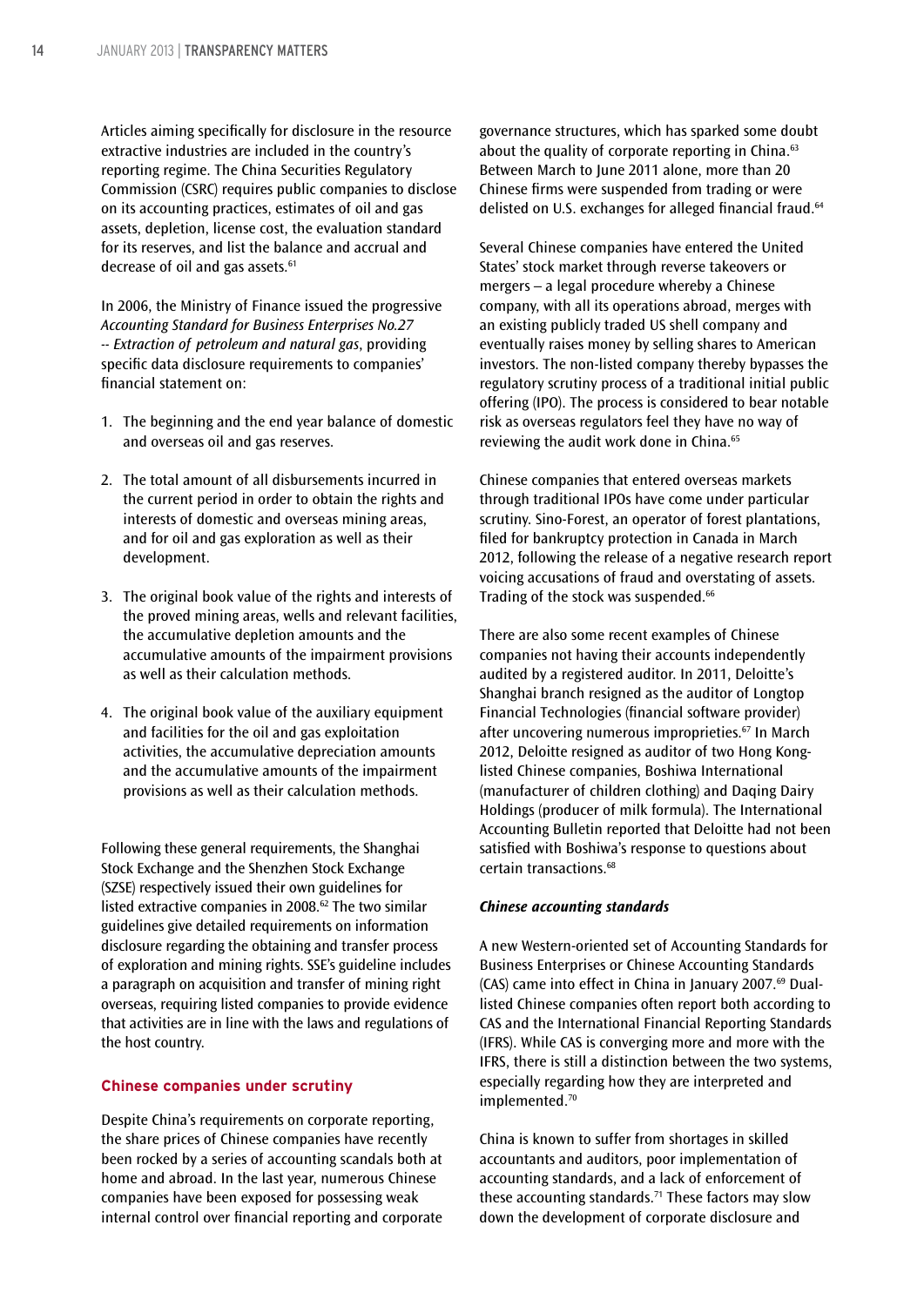Articles aiming specifically for disclosure in the resource extractive industries are included in the country's reporting regime. The China Securities Regulatory Commission (CSRC) requires public companies to disclose on its accounting practices, estimates of oil and gas assets, depletion, license cost, the evaluation standard for its reserves, and list the balance and accrual and decrease of oil and gas assets.[61]

In 2006, the Ministry of Finance issued the progressive *Accounting Standard for Business Enterprises No.27 -- Extraction of petroleum and natural gas*, providing specific data disclosure requirements to companies' financial statement on:

1. The beginning and the end year balance of domestic and overseas oil and gas reserves.
2. The total amount of all disbursements incurred in the current period in order to obtain the rights and interests of domestic and overseas mining areas, and for oil and gas exploration as well as their development.
3. The original book value of the rights and interests of the proved mining areas, wells and relevant facilities, the accumulative depletion amounts and the accumulative amounts of the impairment provisions as well as their calculation methods.
4. The original book value of the auxiliary equipment and facilities for the oil and gas exploitation activities, the accumulative depreciation amounts and the accumulative amounts of the impairment provisions as well as their calculation methods.

Following these general requirements, the Shanghai Stock Exchange and the Shenzhen Stock Exchange (SZSE) respectively issued their own guidelines for listed extractive companies in 2008.[62] The two similar guidelines give detailed requirements on information disclosure regarding the obtaining and transfer process of exploration and mining rights. SSE's guideline includes a paragraph on acquisition and transfer of mining right overseas, requiring listed companies to provide evidence that activities are in line with the laws and regulations of the host country.

### Chinese companies under scrutiny

Despite China's requirements on corporate reporting, the share prices of Chinese companies have recently been rocked by a series of accounting scandals both at home and abroad. In the last year, numerous Chinese companies have been exposed for possessing weak internal control over financial reporting and corporate governance structures, which has sparked some doubt about the quality of corporate reporting in China.[63] Between March to June 2011 alone, more than 20 Chinese firms were suspended from trading or were delisted on U.S. exchanges for alleged financial fraud.[64]

Several Chinese companies have entered the United States' stock market through reverse takeovers or mergers – a legal procedure whereby a Chinese company, with all its operations abroad, merges with an existing publicly traded US shell company and eventually raises money by selling shares to American investors. The non-listed company thereby bypasses the regulatory scrutiny process of a traditional initial public offering (IPO). The process is considered to bear notable risk as overseas regulators feel they have no way of reviewing the audit work done in China.[65]

Chinese companies that entered overseas markets through traditional IPOs have come under particular scrutiny. Sino-Forest, an operator of forest plantations, filed for bankruptcy protection in Canada in March 2012, following the release of a negative research report voicing accusations of fraud and overstating of assets. Trading of the stock was suspended.[66]

There are also some recent examples of Chinese companies not having their accounts independently audited by a registered auditor. In 2011, Deloitte's Shanghai branch resigned as the auditor of Longtop Financial Technologies (financial software provider) after uncovering numerous improprieties.[67] In March 2012, Deloitte resigned as auditor of two Hong Kong-listed Chinese companies, Boshiwa International (manufacturer of children clothing) and Daqing Dairy Holdings (producer of milk formula). The International Accounting Bulletin reported that Deloitte had not been satisfied with Boshiwa's response to questions about certain transactions.[68]

#### *Chinese accounting standards*

A new Western-oriented set of Accounting Standards for Business Enterprises or Chinese Accounting Standards (CAS) came into effect in China in January 2007.[69] Dual-listed Chinese companies often report both according to CAS and the International Financial Reporting Standards (IFRS). While CAS is converging more and more with the IFRS, there is still a distinction between the two systems, especially regarding how they are interpreted and implemented.[70]

China is known to suffer from shortages in skilled accountants and auditors, poor implementation of accounting standards, and a lack of enforcement of these accounting standards.[71] These factors may slow down the development of corporate disclosure and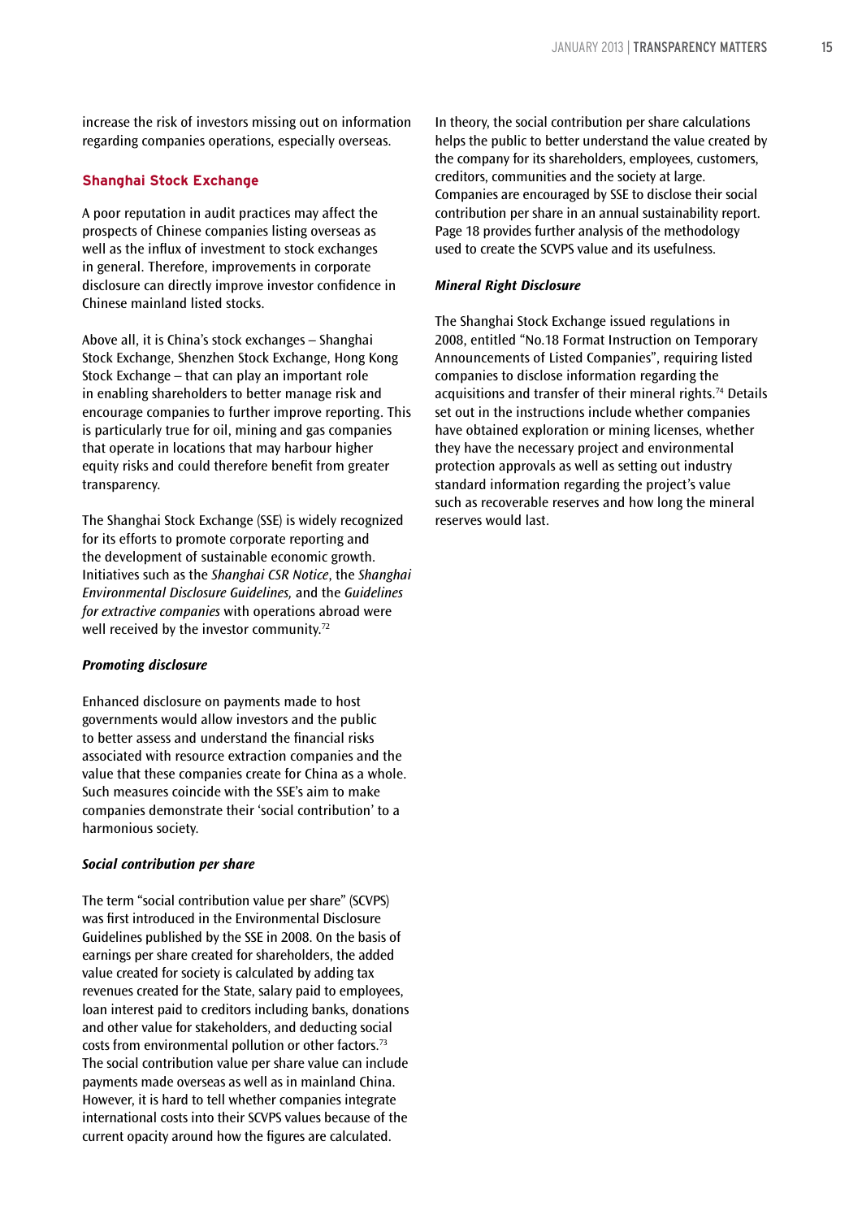increase the risk of investors missing out on information regarding companies operations, especially overseas.

## Shanghai Stock Exchange

A poor reputation in audit practices may affect the prospects of Chinese companies listing overseas as well as the influx of investment to stock exchanges in general. Therefore, improvements in corporate disclosure can directly improve investor confidence in Chinese mainland listed stocks.

Above all, it is China's stock exchanges – Shanghai Stock Exchange, Shenzhen Stock Exchange, Hong Kong Stock Exchange – that can play an important role in enabling shareholders to better manage risk and encourage companies to further improve reporting. This is particularly true for oil, mining and gas companies that operate in locations that may harbour higher equity risks and could therefore benefit from greater transparency.

The Shanghai Stock Exchange (SSE) is widely recognized for its efforts to promote corporate reporting and the development of sustainable economic growth. Initiatives such as the *Shanghai CSR Notice*, the *Shanghai Environmental Disclosure Guidelines,* and the *Guidelines for extractive companies* with operations abroad were well received by the investor community.[72]

### *Promoting disclosure*

Enhanced disclosure on payments made to host governments would allow investors and the public to better assess and understand the financial risks associated with resource extraction companies and the value that these companies create for China as a whole. Such measures coincide with the SSE's aim to make companies demonstrate their 'social contribution' to a harmonious society.

### *Social contribution per share*

The term "social contribution value per share" (SCVPS) was first introduced in the Environmental Disclosure Guidelines published by the SSE in 2008. On the basis of earnings per share created for shareholders, the added value created for society is calculated by adding tax revenues created for the State, salary paid to employees, loan interest paid to creditors including banks, donations and other value for stakeholders, and deducting social costs from environmental pollution or other factors.[73] The social contribution value per share value can include payments made overseas as well as in mainland China. However, it is hard to tell whether companies integrate international costs into their SCVPS values because of the current opacity around how the figures are calculated.

In theory, the social contribution per share calculations helps the public to better understand the value created by the company for its shareholders, employees, customers, creditors, communities and the society at large. Companies are encouraged by SSE to disclose their social contribution per share in an annual sustainability report. Page 18 provides further analysis of the methodology used to create the SCVPS value and its usefulness.

### *Mineral Right Disclosure*

The Shanghai Stock Exchange issued regulations in 2008, entitled "No.18 Format Instruction on Temporary Announcements of Listed Companies", requiring listed companies to disclose information regarding the acquisitions and transfer of their mineral rights.[74] Details set out in the instructions include whether companies have obtained exploration or mining licenses, whether they have the necessary project and environmental protection approvals as well as setting out industry standard information regarding the project's value such as recoverable reserves and how long the mineral reserves would last.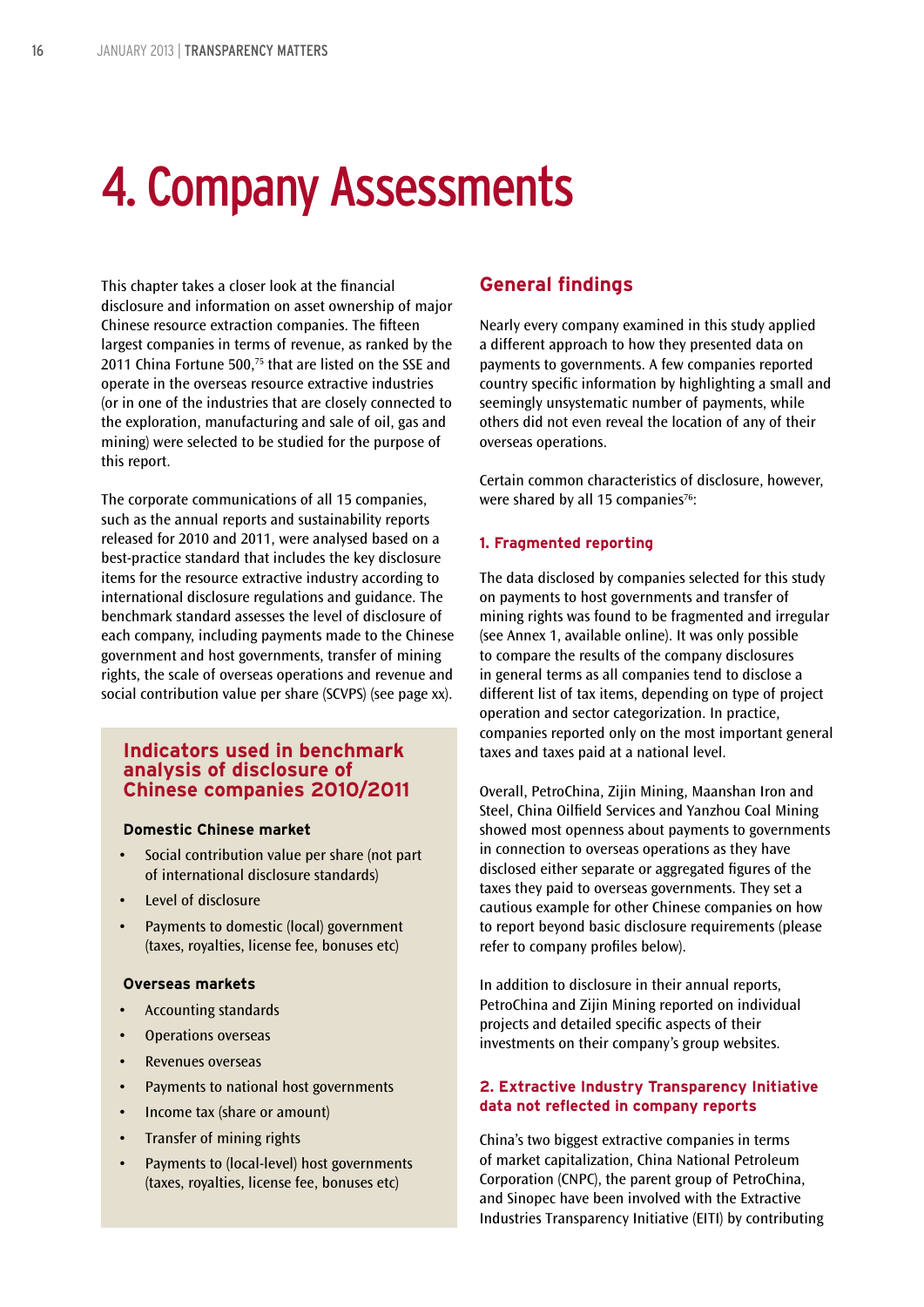# 4. Company Assessments

This chapter takes a closer look at the financial disclosure and information on asset ownership of major Chinese resource extraction companies. The fifteen largest companies in terms of revenue, as ranked by the 2011 China Fortune 500,[75] that are listed on the SSE and operate in the overseas resource extractive industries (or in one of the industries that are closely connected to the exploration, manufacturing and sale of oil, gas and mining) were selected to be studied for the purpose of this report.

The corporate communications of all 15 companies, such as the annual reports and sustainability reports released for 2010 and 2011, were analysed based on a best-practice standard that includes the key disclosure items for the resource extractive industry according to international disclosure regulations and guidance. The benchmark standard assesses the level of disclosure of each company, including payments made to the Chinese government and host governments, transfer of mining rights, the scale of overseas operations and revenue and social contribution value per share (SCVPS) (see page xx).

### Indicators used in benchmark analysis of disclosure of Chinese companies 2010/2011

**Domestic Chinese market**

- Social contribution value per share (not part of international disclosure standards)
- Level of disclosure
- Payments to domestic (local) government (taxes, royalties, license fee, bonuses etc)

**Overseas markets**

- Accounting standards
- Operations overseas
- Revenues overseas
- Payments to national host governments
- Income tax (share or amount)
- Transfer of mining rights
- Payments to (local-level) host governments (taxes, royalties, license fee, bonuses etc)

## General findings

Nearly every company examined in this study applied a different approach to how they presented data on payments to governments. A few companies reported country specific information by highlighting a small and seemingly unsystematic number of payments, while others did not even reveal the location of any of their overseas operations.

Certain common characteristics of disclosure, however, were shared by all 15 companies[76]:

### 1. Fragmented reporting

The data disclosed by companies selected for this study on payments to host governments and transfer of mining rights was found to be fragmented and irregular (see Annex 1, available online). It was only possible to compare the results of the company disclosures in general terms as all companies tend to disclose a different list of tax items, depending on type of project operation and sector categorization. In practice, companies reported only on the most important general taxes and taxes paid at a national level.

Overall, PetroChina, Zijin Mining, Maanshan Iron and Steel, China Oilfield Services and Yanzhou Coal Mining showed most openness about payments to governments in connection to overseas operations as they have disclosed either separate or aggregated figures of the taxes they paid to overseas governments. They set a cautious example for other Chinese companies on how to report beyond basic disclosure requirements (please refer to company profiles below).

In addition to disclosure in their annual reports, PetroChina and Zijin Mining reported on individual projects and detailed specific aspects of their investments on their company's group websites.

### 2. Extractive Industry Transparency Initiative data not reflected in company reports

China's two biggest extractive companies in terms of market capitalization, China National Petroleum Corporation (CNPC), the parent group of PetroChina, and Sinopec have been involved with the Extractive Industries Transparency Initiative (EITI) by contributing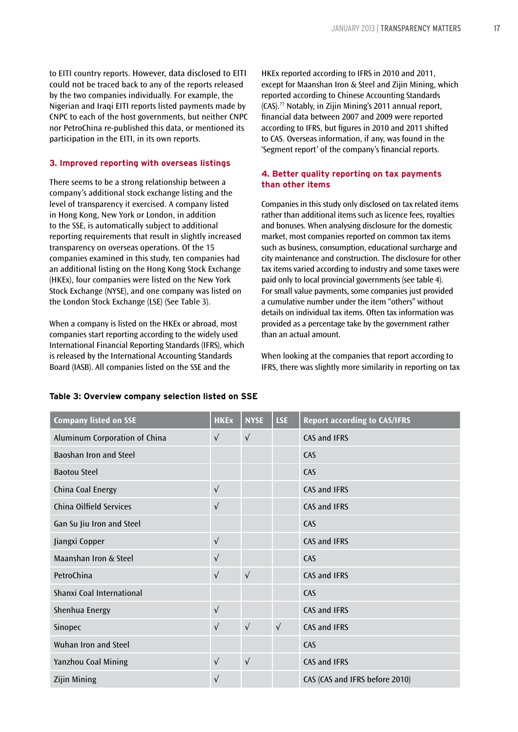to EITI country reports. However, data disclosed to EITI could not be traced back to any of the reports released by the two companies individually. For example, the Nigerian and Iraqi EITI reports listed payments made by CNPC to each of the host governments, but neither CNPC nor PetroChina re-published this data, or mentioned its participation in the EITI, in its own reports.

### 3. Improved reporting with overseas listings

There seems to be a strong relationship between a company's additional stock exchange listing and the level of transparency it exercised. A company listed in Hong Kong, New York or London, in addition to the SSE, is automatically subject to additional reporting requirements that result in slightly increased transparency on overseas operations. Of the 15 companies examined in this study, ten companies had an additional listing on the Hong Kong Stock Exchange (HKEx), four companies were listed on the New York Stock Exchange (NYSE), and one company was listed on the London Stock Exchange (LSE) (See Table 3).

When a company is listed on the HKEx or abroad, most companies start reporting according to the widely used International Financial Reporting Standards (IFRS), which is released by the International Accounting Standards Board (IASB). All companies listed on the SSE and the HKEx reported according to IFRS in 2010 and 2011, except for Maanshan Iron & Steel and Zijin Mining, which reported according to Chinese Accounting Standards (CAS).[77] Notably, in Zijin Mining's 2011 annual report, financial data between 2007 and 2009 were reported according to IFRS, but figures in 2010 and 2011 shifted to CAS. Overseas information, if any, was found in the 'Segment report' of the company's financial reports.

### 4. Better quality reporting on tax payments than other items

Companies in this study only disclosed on tax related items rather than additional items such as licence fees, royalties and bonuses. When analysing disclosure for the domestic market, most companies reported on common tax items such as business, consumption, educational surcharge and city maintenance and construction. The disclosure for other tax items varied according to industry and some taxes were paid only to local provincial governments (see table 4). For small value payments, some companies just provided a cumulative number under the item "others" without details on individual tax items. Often tax information was provided as a percentage take by the government rather than an actual amount.

When looking at the companies that report according to IFRS, there was slightly more similarity in reporting on tax

**Table 3: Overview company selection listed on SSE**

| Company listed on SSE | HKEx | NYSE | LSE | Report according to CAS/IFRS |
|---|---|---|---|---|
| Aluminum Corporation of China | √ | √ | | CAS and IFRS |
| Baoshan Iron and Steel | | | | CAS |
| Baotou Steel | | | | CAS |
| China Coal Energy | √ | | | CAS and IFRS |
| China Oilfield Services | √ | | | CAS and IFRS |
| Gan Su Jiu Iron and Steel | | | | CAS |
| Jiangxi Copper | √ | | | CAS and IFRS |
| Maanshan Iron & Steel | √ | | | CAS |
| PetroChina | √ | √ | | CAS and IFRS |
| Shanxi Coal International | | | | CAS |
| Shenhua Energy | √ | | | CAS and IFRS |
| Sinopec | √ | √ | √ | CAS and IFRS |
| Wuhan Iron and Steel | | | | CAS |
| Yanzhou Coal Mining | √ | √ | | CAS and IFRS |
| Zijin Mining | √ | | | CAS (CAS and IFRS before 2010) |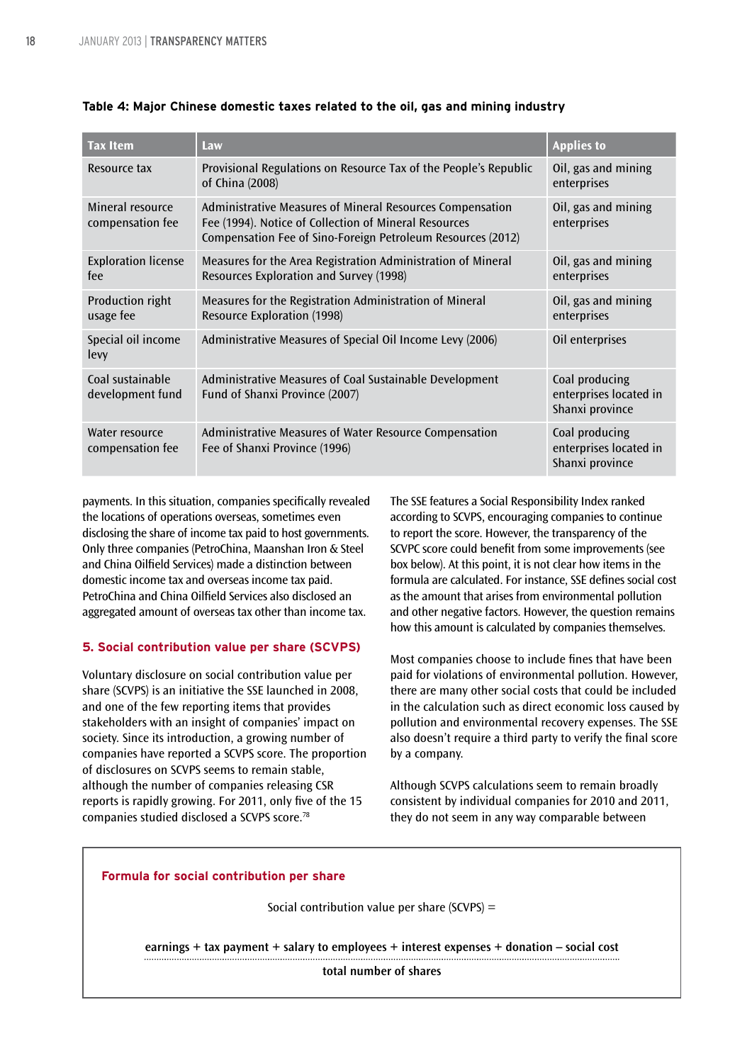**Table 4: Major Chinese domestic taxes related to the oil, gas and mining industry**

| Tax Item | Law | Applies to |
| --- | --- | --- |
| Resource tax | Provisional Regulations on Resource Tax of the People's Republic of China (2008) | Oil, gas and mining enterprises |
| Mineral resource compensation fee | Administrative Measures of Mineral Resources Compensation Fee (1994). Notice of Collection of Mineral Resources Compensation Fee of Sino-Foreign Petroleum Resources (2012) | Oil, gas and mining enterprises |
| Exploration license fee | Measures for the Area Registration Administration of Mineral Resources Exploration and Survey (1998) | Oil, gas and mining enterprises |
| Production right usage fee | Measures for the Registration Administration of Mineral Resource Exploration (1998) | Oil, gas and mining enterprises |
| Special oil income levy | Administrative Measures of Special Oil Income Levy (2006) | Oil enterprises |
| Coal sustainable development fund | Administrative Measures of Coal Sustainable Development Fund of Shanxi Province (2007) | Coal producing enterprises located in Shanxi province |
| Water resource compensation fee | Administrative Measures of Water Resource Compensation Fee of Shanxi Province (1996) | Coal producing enterprises located in Shanxi province |

payments. In this situation, companies specifically revealed the locations of operations overseas, sometimes even disclosing the share of income tax paid to host governments. Only three companies (PetroChina, Maanshan Iron & Steel and China Oilfield Services) made a distinction between domestic income tax and overseas income tax paid. PetroChina and China Oilfield Services also disclosed an aggregated amount of overseas tax other than income tax.

### 5. Social contribution value per share (SCVPS)

Voluntary disclosure on social contribution value per share (SCVPS) is an initiative the SSE launched in 2008, and one of the few reporting items that provides stakeholders with an insight of companies' impact on society. Since its introduction, a growing number of companies have reported a SCVPS score. The proportion of disclosures on SCVPS seems to remain stable, although the number of companies releasing CSR reports is rapidly growing. For 2011, only five of the 15 companies studied disclosed a SCVPS score.[78]

The SSE features a Social Responsibility Index ranked according to SCVPS, encouraging companies to continue to report the score. However, the transparency of the SCVPC score could benefit from some improvements (see box below). At this point, it is not clear how items in the formula are calculated. For instance, SSE defines social cost as the amount that arises from environmental pollution and other negative factors. However, the question remains how this amount is calculated by companies themselves.

Most companies choose to include fines that have been paid for violations of environmental pollution. However, there are many other social costs that could be included in the calculation such as direct economic loss caused by pollution and environmental recovery expenses. The SSE also doesn't require a third party to verify the final score by a company.

Although SCVPS calculations seem to remain broadly consistent by individual companies for 2010 and 2011, they do not seem in any way comparable between

**Formula for social contribution per share**

$$\text{Social contribution value per share (SCVPS)} = \frac{\textbf{earnings + tax payment + salary to employees + interest expenses + donation – social cost}}{\textbf{total number of shares}}$$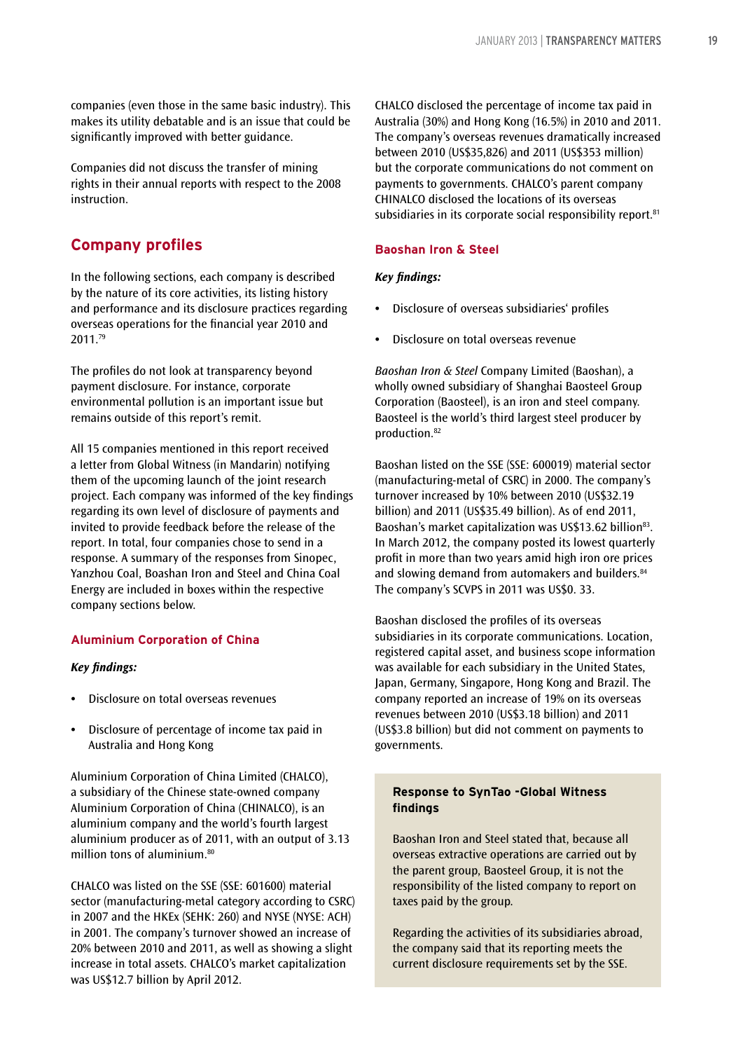companies (even those in the same basic industry). This makes its utility debatable and is an issue that could be significantly improved with better guidance.

Companies did not discuss the transfer of mining rights in their annual reports with respect to the 2008 instruction.

## Company profiles

In the following sections, each company is described by the nature of its core activities, its listing history and performance and its disclosure practices regarding overseas operations for the financial year 2010 and 2011.[79]

The profiles do not look at transparency beyond payment disclosure. For instance, corporate environmental pollution is an important issue but remains outside of this report's remit.

All 15 companies mentioned in this report received a letter from Global Witness (in Mandarin) notifying them of the upcoming launch of the joint research project. Each company was informed of the key findings regarding its own level of disclosure of payments and invited to provide feedback before the release of the report. In total, four companies chose to send in a response. A summary of the responses from Sinopec, Yanzhou Coal, Boashan Iron and Steel and China Coal Energy are included in boxes within the respective company sections below.

### Aluminium Corporation of China

***Key findings:***

- Disclosure on total overseas revenues
- Disclosure of percentage of income tax paid in Australia and Hong Kong

Aluminium Corporation of China Limited (CHALCO), a subsidiary of the Chinese state-owned company Aluminium Corporation of China (CHINALCO), is an aluminium company and the world's fourth largest aluminium producer as of 2011, with an output of 3.13 million tons of aluminium.[80]

CHALCO was listed on the SSE (SSE: 601600) material sector (manufacturing-metal category according to CSRC) in 2007 and the HKEx (SEHK: 260) and NYSE (NYSE: ACH) in 2001. The company's turnover showed an increase of 20% between 2010 and 2011, as well as showing a slight increase in total assets. CHALCO's market capitalization was US$12.7 billion by April 2012.

CHALCO disclosed the percentage of income tax paid in Australia (30%) and Hong Kong (16.5%) in 2010 and 2011. The company's overseas revenues dramatically increased between 2010 (US$35,826) and 2011 (US$353 million) but the corporate communications do not comment on payments to governments. CHALCO's parent company CHINALCO disclosed the locations of its overseas subsidiaries in its corporate social responsibility report.[81]

### Baoshan Iron & Steel

***Key findings:***

- Disclosure of overseas subsidiaries' profiles
- Disclosure on total overseas revenue

*Baoshan Iron & Steel* Company Limited (Baoshan), a wholly owned subsidiary of Shanghai Baosteel Group Corporation (Baosteel), is an iron and steel company. Baosteel is the world's third largest steel producer by production.[82]

Baoshan listed on the SSE (SSE: 600019) material sector (manufacturing-metal of CSRC) in 2000. The company's turnover increased by 10% between 2010 (US$32.19 billion) and 2011 (US$35.49 billion). As of end 2011, Baoshan's market capitalization was US$13.62 billion[83]. In March 2012, the company posted its lowest quarterly profit in more than two years amid high iron ore prices and slowing demand from automakers and builders.[84] The company's SCVPS in 2011 was US$0. 33.

Baoshan disclosed the profiles of its overseas subsidiaries in its corporate communications. Location, registered capital asset, and business scope information was available for each subsidiary in the United States, Japan, Germany, Singapore, Hong Kong and Brazil. The company reported an increase of 19% on its overseas revenues between 2010 (US$3.18 billion) and 2011 (US$3.8 billion) but did not comment on payments to governments.

**Response to SynTao -Global Witness findings**

Baoshan Iron and Steel stated that, because all overseas extractive operations are carried out by the parent group, Baosteel Group, it is not the responsibility of the listed company to report on taxes paid by the group.

Regarding the activities of its subsidiaries abroad, the company said that its reporting meets the current disclosure requirements set by the SSE.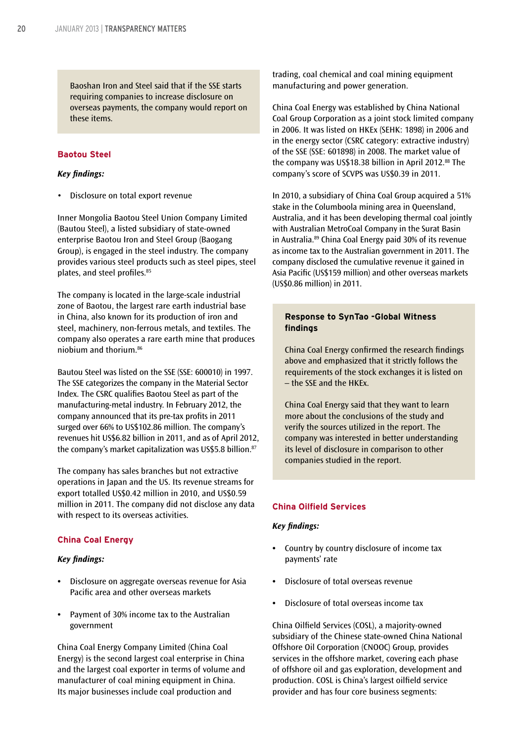Baoshan Iron and Steel said that if the SSE starts requiring companies to increase disclosure on overseas payments, the company would report on these items.

### Baotou Steel

***Key findings:***

- Disclosure on total export revenue

Inner Mongolia Baotou Steel Union Company Limited (Bautou Steel), a listed subsidiary of state-owned enterprise Baotou Iron and Steel Group (Baogang Group), is engaged in the steel industry. The company provides various steel products such as steel pipes, steel plates, and steel profiles.[85]

The company is located in the large-scale industrial zone of Baotou, the largest rare earth industrial base in China, also known for its production of iron and steel, machinery, non-ferrous metals, and textiles. The company also operates a rare earth mine that produces niobium and thorium.[86]

Bautou Steel was listed on the SSE (SSE: 600010) in 1997. The SSE categorizes the company in the Material Sector Index. The CSRC qualifies Baotou Steel as part of the manufacturing-metal industry. In February 2012, the company announced that its pre-tax profits in 2011 surged over 66% to US$102.86 million. The company's revenues hit US$6.82 billion in 2011, and as of April 2012, the company's market capitalization was US$5.8 billion.[87]

The company has sales branches but not extractive operations in Japan and the US. Its revenue streams for export totalled US$0.42 million in 2010, and US$0.59 million in 2011. The company did not disclose any data with respect to its overseas activities.

### China Coal Energy

***Key findings:***

- Disclosure on aggregate overseas revenue for Asia Pacific area and other overseas markets
- Payment of 30% income tax to the Australian government

China Coal Energy Company Limited (China Coal Energy) is the second largest coal enterprise in China and the largest coal exporter in terms of volume and manufacturer of coal mining equipment in China. Its major businesses include coal production and trading, coal chemical and coal mining equipment manufacturing and power generation.

China Coal Energy was established by China National Coal Group Corporation as a joint stock limited company in 2006. It was listed on HKEx (SEHK: 1898) in 2006 and in the energy sector (CSRC category: extractive industry) of the SSE (SSE: 601898) in 2008. The market value of the company was US$18.38 billion in April 2012.[88] The company's score of SCVPS was US$0.39 in 2011.

In 2010, a subsidiary of China Coal Group acquired a 51% stake in the Columboola mining area in Queensland, Australia, and it has been developing thermal coal jointly with Australian MetroCoal Company in the Surat Basin in Australia.[89] China Coal Energy paid 30% of its revenue as income tax to the Australian government in 2011. The company disclosed the cumulative revenue it gained in Asia Pacific (US$159 million) and other overseas markets (US$0.86 million) in 2011.

**Response to SynTao -Global Witness findings**

China Coal Energy confirmed the research findings above and emphasized that it strictly follows the requirements of the stock exchanges it is listed on – the SSE and the HKEx.

China Coal Energy said that they want to learn more about the conclusions of the study and verify the sources utilized in the report. The company was interested in better understanding its level of disclosure in comparison to other companies studied in the report.

### China Oilfield Services

***Key findings:***

- Country by country disclosure of income tax payments' rate
- Disclosure of total overseas revenue
- Disclosure of total overseas income tax

China Oilfield Services (COSL), a majority-owned subsidiary of the Chinese state-owned China National Offshore Oil Corporation (CNOOC) Group, provides services in the offshore market, covering each phase of offshore oil and gas exploration, development and production. COSL is China's largest oilfield service provider and has four core business segments: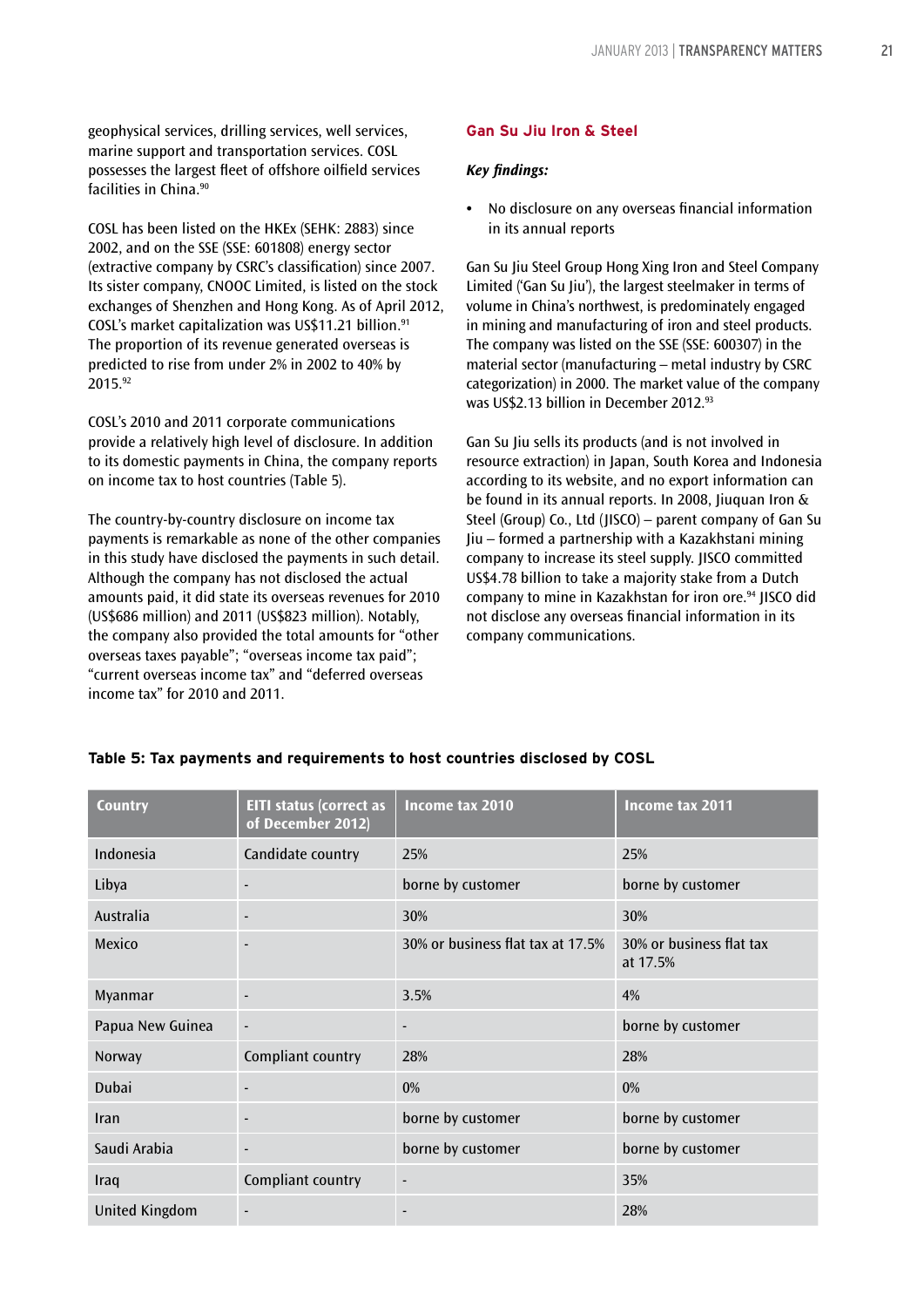geophysical services, drilling services, well services, marine support and transportation services. COSL possesses the largest fleet of offshore oilfield services facilities in China.[90]

COSL has been listed on the HKEx (SEHK: 2883) since 2002, and on the SSE (SSE: 601808) energy sector (extractive company by CSRC's classification) since 2007. Its sister company, CNOOC Limited, is listed on the stock exchanges of Shenzhen and Hong Kong. As of April 2012, COSL's market capitalization was US$11.21 billion.[91] The proportion of its revenue generated overseas is predicted to rise from under 2% in 2002 to 40% by 2015.[92]

COSL's 2010 and 2011 corporate communications provide a relatively high level of disclosure. In addition to its domestic payments in China, the company reports on income tax to host countries (Table 5).

The country-by-country disclosure on income tax payments is remarkable as none of the other companies in this study have disclosed the payments in such detail. Although the company has not disclosed the actual amounts paid, it did state its overseas revenues for 2010 (US$686 million) and 2011 (US$823 million). Notably, the company also provided the total amounts for "other overseas taxes payable"; "overseas income tax paid"; "current overseas income tax" and "deferred overseas income tax" for 2010 and 2011.

## Gan Su Jiu Iron & Steel

***Key findings:***

- No disclosure on any overseas financial information in its annual reports

Gan Su Jiu Steel Group Hong Xing Iron and Steel Company Limited ('Gan Su Jiu'), the largest steelmaker in terms of volume in China's northwest, is predominately engaged in mining and manufacturing of iron and steel products. The company was listed on the SSE (SSE: 600307) in the material sector (manufacturing – metal industry by CSRC categorization) in 2000. The market value of the company was US$2.13 billion in December 2012.[93]

Gan Su Jiu sells its products (and is not involved in resource extraction) in Japan, South Korea and Indonesia according to its website, and no export information can be found in its annual reports. In 2008, Jiuquan Iron & Steel (Group) Co., Ltd (JISCO) – parent company of Gan Su Jiu – formed a partnership with a Kazakhstani mining company to increase its steel supply. JISCO committed US$4.78 billion to take a majority stake from a Dutch company to mine in Kazakhstan for iron ore.[94] JISCO did not disclose any overseas financial information in its company communications.

**Table 5: Tax payments and requirements to host countries disclosed by COSL**

| Country | EITI status (correct as of December 2012) | Income tax 2010 | Income tax 2011 |
|---|---|---|---|
| Indonesia | Candidate country | 25% | 25% |
| Libya | - | borne by customer | borne by customer |
| Australia | - | 30% | 30% |
| Mexico | - | 30% or business flat tax at 17.5% | 30% or business flat tax at 17.5% |
| Myanmar | - | 3.5% | 4% |
| Papua New Guinea | - | - | borne by customer |
| Norway | Compliant country | 28% | 28% |
| Dubai | - | 0% | 0% |
| Iran | - | borne by customer | borne by customer |
| Saudi Arabia | - | borne by customer | borne by customer |
| Iraq | Compliant country | - | 35% |
| United Kingdom | - | - | 28% |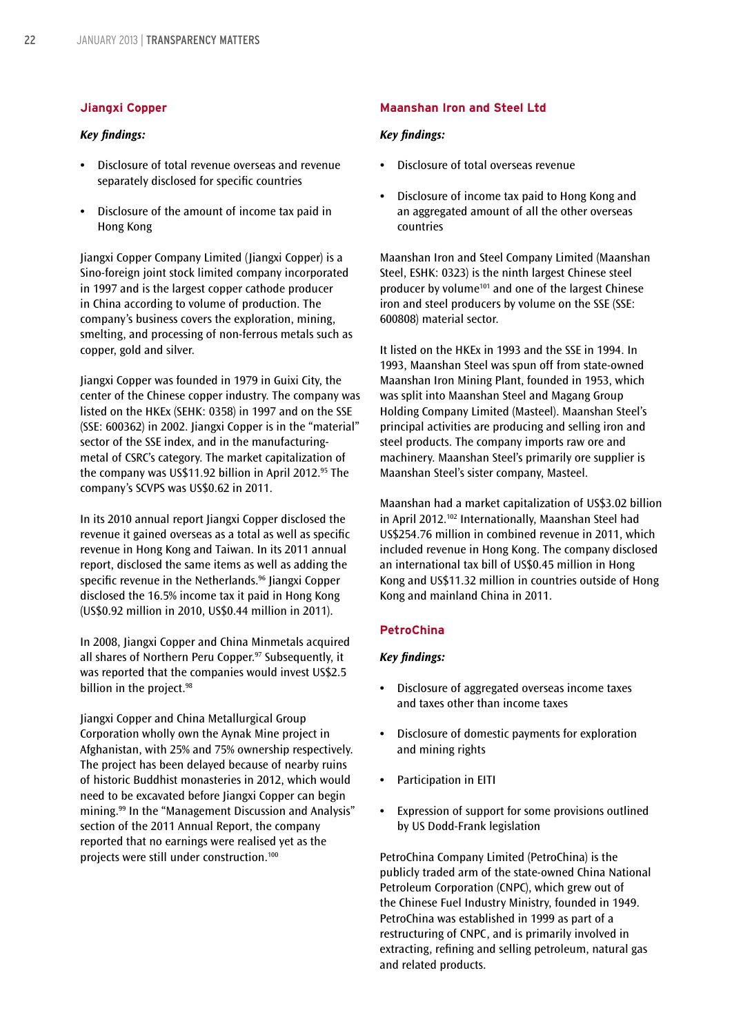## Jiangxi Copper

***Key findings:***

- Disclosure of total revenue overseas and revenue separately disclosed for specific countries
- Disclosure of the amount of income tax paid in Hong Kong

Jiangxi Copper Company Limited (Jiangxi Copper) is a Sino-foreign joint stock limited company incorporated in 1997 and is the largest copper cathode producer in China according to volume of production. The company's business covers the exploration, mining, smelting, and processing of non-ferrous metals such as copper, gold and silver.

Jiangxi Copper was founded in 1979 in Guixi City, the center of the Chinese copper industry. The company was listed on the HKEx (SEHK: 0358) in 1997 and on the SSE (SSE: 600362) in 2002. Jiangxi Copper is in the "material" sector of the SSE index, and in the manufacturing-metal of CSRC's category. The market capitalization of the company was US$11.92 billion in April 2012.[95] The company's SCVPS was US$0.62 in 2011.

In its 2010 annual report Jiangxi Copper disclosed the revenue it gained overseas as a total as well as specific revenue in Hong Kong and Taiwan. In its 2011 annual report, disclosed the same items as well as adding the specific revenue in the Netherlands.[96] Jiangxi Copper disclosed the 16.5% income tax it paid in Hong Kong (US$0.92 million in 2010, US$0.44 million in 2011).

In 2008, Jiangxi Copper and China Minmetals acquired all shares of Northern Peru Copper.[97] Subsequently, it was reported that the companies would invest US$2.5 billion in the project.[98]

Jiangxi Copper and China Metallurgical Group Corporation wholly own the Aynak Mine project in Afghanistan, with 25% and 75% ownership respectively. The project has been delayed because of nearby ruins of historic Buddhist monasteries in 2012, which would need to be excavated before Jiangxi Copper can begin mining.[99] In the "Management Discussion and Analysis" section of the 2011 Annual Report, the company reported that no earnings were realised yet as the projects were still under construction.[100]

## Maanshan Iron and Steel Ltd

***Key findings:***

- Disclosure of total overseas revenue
- Disclosure of income tax paid to Hong Kong and an aggregated amount of all the other overseas countries

Maanshan Iron and Steel Company Limited (Maanshan Steel, ESHK: 0323) is the ninth largest Chinese steel producer by volume[101] and one of the largest Chinese iron and steel producers by volume on the SSE (SSE: 600808) material sector.

It listed on the HKEx in 1993 and the SSE in 1994. In 1993, Maanshan Steel was spun off from state-owned Maanshan Iron Mining Plant, founded in 1953, which was split into Maanshan Steel and Magang Group Holding Company Limited (Masteel). Maanshan Steel's principal activities are producing and selling iron and steel products. The company imports raw ore and machinery. Maanshan Steel's primarily ore supplier is Maanshan Steel's sister company, Masteel.

Maanshan had a market capitalization of US$3.02 billion in April 2012.[102] Internationally, Maanshan Steel had US$254.76 million in combined revenue in 2011, which included revenue in Hong Kong. The company disclosed an international tax bill of US$0.45 million in Hong Kong and US$11.32 million in countries outside of Hong Kong and mainland China in 2011.

## PetroChina

***Key findings:***

- Disclosure of aggregated overseas income taxes and taxes other than income taxes
- Disclosure of domestic payments for exploration and mining rights
- Participation in EITI
- Expression of support for some provisions outlined by US Dodd-Frank legislation

PetroChina Company Limited (PetroChina) is the publicly traded arm of the state-owned China National Petroleum Corporation (CNPC), which grew out of the Chinese Fuel Industry Ministry, founded in 1949. PetroChina was established in 1999 as part of a restructuring of CNPC, and is primarily involved in extracting, refining and selling petroleum, natural gas and related products.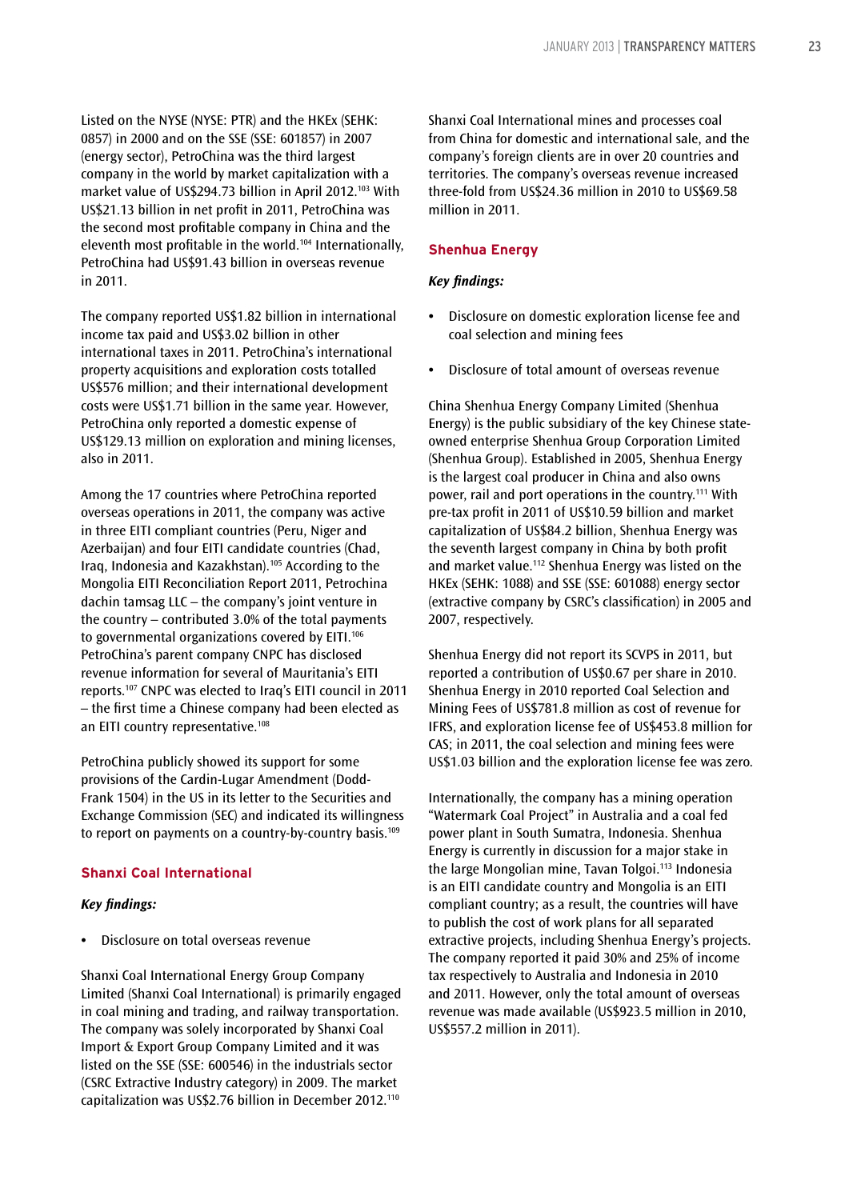Listed on the NYSE (NYSE: PTR) and the HKEx (SEHK: 0857) in 2000 and on the SSE (SSE: 601857) in 2007 (energy sector), PetroChina was the third largest company in the world by market capitalization with a market value of US$294.73 billion in April 2012.[103] With US$21.13 billion in net profit in 2011, PetroChina was the second most profitable company in China and the eleventh most profitable in the world.[104] Internationally, PetroChina had US$91.43 billion in overseas revenue in 2011.

The company reported US$1.82 billion in international income tax paid and US$3.02 billion in other international taxes in 2011. PetroChina's international property acquisitions and exploration costs totalled US$576 million; and their international development costs were US$1.71 billion in the same year. However, PetroChina only reported a domestic expense of US$129.13 million on exploration and mining licenses, also in 2011.

Among the 17 countries where PetroChina reported overseas operations in 2011, the company was active in three EITI compliant countries (Peru, Niger and Azerbaijan) and four EITI candidate countries (Chad, Iraq, Indonesia and Kazakhstan).[105] According to the Mongolia EITI Reconciliation Report 2011, Petrochina dachin tamsag LLC – the company's joint venture in the country – contributed 3.0% of the total payments to governmental organizations covered by EITI.[106] PetroChina's parent company CNPC has disclosed revenue information for several of Mauritania's EITI reports.[107] CNPC was elected to Iraq's EITI council in 2011 – the first time a Chinese company had been elected as an EITI country representative.[108]

PetroChina publicly showed its support for some provisions of the Cardin-Lugar Amendment (Dodd-Frank 1504) in the US in its letter to the Securities and Exchange Commission (SEC) and indicated its willingness to report on payments on a country-by-country basis.[109]

## Shanxi Coal International

***Key findings:***

- Disclosure on total overseas revenue

Shanxi Coal International Energy Group Company Limited (Shanxi Coal International) is primarily engaged in coal mining and trading, and railway transportation. The company was solely incorporated by Shanxi Coal Import & Export Group Company Limited and it was listed on the SSE (SSE: 600546) in the industrials sector (CSRC Extractive Industry category) in 2009. The market capitalization was US$2.76 billion in December 2012.[110]

Shanxi Coal International mines and processes coal from China for domestic and international sale, and the company's foreign clients are in over 20 countries and territories. The company's overseas revenue increased three-fold from US$24.36 million in 2010 to US$69.58 million in 2011.

## Shenhua Energy

***Key findings:***

- Disclosure on domestic exploration license fee and coal selection and mining fees
- Disclosure of total amount of overseas revenue

China Shenhua Energy Company Limited (Shenhua Energy) is the public subsidiary of the key Chinese state-owned enterprise Shenhua Group Corporation Limited (Shenhua Group). Established in 2005, Shenhua Energy is the largest coal producer in China and also owns power, rail and port operations in the country.[111] With pre-tax profit in 2011 of US$10.59 billion and market capitalization of US$84.2 billion, Shenhua Energy was the seventh largest company in China by both profit and market value.[112] Shenhua Energy was listed on the HKEx (SEHK: 1088) and SSE (SSE: 601088) energy sector (extractive company by CSRC's classification) in 2005 and 2007, respectively.

Shenhua Energy did not report its SCVPS in 2011, but reported a contribution of US$0.67 per share in 2010. Shenhua Energy in 2010 reported Coal Selection and Mining Fees of US$781.8 million as cost of revenue for IFRS, and exploration license fee of US$453.8 million for CAS; in 2011, the coal selection and mining fees were US$1.03 billion and the exploration license fee was zero.

Internationally, the company has a mining operation "Watermark Coal Project" in Australia and a coal fed power plant in South Sumatra, Indonesia. Shenhua Energy is currently in discussion for a major stake in the large Mongolian mine, Tavan Tolgoi.[113] Indonesia is an EITI candidate country and Mongolia is an EITI compliant country; as a result, the countries will have to publish the cost of work plans for all separated extractive projects, including Shenhua Energy's projects. The company reported it paid 30% and 25% of income tax respectively to Australia and Indonesia in 2010 and 2011. However, only the total amount of overseas revenue was made available (US$923.5 million in 2010, US$557.2 million in 2011).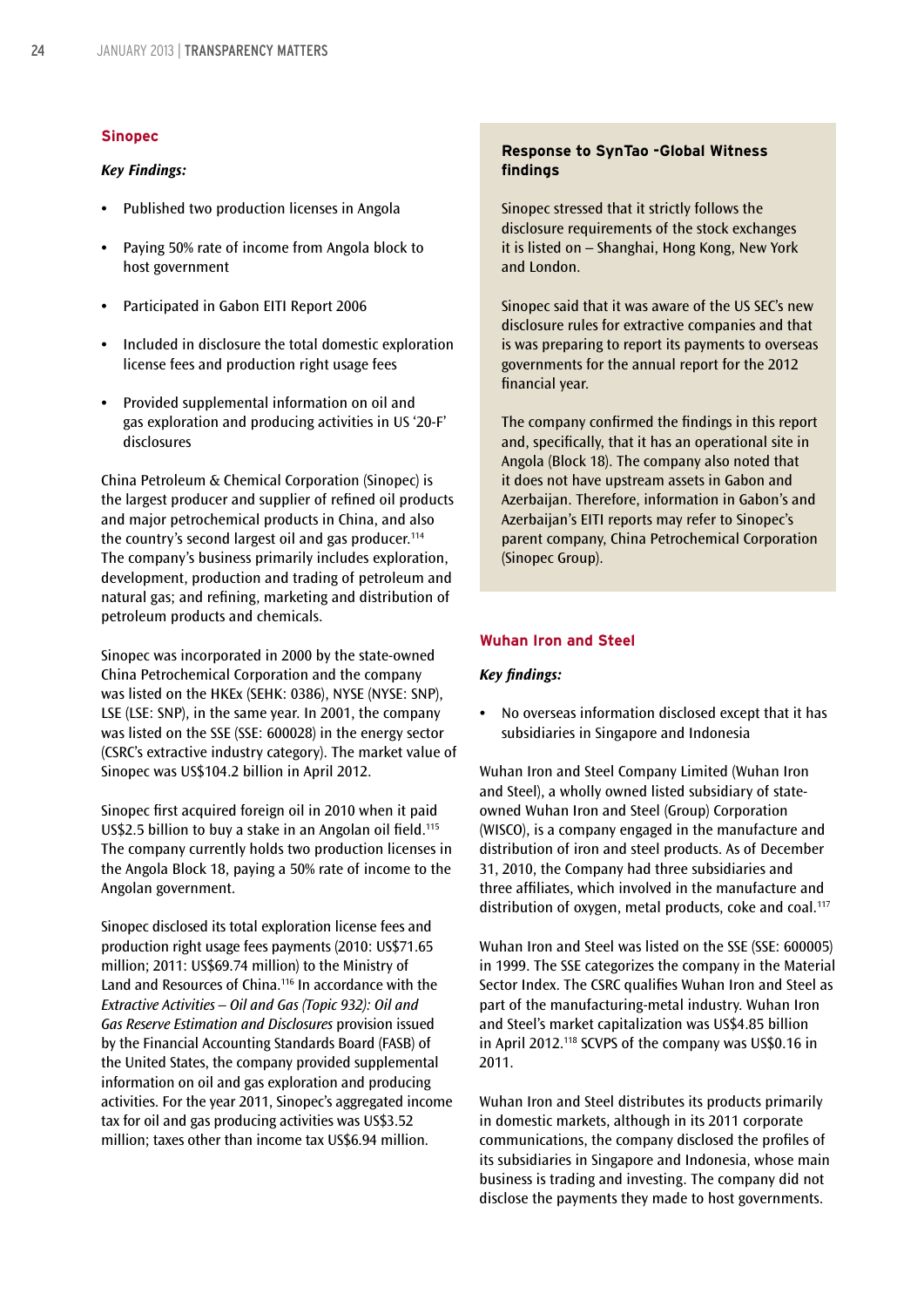## Sinopec

***Key Findings:***

- Published two production licenses in Angola
- Paying 50% rate of income from Angola block to host government
- Participated in Gabon EITI Report 2006
- Included in disclosure the total domestic exploration license fees and production right usage fees
- Provided supplemental information on oil and gas exploration and producing activities in US '20-F' disclosures

China Petroleum & Chemical Corporation (Sinopec) is the largest producer and supplier of refined oil products and major petrochemical products in China, and also the country's second largest oil and gas producer.[114] The company's business primarily includes exploration, development, production and trading of petroleum and natural gas; and refining, marketing and distribution of petroleum products and chemicals.

Sinopec was incorporated in 2000 by the state-owned China Petrochemical Corporation and the company was listed on the HKEx (SEHK: 0386), NYSE (NYSE: SNP), LSE (LSE: SNP), in the same year. In 2001, the company was listed on the SSE (SSE: 600028) in the energy sector (CSRC's extractive industry category). The market value of Sinopec was US$104.2 billion in April 2012.

Sinopec first acquired foreign oil in 2010 when it paid US$2.5 billion to buy a stake in an Angolan oil field.[115] The company currently holds two production licenses in the Angola Block 18, paying a 50% rate of income to the Angolan government.

Sinopec disclosed its total exploration license fees and production right usage fees payments (2010: US$71.65 million; 2011: US$69.74 million) to the Ministry of Land and Resources of China.[116] In accordance with the *Extractive Activities – Oil and Gas (Topic 932): Oil and Gas Reserve Estimation and Disclosures* provision issued by the Financial Accounting Standards Board (FASB) of the United States, the company provided supplemental information on oil and gas exploration and producing activities. For the year 2011, Sinopec's aggregated income tax for oil and gas producing activities was US$3.52 million; taxes other than income tax US$6.94 million.

**Response to SynTao -Global Witness findings**

Sinopec stressed that it strictly follows the disclosure requirements of the stock exchanges it is listed on – Shanghai, Hong Kong, New York and London.

Sinopec said that it was aware of the US SEC's new disclosure rules for extractive companies and that is was preparing to report its payments to overseas governments for the annual report for the 2012 financial year.

The company confirmed the findings in this report and, specifically, that it has an operational site in Angola (Block 18). The company also noted that it does not have upstream assets in Gabon and Azerbaijan. Therefore, information in Gabon's and Azerbaijan's EITI reports may refer to Sinopec's parent company, China Petrochemical Corporation (Sinopec Group).

## Wuhan Iron and Steel

***Key findings:***

- No overseas information disclosed except that it has subsidiaries in Singapore and Indonesia

Wuhan Iron and Steel Company Limited (Wuhan Iron and Steel), a wholly owned listed subsidiary of state-owned Wuhan Iron and Steel (Group) Corporation (WISCO), is a company engaged in the manufacture and distribution of iron and steel products. As of December 31, 2010, the Company had three subsidiaries and three affiliates, which involved in the manufacture and distribution of oxygen, metal products, coke and coal.[117]

Wuhan Iron and Steel was listed on the SSE (SSE: 600005) in 1999. The SSE categorizes the company in the Material Sector Index. The CSRC qualifies Wuhan Iron and Steel as part of the manufacturing-metal industry. Wuhan Iron and Steel's market capitalization was US$4.85 billion in April 2012.[118] SCVPS of the company was US$0.16 in 2011.

Wuhan Iron and Steel distributes its products primarily in domestic markets, although in its 2011 corporate communications, the company disclosed the profiles of its subsidiaries in Singapore and Indonesia, whose main business is trading and investing. The company did not disclose the payments they made to host governments.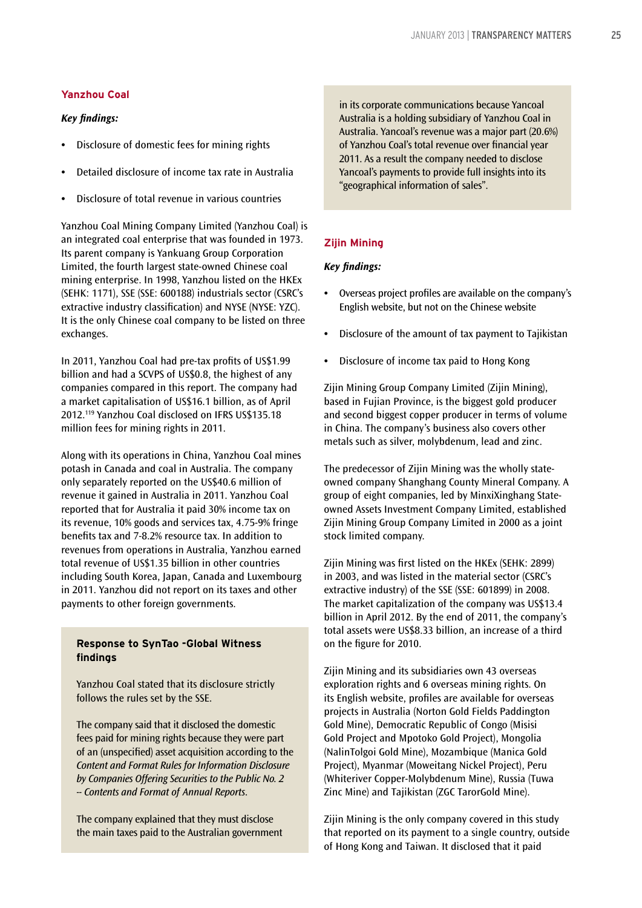## Yanzhou Coal

***Key findings:***

- Disclosure of domestic fees for mining rights
- Detailed disclosure of income tax rate in Australia
- Disclosure of total revenue in various countries

Yanzhou Coal Mining Company Limited (Yanzhou Coal) is an integrated coal enterprise that was founded in 1973. Its parent company is Yankuang Group Corporation Limited, the fourth largest state-owned Chinese coal mining enterprise. In 1998, Yanzhou listed on the HKEx (SEHK: 1171), SSE (SSE: 600188) industrials sector (CSRC's extractive industry classification) and NYSE (NYSE: YZC). It is the only Chinese coal company to be listed on three exchanges.

In 2011, Yanzhou Coal had pre-tax profits of US$1.99 billion and had a SCVPS of US$0.8, the highest of any companies compared in this report. The company had a market capitalisation of US$16.1 billion, as of April 2012.[119] Yanzhou Coal disclosed on IFRS US$135.18 million fees for mining rights in 2011.

Along with its operations in China, Yanzhou Coal mines potash in Canada and coal in Australia. The company only separately reported on the US$40.6 million of revenue it gained in Australia in 2011. Yanzhou Coal reported that for Australia it paid 30% income tax on its revenue, 10% goods and services tax, 4.75-9% fringe benefits tax and 7-8.2% resource tax. In addition to revenues from operations in Australia, Yanzhou earned total revenue of US$1.35 billion in other countries including South Korea, Japan, Canada and Luxembourg in 2011. Yanzhou did not report on its taxes and other payments to other foreign governments.

**Response to SynTao -Global Witness findings**

Yanzhou Coal stated that its disclosure strictly follows the rules set by the SSE.

The company said that it disclosed the domestic fees paid for mining rights because they were part of an (unspecified) asset acquisition according to the *Content and Format Rules for Information Disclosure by Companies Offering Securities to the Public No. 2 -- Contents and Format of Annual Reports*.

The company explained that they must disclose the main taxes paid to the Australian government in its corporate communications because Yancoal Australia is a holding subsidiary of Yanzhou Coal in Australia. Yancoal's revenue was a major part (20.6%) of Yanzhou Coal's total revenue over financial year 2011. As a result the company needed to disclose Yancoal's payments to provide full insights into its "geographical information of sales".

## Zijin Mining

***Key findings:***

- Overseas project profiles are available on the company's English website, but not on the Chinese website
- Disclosure of the amount of tax payment to Tajikistan
- Disclosure of income tax paid to Hong Kong

Zijin Mining Group Company Limited (Zijin Mining), based in Fujian Province, is the biggest gold producer and second biggest copper producer in terms of volume in China. The company's business also covers other metals such as silver, molybdenum, lead and zinc.

The predecessor of Zijin Mining was the wholly state-owned company Shanghang County Mineral Company. A group of eight companies, led by MinxiXinghang State-owned Assets Investment Company Limited, established Zijin Mining Group Company Limited in 2000 as a joint stock limited company.

Zijin Mining was first listed on the HKEx (SEHK: 2899) in 2003, and was listed in the material sector (CSRC's extractive industry) of the SSE (SSE: 601899) in 2008. The market capitalization of the company was US$13.4 billion in April 2012. By the end of 2011, the company's total assets were US$8.33 billion, an increase of a third on the figure for 2010.

Zijin Mining and its subsidiaries own 43 overseas exploration rights and 6 overseas mining rights. On its English website, profiles are available for overseas projects in Australia (Norton Gold Fields Paddington Gold Mine), Democratic Republic of Congo (Misisi Gold Project and Mpotoko Gold Project), Mongolia (NalinTolgoi Gold Mine), Mozambique (Manica Gold Project), Myanmar (Moweitang Nickel Project), Peru (Whiteriver Copper-Molybdenum Mine), Russia (Tuwa Zinc Mine) and Tajikistan (ZGC TarorGold Mine).

Zijin Mining is the only company covered in this study that reported on its payment to a single country, outside of Hong Kong and Taiwan. It disclosed that it paid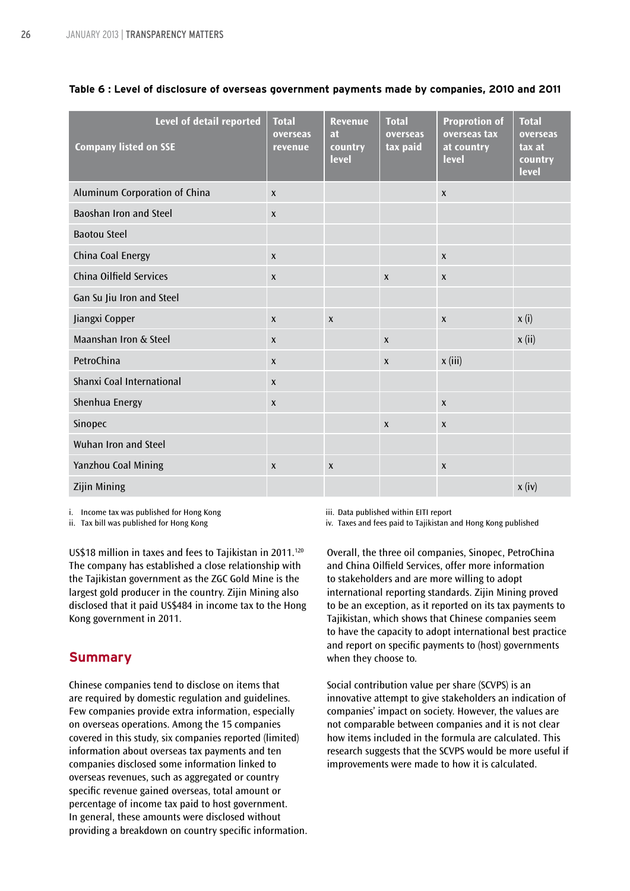**Table 6 : Level of disclosure of overseas government payments made by companies, 2010 and 2011**

| Level of detail reported / Company listed on SSE | Total overseas revenue | Revenue at country level | Total overseas tax paid | Proprotion of overseas tax at country level | Total overseas tax at country level |
|---|---|---|---|---|---|
| Aluminum Corporation of China | x | | | x | |
| Baoshan Iron and Steel | x | | | | |
| Baotou Steel | | | | | |
| China Coal Energy | x | | | x | |
| China Oilfield Services | x | | x | x | |
| Gan Su Jiu Iron and Steel | | | | | |
| Jiangxi Copper | x | x | | x | x (i) |
| Maanshan Iron & Steel | x | | x | | x (ii) |
| PetroChina | x | | x | x (iii) | |
| Shanxi Coal International | x | | | | |
| Shenhua Energy | x | | | x | |
| Sinopec | | | x | x | |
| Wuhan Iron and Steel | | | | | |
| Yanzhou Coal Mining | x | x | | x | |
| Zijin Mining | | | | | x (iv) |

i. Income tax was published for Hong Kong
ii. Tax bill was published for Hong Kong
iii. Data published within EITI report
iv. Taxes and fees paid to Tajikistan and Hong Kong published

US$18 million in taxes and fees to Tajikistan in 2011.[120] The company has established a close relationship with the Tajikistan government as the ZGC Gold Mine is the largest gold producer in the country. Zijin Mining also disclosed that it paid US$484 in income tax to the Hong Kong government in 2011.

## Summary

Chinese companies tend to disclose on items that are required by domestic regulation and guidelines. Few companies provide extra information, especially on overseas operations. Among the 15 companies covered in this study, six companies reported (limited) information about overseas tax payments and ten companies disclosed some information linked to overseas revenues, such as aggregated or country specific revenue gained overseas, total amount or percentage of income tax paid to host government. In general, these amounts were disclosed without providing a breakdown on country specific information.

Overall, the three oil companies, Sinopec, PetroChina and China Oilfield Services, offer more information to stakeholders and are more willing to adopt international reporting standards. Zijin Mining proved to be an exception, as it reported on its tax payments to Tajikistan, which shows that Chinese companies seem to have the capacity to adopt international best practice and report on specific payments to (host) governments when they choose to.

Social contribution value per share (SCVPS) is an innovative attempt to give stakeholders an indication of companies' impact on society. However, the values are not comparable between companies and it is not clear how items included in the formula are calculated. This research suggests that the SCVPS would be more useful if improvements were made to how it is calculated.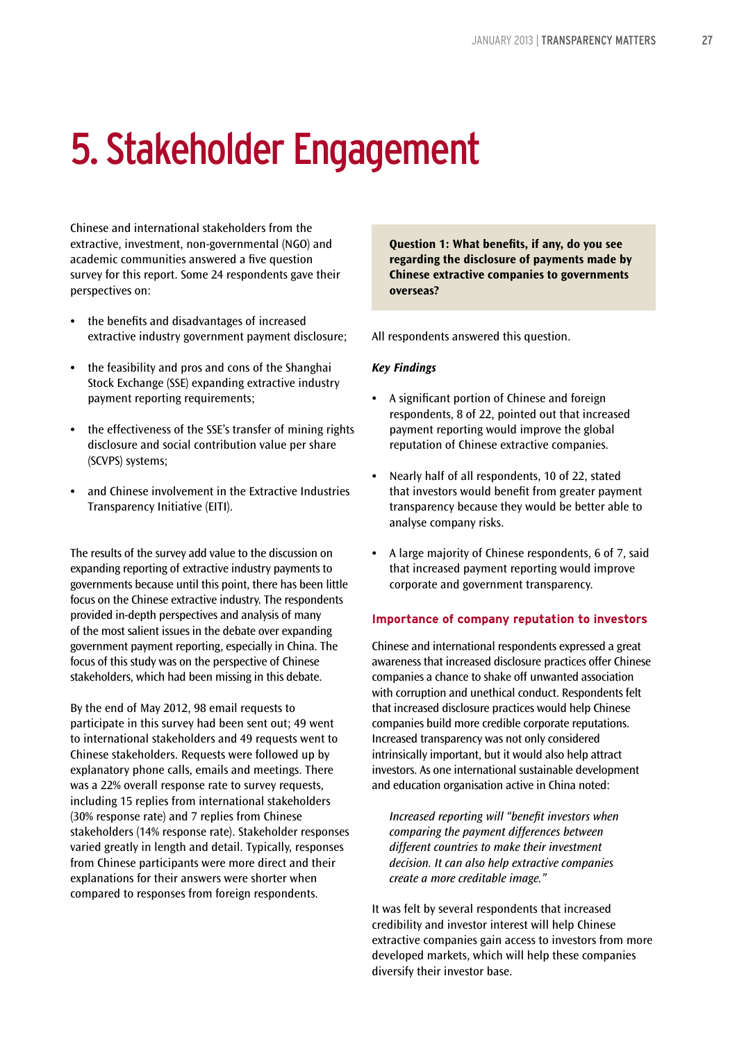# 5. Stakeholder Engagement

Chinese and international stakeholders from the extractive, investment, non-governmental (NGO) and academic communities answered a five question survey for this report. Some 24 respondents gave their perspectives on:

- the benefits and disadvantages of increased extractive industry government payment disclosure;
- the feasibility and pros and cons of the Shanghai Stock Exchange (SSE) expanding extractive industry payment reporting requirements;
- the effectiveness of the SSE's transfer of mining rights disclosure and social contribution value per share (SCVPS) systems;
- and Chinese involvement in the Extractive Industries Transparency Initiative (EITI).

The results of the survey add value to the discussion on expanding reporting of extractive industry payments to governments because until this point, there has been little focus on the Chinese extractive industry. The respondents provided in-depth perspectives and analysis of many of the most salient issues in the debate over expanding government payment reporting, especially in China. The focus of this study was on the perspective of Chinese stakeholders, which had been missing in this debate.

By the end of May 2012, 98 email requests to participate in this survey had been sent out; 49 went to international stakeholders and 49 requests went to Chinese stakeholders. Requests were followed up by explanatory phone calls, emails and meetings. There was a 22% overall response rate to survey requests, including 15 replies from international stakeholders (30% response rate) and 7 replies from Chinese stakeholders (14% response rate). Stakeholder responses varied greatly in length and detail. Typically, responses from Chinese participants were more direct and their explanations for their answers were shorter when compared to responses from foreign respondents.

**Question 1: What benefits, if any, do you see regarding the disclosure of payments made by Chinese extractive companies to governments overseas?**

All respondents answered this question.

***Key Findings***

- A significant portion of Chinese and foreign respondents, 8 of 22, pointed out that increased payment reporting would improve the global reputation of Chinese extractive companies.
- Nearly half of all respondents, 10 of 22, stated that investors would benefit from greater payment transparency because they would be better able to analyse company risks.
- A large majority of Chinese respondents, 6 of 7, said that increased payment reporting would improve corporate and government transparency.

### Importance of company reputation to investors

Chinese and international respondents expressed a great awareness that increased disclosure practices offer Chinese companies a chance to shake off unwanted association with corruption and unethical conduct. Respondents felt that increased disclosure practices would help Chinese companies build more credible corporate reputations. Increased transparency was not only considered intrinsically important, but it would also help attract investors. As one international sustainable development and education organisation active in China noted:

> *Increased reporting will "benefit investors when comparing the payment differences between different countries to make their investment decision. It can also help extractive companies create a more creditable image."*

It was felt by several respondents that increased credibility and investor interest will help Chinese extractive companies gain access to investors from more developed markets, which will help these companies diversify their investor base.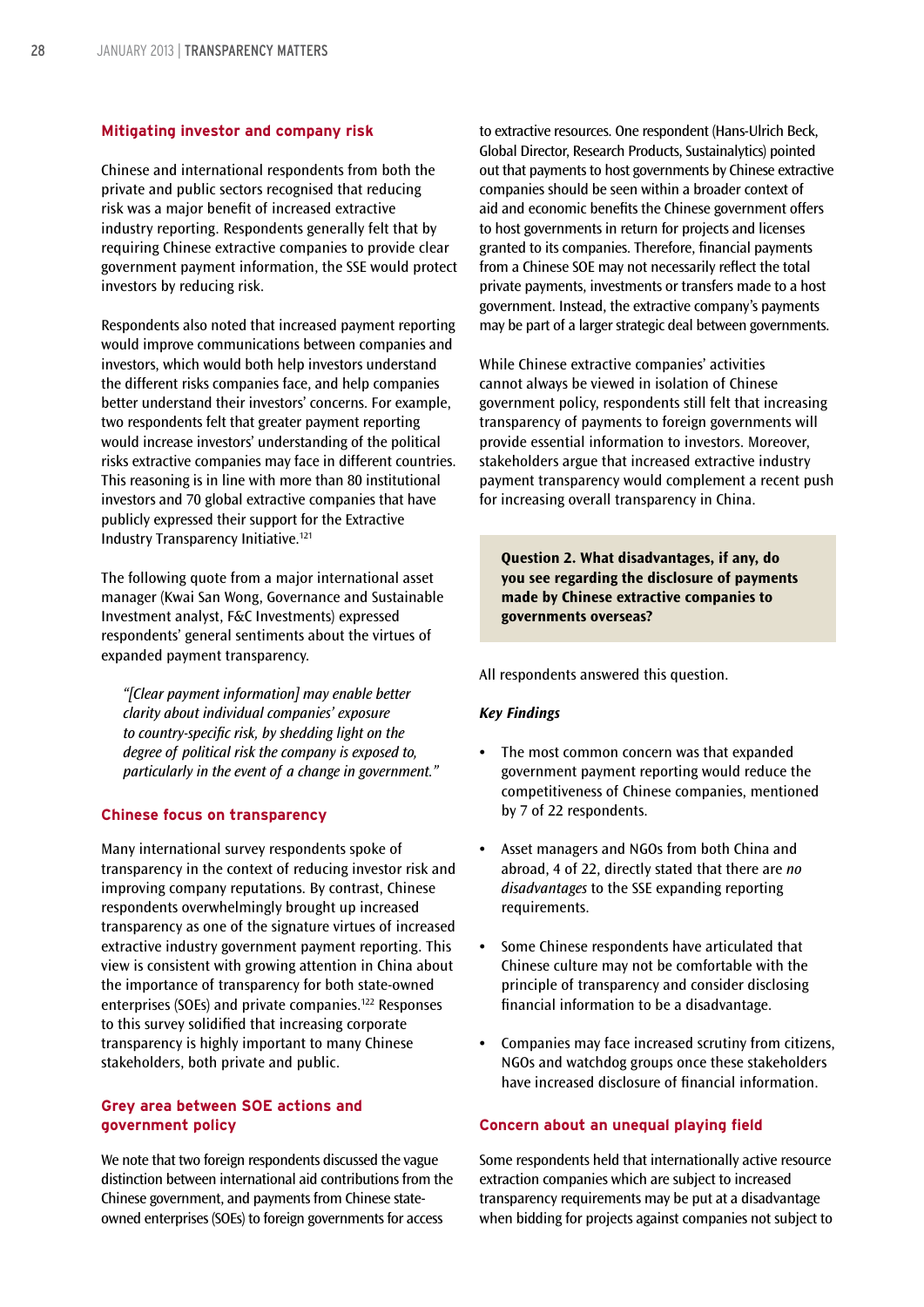### Mitigating investor and company risk

Chinese and international respondents from both the private and public sectors recognised that reducing risk was a major benefit of increased extractive industry reporting. Respondents generally felt that by requiring Chinese extractive companies to provide clear government payment information, the SSE would protect investors by reducing risk.

Respondents also noted that increased payment reporting would improve communications between companies and investors, which would both help investors understand the different risks companies face, and help companies better understand their investors' concerns. For example, two respondents felt that greater payment reporting would increase investors' understanding of the political risks extractive companies may face in different countries. This reasoning is in line with more than 80 institutional investors and 70 global extractive companies that have publicly expressed their support for the Extractive Industry Transparency Initiative.[121]

The following quote from a major international asset manager (Kwai San Wong, Governance and Sustainable Investment analyst, F&C Investments) expressed respondents' general sentiments about the virtues of expanded payment transparency.

> *"[Clear payment information] may enable better clarity about individual companies' exposure to country-specific risk, by shedding light on the degree of political risk the company is exposed to, particularly in the event of a change in government."*

### Chinese focus on transparency

Many international survey respondents spoke of transparency in the context of reducing investor risk and improving company reputations. By contrast, Chinese respondents overwhelmingly brought up increased transparency as one of the signature virtues of increased extractive industry government payment reporting. This view is consistent with growing attention in China about the importance of transparency for both state-owned enterprises (SOEs) and private companies.[122] Responses to this survey solidified that increasing corporate transparency is highly important to many Chinese stakeholders, both private and public.

### Grey area between SOE actions and government policy

We note that two foreign respondents discussed the vague distinction between international aid contributions from the Chinese government, and payments from Chinese state-owned enterprises (SOEs) to foreign governments for access to extractive resources. One respondent (Hans-Ulrich Beck, Global Director, Research Products, Sustainalytics) pointed out that payments to host governments by Chinese extractive companies should be seen within a broader context of aid and economic benefits the Chinese government offers to host governments in return for projects and licenses granted to its companies. Therefore, financial payments from a Chinese SOE may not necessarily reflect the total private payments, investments or transfers made to a host government. Instead, the extractive company's payments may be part of a larger strategic deal between governments.

While Chinese extractive companies' activities cannot always be viewed in isolation of Chinese government policy, respondents still felt that increasing transparency of payments to foreign governments will provide essential information to investors. Moreover, stakeholders argue that increased extractive industry payment transparency would complement a recent push for increasing overall transparency in China.

**Question 2. What disadvantages, if any, do you see regarding the disclosure of payments made by Chinese extractive companies to governments overseas?**

All respondents answered this question.

***Key Findings***

- The most common concern was that expanded government payment reporting would reduce the competitiveness of Chinese companies, mentioned by 7 of 22 respondents.
- Asset managers and NGOs from both China and abroad, 4 of 22, directly stated that there are *no disadvantages* to the SSE expanding reporting requirements.
- Some Chinese respondents have articulated that Chinese culture may not be comfortable with the principle of transparency and consider disclosing financial information to be a disadvantage.
- Companies may face increased scrutiny from citizens, NGOs and watchdog groups once these stakeholders have increased disclosure of financial information.

### Concern about an unequal playing field

Some respondents held that internationally active resource extraction companies which are subject to increased transparency requirements may be put at a disadvantage when bidding for projects against companies not subject to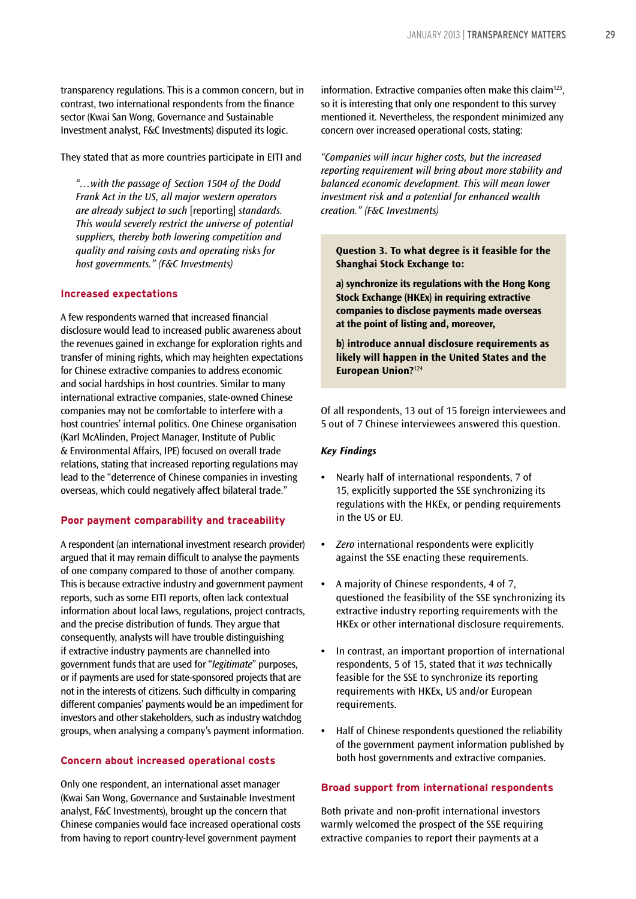transparency regulations. This is a common concern, but in contrast, two international respondents from the finance sector (Kwai San Wong, Governance and Sustainable Investment analyst, F&C Investments) disputed its logic.

They stated that as more countries participate in EITI and

> *"…with the passage of Section 1504 of the Dodd Frank Act in the US, all major western operators are already subject to such* [reporting] *standards. This would severely restrict the universe of potential suppliers, thereby both lowering competition and quality and raising costs and operating risks for host governments." (F&C Investments)*

### Increased expectations

A few respondents warned that increased financial disclosure would lead to increased public awareness about the revenues gained in exchange for exploration rights and transfer of mining rights, which may heighten expectations for Chinese extractive companies to address economic and social hardships in host countries. Similar to many international extractive companies, state-owned Chinese companies may not be comfortable to interfere with a host countries' internal politics. One Chinese organisation (Karl McAlinden, Project Manager, Institute of Public & Environmental Affairs, IPE) focused on overall trade relations, stating that increased reporting regulations may lead to the "deterrence of Chinese companies in investing overseas, which could negatively affect bilateral trade."

### Poor payment comparability and traceability

A respondent (an international investment research provider) argued that it may remain difficult to analyse the payments of one company compared to those of another company. This is because extractive industry and government payment reports, such as some EITI reports, often lack contextual information about local laws, regulations, project contracts, and the precise distribution of funds. They argue that consequently, analysts will have trouble distinguishing if extractive industry payments are channelled into government funds that are used for "*legitimate*" purposes, or if payments are used for state-sponsored projects that are not in the interests of citizens. Such difficulty in comparing different companies' payments would be an impediment for investors and other stakeholders, such as industry watchdog groups, when analysing a company's payment information.

### Concern about increased operational costs

Only one respondent, an international asset manager (Kwai San Wong, Governance and Sustainable Investment analyst, F&C Investments), brought up the concern that Chinese companies would face increased operational costs from having to report country-level government payment information. Extractive companies often make this claim[123], so it is interesting that only one respondent to this survey mentioned it. Nevertheless, the respondent minimized any concern over increased operational costs, stating:

*"Companies will incur higher costs, but the increased reporting requirement will bring about more stability and balanced economic development. This will mean lower investment risk and a potential for enhanced wealth creation." (F&C Investments)*

> **Question 3. To what degree is it feasible for the Shanghai Stock Exchange to:**
>
> **a) synchronize its regulations with the Hong Kong Stock Exchange (HKEx) in requiring extractive companies to disclose payments made overseas at the point of listing and, moreover,**
>
> **b) introduce annual disclosure requirements as likely will happen in the United States and the European Union?**[124]

Of all respondents, 13 out of 15 foreign interviewees and 5 out of 7 Chinese interviewees answered this question.

***Key Findings***

- Nearly half of international respondents, 7 of 15, explicitly supported the SSE synchronizing its regulations with the HKEx, or pending requirements in the US or EU.
- *Zero* international respondents were explicitly against the SSE enacting these requirements.
- A majority of Chinese respondents, 4 of 7, questioned the feasibility of the SSE synchronizing its extractive industry reporting requirements with the HKEx or other international disclosure requirements.
- In contrast, an important proportion of international respondents, 5 of 15, stated that it *was* technically feasible for the SSE to synchronize its reporting requirements with HKEx, US and/or European requirements.
- Half of Chinese respondents questioned the reliability of the government payment information published by both host governments and extractive companies.

### Broad support from international respondents

Both private and non-profit international investors warmly welcomed the prospect of the SSE requiring extractive companies to report their payments at a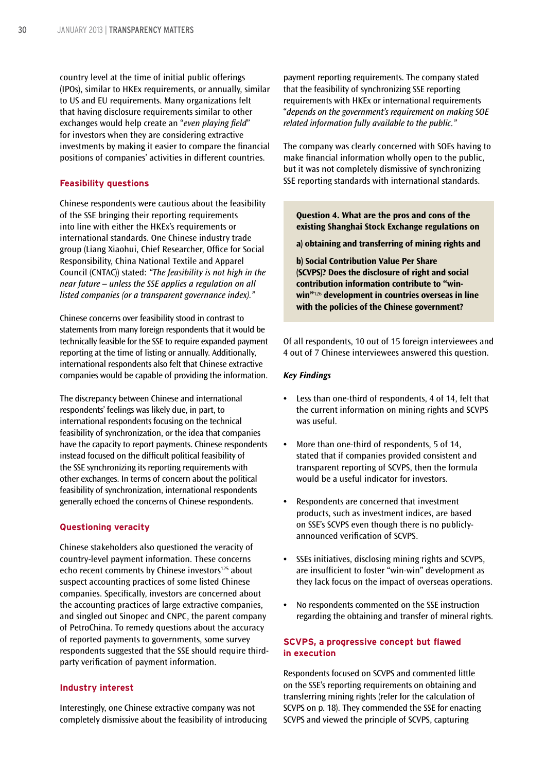country level at the time of initial public offerings (IPOs), similar to HKEx requirements, or annually, similar to US and EU requirements. Many organizations felt that having disclosure requirements similar to other exchanges would help create an "*even playing field*" for investors when they are considering extractive investments by making it easier to compare the financial positions of companies' activities in different countries.

### Feasibility questions

Chinese respondents were cautious about the feasibility of the SSE bringing their reporting requirements into line with either the HKEx's requirements or international standards. One Chinese industry trade group (Liang Xiaohui, Chief Researcher, Office for Social Responsibility, China National Textile and Apparel Council (CNTAC)) stated: *"The feasibility is not high in the near future – unless the SSE applies a regulation on all listed companies (or a transparent governance index)."*

Chinese concerns over feasibility stood in contrast to statements from many foreign respondents that it would be technically feasible for the SSE to require expanded payment reporting at the time of listing or annually. Additionally, international respondents also felt that Chinese extractive companies would be capable of providing the information.

The discrepancy between Chinese and international respondents' feelings was likely due, in part, to international respondents focusing on the technical feasibility of synchronization, or the idea that companies have the capacity to report payments. Chinese respondents instead focused on the difficult political feasibility of the SSE synchronizing its reporting requirements with other exchanges. In terms of concern about the political feasibility of synchronization, international respondents generally echoed the concerns of Chinese respondents.

### Questioning veracity

Chinese stakeholders also questioned the veracity of country-level payment information. These concerns echo recent comments by Chinese investors[125] about suspect accounting practices of some listed Chinese companies. Specifically, investors are concerned about the accounting practices of large extractive companies, and singled out Sinopec and CNPC, the parent company of PetroChina. To remedy questions about the accuracy of reported payments to governments, some survey respondents suggested that the SSE should require third-party verification of payment information.

### Industry interest

Interestingly, one Chinese extractive company was not completely dismissive about the feasibility of introducing payment reporting requirements. The company stated that the feasibility of synchronizing SSE reporting requirements with HKEx or international requirements "*depends on the government's requirement on making SOE related information fully available to the public.*"

The company was clearly concerned with SOEs having to make financial information wholly open to the public, but it was not completely dismissive of synchronizing SSE reporting standards with international standards.

> **Question 4. What are the pros and cons of the existing Shanghai Stock Exchange regulations on**
>
> **a) obtaining and transferring of mining rights and**
>
> **b) Social Contribution Value Per Share (SCVPS)? Does the disclosure of right and social contribution information contribute to "win-win"[126] development in countries overseas in line with the policies of the Chinese government?**

Of all respondents, 10 out of 15 foreign interviewees and 4 out of 7 Chinese interviewees answered this question.

***Key Findings***

- Less than one-third of respondents, 4 of 14, felt that the current information on mining rights and SCVPS was useful.
- More than one-third of respondents, 5 of 14, stated that if companies provided consistent and transparent reporting of SCVPS, then the formula would be a useful indicator for investors.
- Respondents are concerned that investment products, such as investment indices, are based on SSE's SCVPS even though there is no publicly-announced verification of SCVPS.
- SSEs initiatives, disclosing mining rights and SCVPS, are insufficient to foster "win-win" development as they lack focus on the impact of overseas operations.
- No respondents commented on the SSE instruction regarding the obtaining and transfer of mineral rights.

### SCVPS, a progressive concept but flawed in execution

Respondents focused on SCVPS and commented little on the SSE's reporting requirements on obtaining and transferring mining rights (refer for the calculation of SCVPS on p. 18). They commended the SSE for enacting SCVPS and viewed the principle of SCVPS, capturing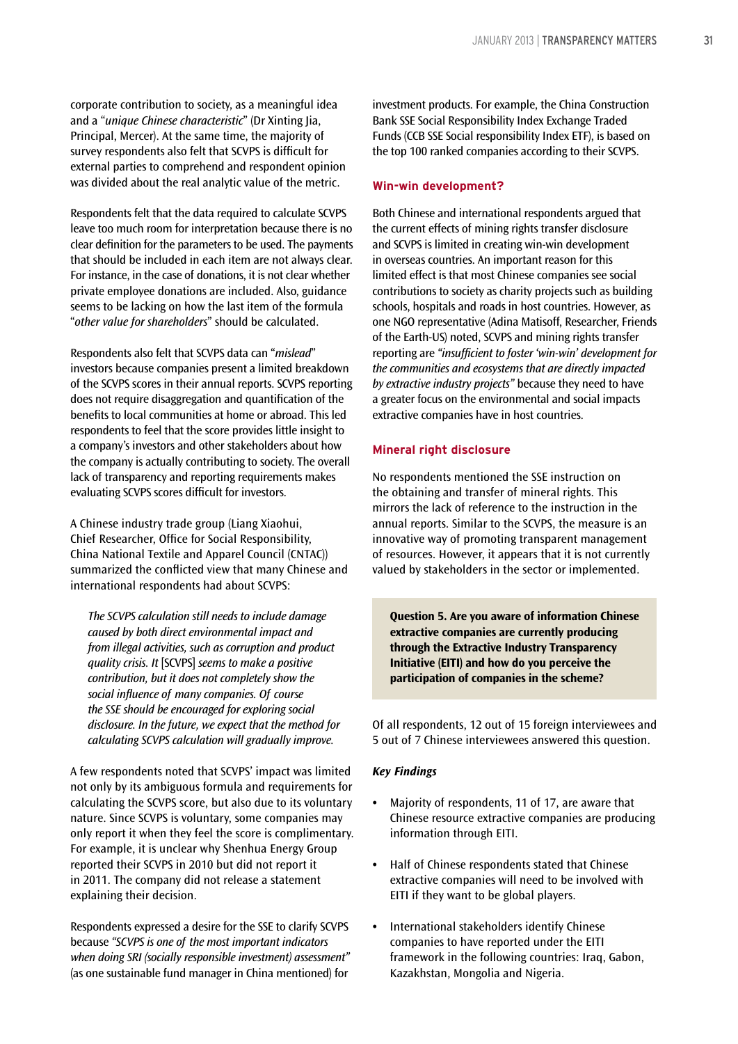corporate contribution to society, as a meaningful idea and a "*unique Chinese characteristic*" (Dr Xinting Jia, Principal, Mercer). At the same time, the majority of survey respondents also felt that SCVPS is difficult for external parties to comprehend and respondent opinion was divided about the real analytic value of the metric.

Respondents felt that the data required to calculate SCVPS leave too much room for interpretation because there is no clear definition for the parameters to be used. The payments that should be included in each item are not always clear. For instance, in the case of donations, it is not clear whether private employee donations are included. Also, guidance seems to be lacking on how the last item of the formula "*other value for shareholders*" should be calculated.

Respondents also felt that SCVPS data can "*mislead*" investors because companies present a limited breakdown of the SCVPS scores in their annual reports. SCVPS reporting does not require disaggregation and quantification of the benefits to local communities at home or abroad. This led respondents to feel that the score provides little insight to a company's investors and other stakeholders about how the company is actually contributing to society. The overall lack of transparency and reporting requirements makes evaluating SCVPS scores difficult for investors.

A Chinese industry trade group (Liang Xiaohui, Chief Researcher, Office for Social Responsibility, China National Textile and Apparel Council (CNTAC)) summarized the conflicted view that many Chinese and international respondents had about SCVPS:

> *The SCVPS calculation still needs to include damage caused by both direct environmental impact and from illegal activities, such as corruption and product quality crisis. It* [SCVPS] *seems to make a positive contribution, but it does not completely show the social influence of many companies. Of course the SSE should be encouraged for exploring social disclosure. In the future, we expect that the method for calculating SCVPS calculation will gradually improve.*

A few respondents noted that SCVPS' impact was limited not only by its ambiguous formula and requirements for calculating the SCVPS score, but also due to its voluntary nature. Since SCVPS is voluntary, some companies may only report it when they feel the score is complimentary. For example, it is unclear why Shenhua Energy Group reported their SCVPS in 2010 but did not report it in 2011. The company did not release a statement explaining their decision.

Respondents expressed a desire for the SSE to clarify SCVPS because *"SCVPS is one of the most important indicators when doing SRI (socially responsible investment) assessment"* (as one sustainable fund manager in China mentioned) for investment products. For example, the China Construction Bank SSE Social Responsibility Index Exchange Traded Funds (CCB SSE Social responsibility Index ETF), is based on the top 100 ranked companies according to their SCVPS.

### Win-win development?

Both Chinese and international respondents argued that the current effects of mining rights transfer disclosure and SCVPS is limited in creating win-win development in overseas countries. An important reason for this limited effect is that most Chinese companies see social contributions to society as charity projects such as building schools, hospitals and roads in host countries. However, as one NGO representative (Adina Matisoff, Researcher, Friends of the Earth-US) noted, SCVPS and mining rights transfer reporting are *"insufficient to foster 'win-win' development for the communities and ecosystems that are directly impacted by extractive industry projects"* because they need to have a greater focus on the environmental and social impacts extractive companies have in host countries.

### Mineral right disclosure

No respondents mentioned the SSE instruction on the obtaining and transfer of mineral rights. This mirrors the lack of reference to the instruction in the annual reports. Similar to the SCVPS, the measure is an innovative way of promoting transparent management of resources. However, it appears that it is not currently valued by stakeholders in the sector or implemented.

**Question 5. Are you aware of information Chinese extractive companies are currently producing through the Extractive Industry Transparency Initiative (EITI) and how do you perceive the participation of companies in the scheme?**

Of all respondents, 12 out of 15 foreign interviewees and 5 out of 7 Chinese interviewees answered this question.

***Key Findings***

- Majority of respondents, 11 of 17, are aware that Chinese resource extractive companies are producing information through EITI.
- Half of Chinese respondents stated that Chinese extractive companies will need to be involved with EITI if they want to be global players.
- International stakeholders identify Chinese companies to have reported under the EITI framework in the following countries: Iraq, Gabon, Kazakhstan, Mongolia and Nigeria.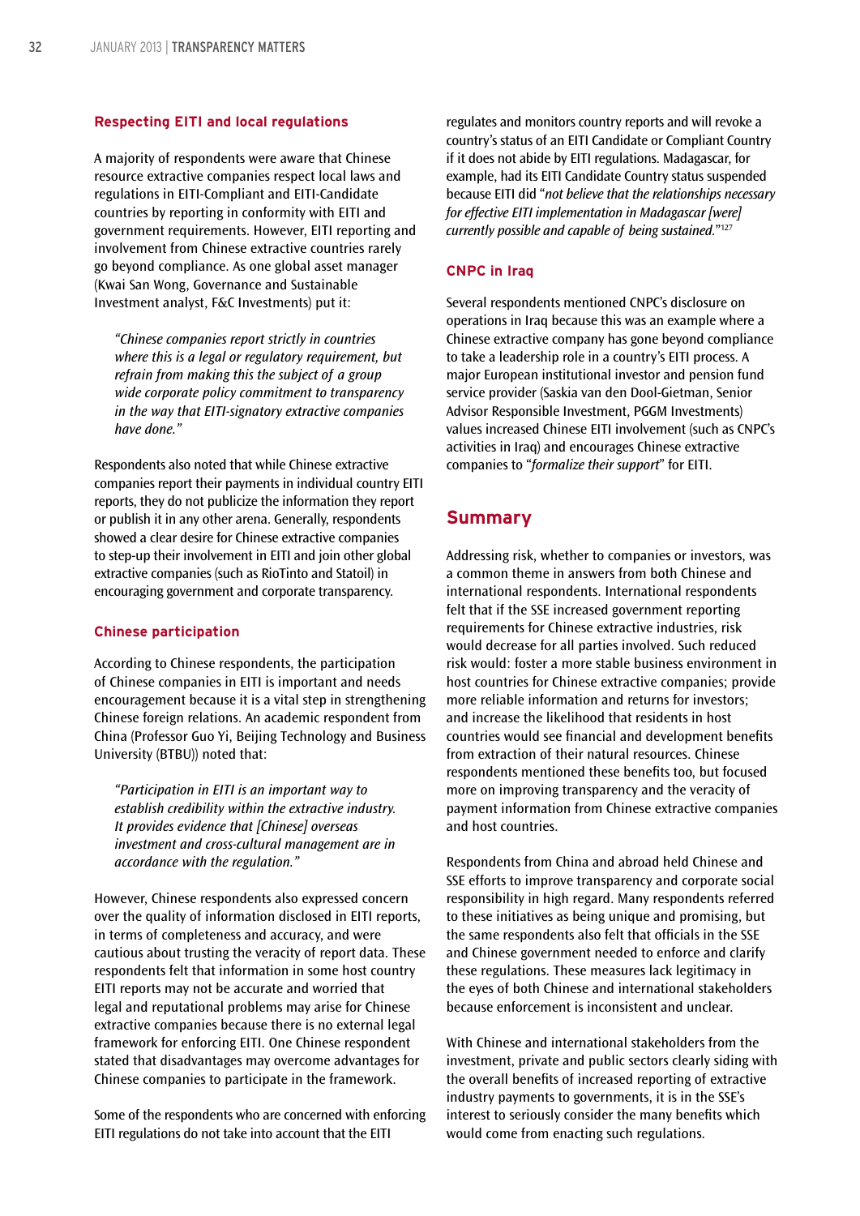### Respecting EITI and local regulations

A majority of respondents were aware that Chinese resource extractive companies respect local laws and regulations in EITI-Compliant and EITI-Candidate countries by reporting in conformity with EITI and government requirements. However, EITI reporting and involvement from Chinese extractive countries rarely go beyond compliance. As one global asset manager (Kwai San Wong, Governance and Sustainable Investment analyst, F&C Investments) put it:

> *"Chinese companies report strictly in countries where this is a legal or regulatory requirement, but refrain from making this the subject of a group wide corporate policy commitment to transparency in the way that EITI-signatory extractive companies have done."*

Respondents also noted that while Chinese extractive companies report their payments in individual country EITI reports, they do not publicize the information they report or publish it in any other arena. Generally, respondents showed a clear desire for Chinese extractive companies to step-up their involvement in EITI and join other global extractive companies (such as RioTinto and Statoil) in encouraging government and corporate transparency.

### Chinese participation

According to Chinese respondents, the participation of Chinese companies in EITI is important and needs encouragement because it is a vital step in strengthening Chinese foreign relations. An academic respondent from China (Professor Guo Yi, Beijing Technology and Business University (BTBU)) noted that:

> *"Participation in EITI is an important way to establish credibility within the extractive industry. It provides evidence that [Chinese] overseas investment and cross-cultural management are in accordance with the regulation."*

However, Chinese respondents also expressed concern over the quality of information disclosed in EITI reports, in terms of completeness and accuracy, and were cautious about trusting the veracity of report data. These respondents felt that information in some host country EITI reports may not be accurate and worried that legal and reputational problems may arise for Chinese extractive companies because there is no external legal framework for enforcing EITI. One Chinese respondent stated that disadvantages may overcome advantages for Chinese companies to participate in the framework.

Some of the respondents who are concerned with enforcing EITI regulations do not take into account that the EITI regulates and monitors country reports and will revoke a country's status of an EITI Candidate or Compliant Country if it does not abide by EITI regulations. Madagascar, for example, had its EITI Candidate Country status suspended because EITI did "*not believe that the relationships necessary for effective EITI implementation in Madagascar [were] currently possible and capable of being sustained.*"[127]

### CNPC in Iraq

Several respondents mentioned CNPC's disclosure on operations in Iraq because this was an example where a Chinese extractive company has gone beyond compliance to take a leadership role in a country's EITI process. A major European institutional investor and pension fund service provider (Saskia van den Dool-Gietman, Senior Advisor Responsible Investment, PGGM Investments) values increased Chinese EITI involvement (such as CNPC's activities in Iraq) and encourages Chinese extractive companies to "*formalize their support*" for EITI.

## Summary

Addressing risk, whether to companies or investors, was a common theme in answers from both Chinese and international respondents. International respondents felt that if the SSE increased government reporting requirements for Chinese extractive industries, risk would decrease for all parties involved. Such reduced risk would: foster a more stable business environment in host countries for Chinese extractive companies; provide more reliable information and returns for investors; and increase the likelihood that residents in host countries would see financial and development benefits from extraction of their natural resources. Chinese respondents mentioned these benefits too, but focused more on improving transparency and the veracity of payment information from Chinese extractive companies and host countries.

Respondents from China and abroad held Chinese and SSE efforts to improve transparency and corporate social responsibility in high regard. Many respondents referred to these initiatives as being unique and promising, but the same respondents also felt that officials in the SSE and Chinese government needed to enforce and clarify these regulations. These measures lack legitimacy in the eyes of both Chinese and international stakeholders because enforcement is inconsistent and unclear.

With Chinese and international stakeholders from the investment, private and public sectors clearly siding with the overall benefits of increased reporting of extractive industry payments to governments, it is in the SSE's interest to seriously consider the many benefits which would come from enacting such regulations.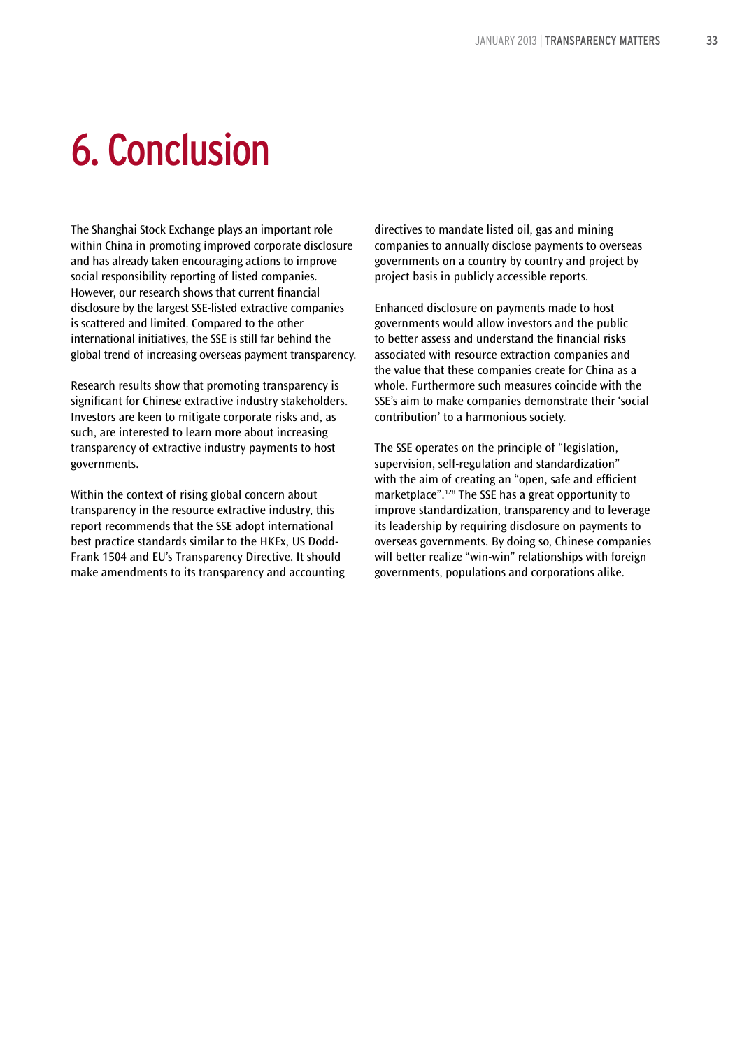# 6. Conclusion

The Shanghai Stock Exchange plays an important role within China in promoting improved corporate disclosure and has already taken encouraging actions to improve social responsibility reporting of listed companies. However, our research shows that current financial disclosure by the largest SSE-listed extractive companies is scattered and limited. Compared to the other international initiatives, the SSE is still far behind the global trend of increasing overseas payment transparency.

Research results show that promoting transparency is significant for Chinese extractive industry stakeholders. Investors are keen to mitigate corporate risks and, as such, are interested to learn more about increasing transparency of extractive industry payments to host governments.

Within the context of rising global concern about transparency in the resource extractive industry, this report recommends that the SSE adopt international best practice standards similar to the HKEx, US Dodd-Frank 1504 and EU's Transparency Directive. It should make amendments to its transparency and accounting directives to mandate listed oil, gas and mining companies to annually disclose payments to overseas governments on a country by country and project by project basis in publicly accessible reports.

Enhanced disclosure on payments made to host governments would allow investors and the public to better assess and understand the financial risks associated with resource extraction companies and the value that these companies create for China as a whole. Furthermore such measures coincide with the SSE's aim to make companies demonstrate their 'social contribution' to a harmonious society.

The SSE operates on the principle of "legislation, supervision, self-regulation and standardization" with the aim of creating an "open, safe and efficient marketplace".[128] The SSE has a great opportunity to improve standardization, transparency and to leverage its leadership by requiring disclosure on payments to overseas governments. By doing so, Chinese companies will better realize "win-win" relationships with foreign governments, populations and corporations alike.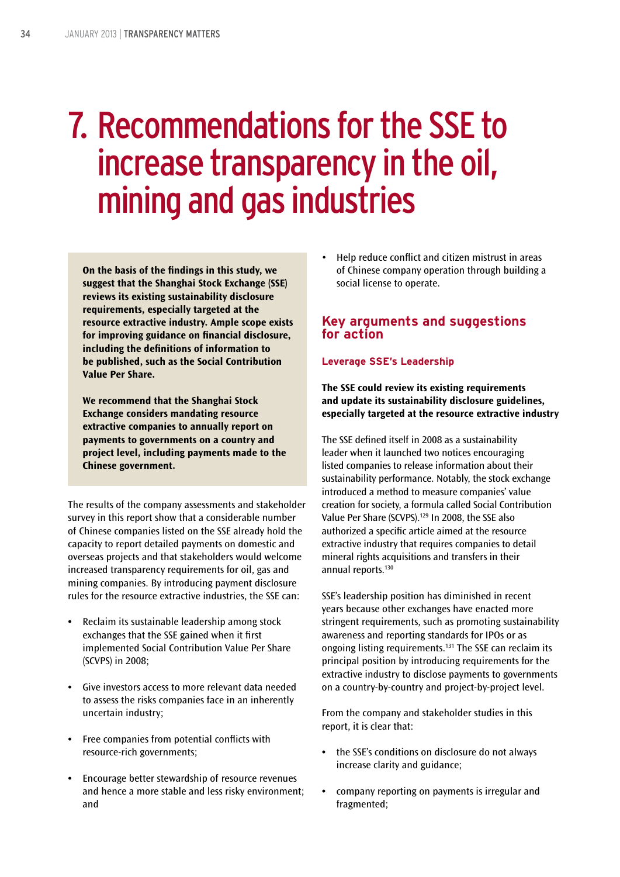# 7. Recommendations for the SSE to increase transparency in the oil, mining and gas industries

**On the basis of the findings in this study, we suggest that the Shanghai Stock Exchange (SSE) reviews its existing sustainability disclosure requirements, especially targeted at the resource extractive industry. Ample scope exists for improving guidance on financial disclosure, including the definitions of information to be published, such as the Social Contribution Value Per Share.**

**We recommend that the Shanghai Stock Exchange considers mandating resource extractive companies to annually report on payments to governments on a country and project level, including payments made to the Chinese government.**

The results of the company assessments and stakeholder survey in this report show that a considerable number of Chinese companies listed on the SSE already hold the capacity to report detailed payments on domestic and overseas projects and that stakeholders would welcome increased transparency requirements for oil, gas and mining companies. By introducing payment disclosure rules for the resource extractive industries, the SSE can:

- Reclaim its sustainable leadership among stock exchanges that the SSE gained when it first implemented Social Contribution Value Per Share (SCVPS) in 2008;
- Give investors access to more relevant data needed to assess the risks companies face in an inherently uncertain industry;
- Free companies from potential conflicts with resource-rich governments;
- Encourage better stewardship of resource revenues and hence a more stable and less risky environment; and
- Help reduce conflict and citizen mistrust in areas of Chinese company operation through building a social license to operate.

## Key arguments and suggestions for action

### Leverage SSE's Leadership

**The SSE could review its existing requirements and update its sustainability disclosure guidelines, especially targeted at the resource extractive industry**

The SSE defined itself in 2008 as a sustainability leader when it launched two notices encouraging listed companies to release information about their sustainability performance. Notably, the stock exchange introduced a method to measure companies' value creation for society, a formula called Social Contribution Value Per Share (SCVPS).[129] In 2008, the SSE also authorized a specific article aimed at the resource extractive industry that requires companies to detail mineral rights acquisitions and transfers in their annual reports.[130]

SSE's leadership position has diminished in recent years because other exchanges have enacted more stringent requirements, such as promoting sustainability awareness and reporting standards for IPOs or as ongoing listing requirements.[131] The SSE can reclaim its principal position by introducing requirements for the extractive industry to disclose payments to governments on a country-by-country and project-by-project level.

From the company and stakeholder studies in this report, it is clear that:

- the SSE's conditions on disclosure do not always increase clarity and guidance;
- company reporting on payments is irregular and fragmented;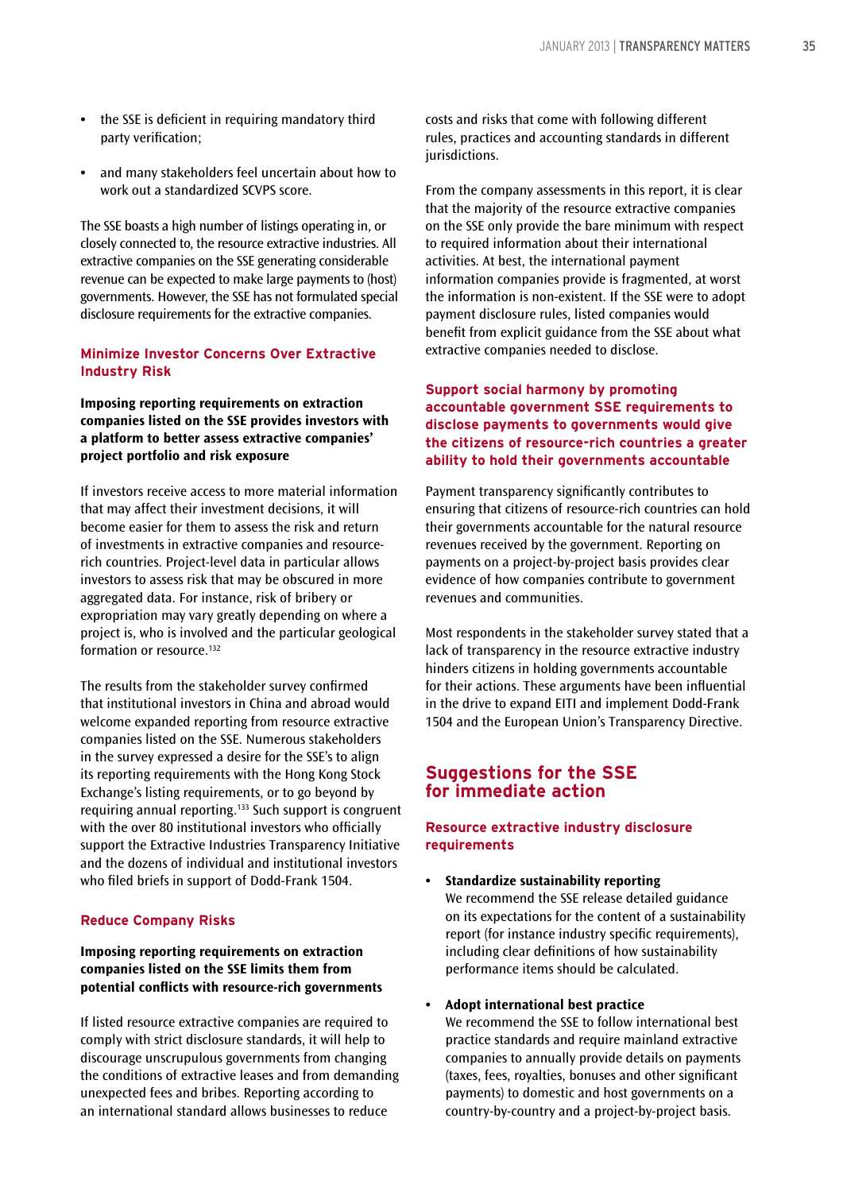- the SSE is deficient in requiring mandatory third party verification;
- and many stakeholders feel uncertain about how to work out a standardized SCVPS score.

The SSE boasts a high number of listings operating in, or closely connected to, the resource extractive industries. All extractive companies on the SSE generating considerable revenue can be expected to make large payments to (host) governments. However, the SSE has not formulated special disclosure requirements for the extractive companies.

### Minimize Investor Concerns Over Extractive Industry Risk

**Imposing reporting requirements on extraction companies listed on the SSE provides investors with a platform to better assess extractive companies' project portfolio and risk exposure**

If investors receive access to more material information that may affect their investment decisions, it will become easier for them to assess the risk and return of investments in extractive companies and resource-rich countries. Project-level data in particular allows investors to assess risk that may be obscured in more aggregated data. For instance, risk of bribery or expropriation may vary greatly depending on where a project is, who is involved and the particular geological formation or resource.[132]

The results from the stakeholder survey confirmed that institutional investors in China and abroad would welcome expanded reporting from resource extractive companies listed on the SSE. Numerous stakeholders in the survey expressed a desire for the SSE's to align its reporting requirements with the Hong Kong Stock Exchange's listing requirements, or to go beyond by requiring annual reporting.[133] Such support is congruent with the over 80 institutional investors who officially support the Extractive Industries Transparency Initiative and the dozens of individual and institutional investors who filed briefs in support of Dodd-Frank 1504.

### Reduce Company Risks

**Imposing reporting requirements on extraction companies listed on the SSE limits them from potential conflicts with resource-rich governments**

If listed resource extractive companies are required to comply with strict disclosure standards, it will help to discourage unscrupulous governments from changing the conditions of extractive leases and from demanding unexpected fees and bribes. Reporting according to an international standard allows businesses to reduce costs and risks that come with following different rules, practices and accounting standards in different jurisdictions.

From the company assessments in this report, it is clear that the majority of the resource extractive companies on the SSE only provide the bare minimum with respect to required information about their international activities. At best, the international payment information companies provide is fragmented, at worst the information is non-existent. If the SSE were to adopt payment disclosure rules, listed companies would benefit from explicit guidance from the SSE about what extractive companies needed to disclose.

### Support social harmony by promoting accountable government SSE requirements to disclose payments to governments would give the citizens of resource-rich countries a greater ability to hold their governments accountable

Payment transparency significantly contributes to ensuring that citizens of resource-rich countries can hold their governments accountable for the natural resource revenues received by the government. Reporting on payments on a project-by-project basis provides clear evidence of how companies contribute to government revenues and communities.

Most respondents in the stakeholder survey stated that a lack of transparency in the resource extractive industry hinders citizens in holding governments accountable for their actions. These arguments have been influential in the drive to expand EITI and implement Dodd-Frank 1504 and the European Union's Transparency Directive.

## Suggestions for the SSE for immediate action

### Resource extractive industry disclosure requirements

- **Standardize sustainability reporting**
  We recommend the SSE release detailed guidance on its expectations for the content of a sustainability report (for instance industry specific requirements), including clear definitions of how sustainability performance items should be calculated.

- **Adopt international best practice**
  We recommend the SSE to follow international best practice standards and require mainland extractive companies to annually provide details on payments (taxes, fees, royalties, bonuses and other significant payments) to domestic and host governments on a country-by-country and a project-by-project basis.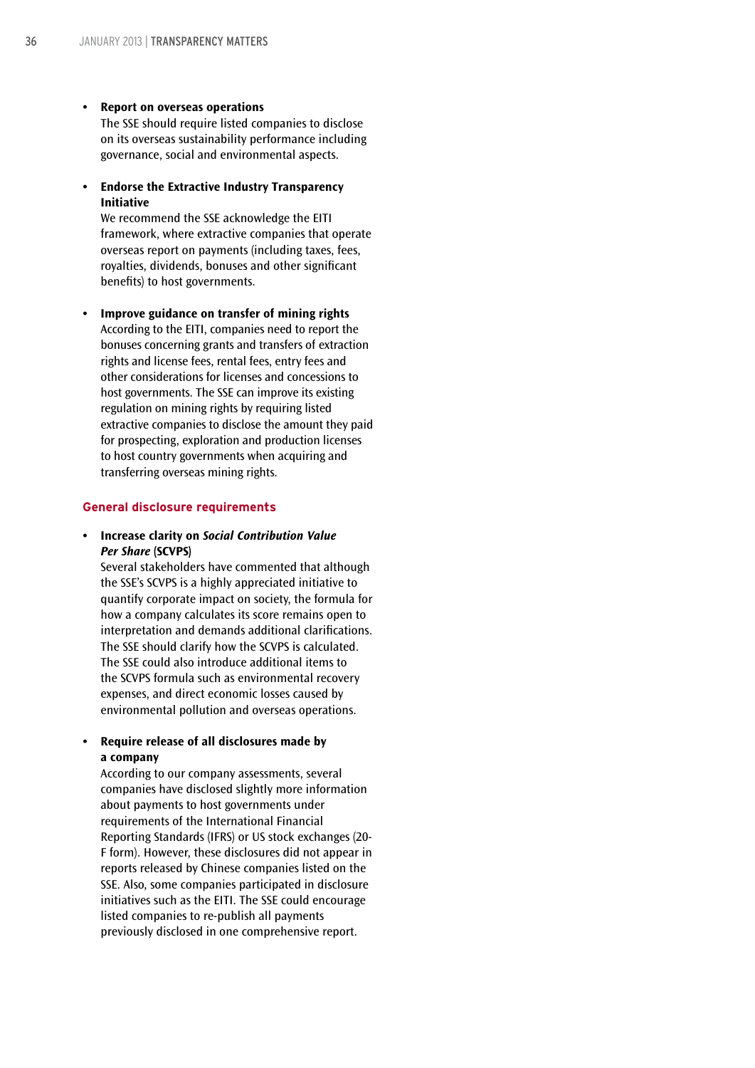- **Report on overseas operations**
  The SSE should require listed companies to disclose on its overseas sustainability performance including governance, social and environmental aspects.

- **Endorse the Extractive Industry Transparency Initiative**
  We recommend the SSE acknowledge the EITI framework, where extractive companies that operate overseas report on payments (including taxes, fees, royalties, dividends, bonuses and other significant benefits) to host governments.

- **Improve guidance on transfer of mining rights**
  According to the EITI, companies need to report the bonuses concerning grants and transfers of extraction rights and license fees, rental fees, entry fees and other considerations for licenses and concessions to host governments. The SSE can improve its existing regulation on mining rights by requiring listed extractive companies to disclose the amount they paid for prospecting, exploration and production licenses to host country governments when acquiring and transferring overseas mining rights.

### General disclosure requirements

- **Increase clarity on *Social Contribution Value Per Share* (SCVPS)**
  Several stakeholders have commented that although the SSE's SCVPS is a highly appreciated initiative to quantify corporate impact on society, the formula for how a company calculates its score remains open to interpretation and demands additional clarifications. The SSE should clarify how the SCVPS is calculated. The SSE could also introduce additional items to the SCVPS formula such as environmental recovery expenses, and direct economic losses caused by environmental pollution and overseas operations.

- **Require release of all disclosures made by a company**
  According to our company assessments, several companies have disclosed slightly more information about payments to host governments under requirements of the International Financial Reporting Standards (IFRS) or US stock exchanges (20-F form). However, these disclosures did not appear in reports released by Chinese companies listed on the SSE. Also, some companies participated in disclosure initiatives such as the EITI. The SSE could encourage listed companies to re-publish all payments previously disclosed in one comprehensive report.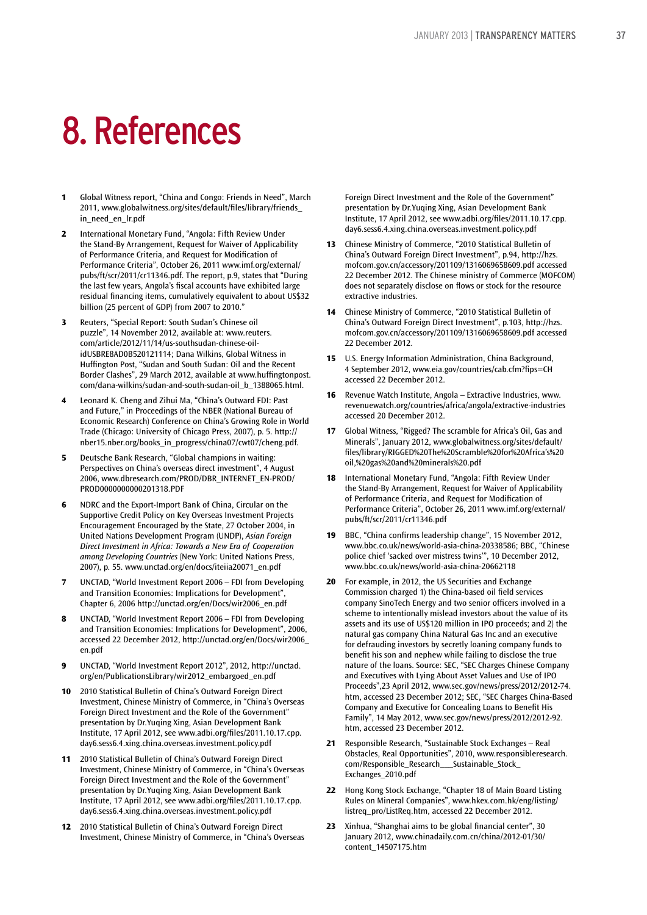# 8. References

1. Global Witness report, "China and Congo: Friends in Need", March 2011, www.globalwitness.org/sites/default/files/library/friends_in_need_en_lr.pdf

2. International Monetary Fund, "Angola: Fifth Review Under the Stand-By Arrangement, Request for Waiver of Applicability of Performance Criteria, and Request for Modification of Performance Criteria", October 26, 2011 www.imf.org/external/pubs/ft/scr/2011/cr11346.pdf. The report, p.9, states that "During the last few years, Angola's fiscal accounts have exhibited large residual financing items, cumulatively equivalent to about US$32 billion (25 percent of GDP) from 2007 to 2010."

3. Reuters, "Special Report: South Sudan's Chinese oil puzzle", 14 November 2012, available at: www.reuters.com/article/2012/11/14/us-southsudan-chinese-oil-idUSBRE8AD0B520121114; Dana Wilkins, Global Witness in Huffington Post, "Sudan and South Sudan: Oil and the Recent Border Clashes", 29 March 2012, available at www.huffingtonpost.com/dana-wilkins/sudan-and-south-sudan-oil_b_1388065.html.

4. Leonard K. Cheng and Zihui Ma, "China's Outward FDI: Past and Future," in Proceedings of the NBER (National Bureau of Economic Research) Conference on China's Growing Role in World Trade (Chicago: University of Chicago Press, 2007), p. 5. http://nber15.nber.org/books_in_progress/china07/cwt07/cheng.pdf.

5. Deutsche Bank Research, "Global champions in waiting: Perspectives on China's overseas direct investment", 4 August 2006, www.dbresearch.com/PROD/DBR_INTERNET_EN-PROD/PROD0000000000201318.PDF

6. NDRC and the Export-Import Bank of China, Circular on the Supportive Credit Policy on Key Overseas Investment Projects Encouragement Encouraged by the State, 27 October 2004, in United Nations Development Program (UNDP), *Asian Foreign Direct Investment in Africa: Towards a New Era of Cooperation among Developing Countries* (New York: United Nations Press, 2007), p. 55. www.unctad.org/en/docs/iteiia20071_en.pdf

7. UNCTAD, "World Investment Report 2006 – FDI from Developing and Transition Economies: Implications for Development", Chapter 6, 2006 http://unctad.org/en/Docs/wir2006_en.pdf

8. UNCTAD, "World Investment Report 2006 – FDI from Developing and Transition Economies: Implications for Development", 2006, accessed 22 December 2012, http://unctad.org/en/Docs/wir2006_en.pdf

9. UNCTAD, "World Investment Report 2012", 2012, http://unctad.org/en/PublicationsLibrary/wir2012_embargoed_en.pdf

10. 2010 Statistical Bulletin of China's Outward Foreign Direct Investment, Chinese Ministry of Commerce, in "China's Overseas Foreign Direct Investment and the Role of the Government" presentation by Dr.Yuqing Xing, Asian Development Bank Institute, 17 April 2012, see www.adbi.org/files/2011.10.17.cpp.day6.sess6.4.xing.china.overseas.investment.policy.pdf

11. 2010 Statistical Bulletin of China's Outward Foreign Direct Investment, Chinese Ministry of Commerce, in "China's Overseas Foreign Direct Investment and the Role of the Government" presentation by Dr.Yuqing Xing, Asian Development Bank Institute, 17 April 2012, see www.adbi.org/files/2011.10.17.cpp.day6.sess6.4.xing.china.overseas.investment.policy.pdf

12. 2010 Statistical Bulletin of China's Outward Foreign Direct Investment, Chinese Ministry of Commerce, in "China's Overseas Foreign Direct Investment and the Role of the Government" presentation by Dr.Yuqing Xing, Asian Development Bank Institute, 17 April 2012, see www.adbi.org/files/2011.10.17.cpp.day6.sess6.4.xing.china.overseas.investment.policy.pdf

13. Chinese Ministry of Commerce, "2010 Statistical Bulletin of China's Outward Foreign Direct Investment", p.94, http://hzs.mofcom.gov.cn/accessory/201109/1316069658609.pdf accessed 22 December 2012. The Chinese ministry of Commerce (MOFCOM) does not separately disclose on flows or stock for the resource extractive industries.

14. Chinese Ministry of Commerce, "2010 Statistical Bulletin of China's Outward Foreign Direct Investment", p.103, http://hzs.mofcom.gov.cn/accessory/201109/1316069658609.pdf accessed 22 December 2012.

15. U.S. Energy Information Administration, China Background, 4 September 2012, www.eia.gov/countries/cab.cfm?fips=CH accessed 22 December 2012.

16. Revenue Watch Institute, Angola – Extractive Industries, www.revenuewatch.org/countries/africa/angola/extractive-industries accessed 20 December 2012.

17. Global Witness, "Rigged? The scramble for Africa's Oil, Gas and Minerals", January 2012, www.globalwitness.org/sites/default/files/library/RIGGED%20The%20Scramble%20for%20Africa's%20oil,%20gas%20and%20minerals%20.pdf

18. International Monetary Fund, "Angola: Fifth Review Under the Stand-By Arrangement, Request for Waiver of Applicability of Performance Criteria, and Request for Modification of Performance Criteria", October 26, 2011 www.imf.org/external/pubs/ft/scr/2011/cr11346.pdf

19. BBC, "China confirms leadership change", 15 November 2012, www.bbc.co.uk/news/world-asia-china-20338586; BBC, "Chinese police chief 'sacked over mistress twins'", 10 December 2012, www.bbc.co.uk/news/world-asia-china-20662118

20. For example, in 2012, the US Securities and Exchange Commission charged 1) the China-based oil field services company SinoTech Energy and two senior officers involved in a scheme to intentionally mislead investors about the value of its assets and its use of US$120 million in IPO proceeds; and 2) the natural gas company China Natural Gas Inc and an executive for defrauding investors by secretly loaning company funds to benefit his son and nephew while failing to disclose the true nature of the loans. Source: SEC, "SEC Charges Chinese Company and Executives with Lying About Asset Values and Use of IPO Proceeds",23 April 2012, www.sec.gov/news/press/2012/2012-74.htm, accessed 23 December 2012; SEC, "SEC Charges China-Based Company and Executive for Concealing Loans to Benefit His Family", 14 May 2012, www.sec.gov/news/press/2012/2012-92.htm, accessed 23 December 2012.

21. Responsible Research, "Sustainable Stock Exchanges – Real Obstacles, Real Opportunities", 2010, www.responsibleresearch.com/Responsible_Research___Sustainable_Stock_Exchanges_2010.pdf

22. Hong Kong Stock Exchange, "Chapter 18 of Main Board Listing Rules on Mineral Companies", www.hkex.com.hk/eng/listing/listreq_pro/ListReq.htm, accessed 22 December 2012.

23. Xinhua, "Shanghai aims to be global financial center", 30 January 2012, www.chinadaily.com.cn/china/2012-01/30/content_14507175.htm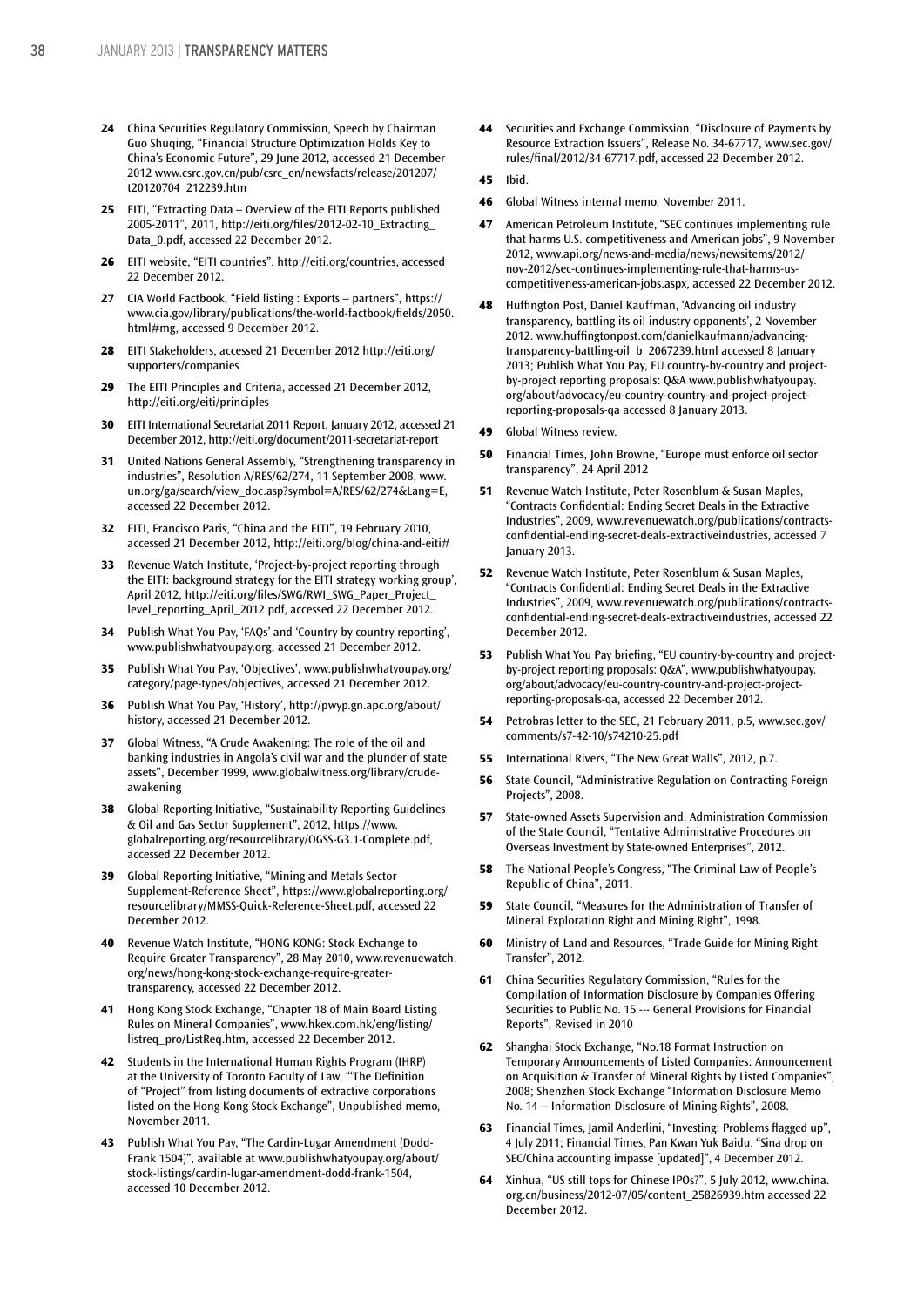24 China Securities Regulatory Commission, Speech by Chairman Guo Shuqing, "Financial Structure Optimization Holds Key to China's Economic Future", 29 June 2012, accessed 21 December 2012 www.csrc.gov.cn/pub/csrc_en/newsfacts/release/201207/t20120704_212239.htm

25 EITI, "Extracting Data – Overview of the EITI Reports published 2005-2011", 2011, http://eiti.org/files/2012-02-10_Extracting_Data_0.pdf, accessed 22 December 2012.

26 EITI website, "EITI countries", http://eiti.org/countries, accessed 22 December 2012.

27 CIA World Factbook, "Field listing : Exports – partners", https://www.cia.gov/library/publications/the-world-factbook/fields/2050.html#mg, accessed 9 December 2012.

28 EITI Stakeholders, accessed 21 December 2012 http://eiti.org/supporters/companies

29 The EITI Principles and Criteria, accessed 21 December 2012, http://eiti.org/eiti/principles

30 EITI International Secretariat 2011 Report, January 2012, accessed 21 December 2012, http://eiti.org/document/2011-secretariat-report

31 United Nations General Assembly, "Strengthening transparency in industries", Resolution A/RES/62/274, 11 September 2008, www.un.org/ga/search/view_doc.asp?symbol=A/RES/62/274&Lang=E, accessed 22 December 2012.

32 EITI, Francisco Paris, "China and the EITI", 19 February 2010, accessed 21 December 2012, http://eiti.org/blog/china-and-eiti#

33 Revenue Watch Institute, 'Project-by-project reporting through the EITI: background strategy for the EITI strategy working group', April 2012, http://eiti.org/files/SWG/RWI_SWG_Paper_Project_level_reporting_April_2012.pdf, accessed 22 December 2012.

34 Publish What You Pay, 'FAQs' and 'Country by country reporting', www.publishwhatyoupay.org, accessed 21 December 2012.

35 Publish What You Pay, 'Objectives', www.publishwhatyoupay.org/category/page-types/objectives, accessed 21 December 2012.

36 Publish What You Pay, 'History', http://pwyp.gn.apc.org/about/history, accessed 21 December 2012.

37 Global Witness, "A Crude Awakening: The role of the oil and banking industries in Angola's civil war and the plunder of state assets", December 1999, www.globalwitness.org/library/crude-awakening

38 Global Reporting Initiative, "Sustainability Reporting Guidelines & Oil and Gas Sector Supplement", 2012, https://www.globalreporting.org/resourcelibrary/OGSS-G3.1-Complete.pdf, accessed 22 December 2012.

39 Global Reporting Initiative, "Mining and Metals Sector Supplement-Reference Sheet", https://www.globalreporting.org/resourcelibrary/MMSS-Quick-Reference-Sheet.pdf, accessed 22 December 2012.

40 Revenue Watch Institute, "HONG KONG: Stock Exchange to Require Greater Transparency", 28 May 2010, www.revenuewatch.org/news/hong-kong-stock-exchange-require-greater-transparency, accessed 22 December 2012.

41 Hong Kong Stock Exchange, "Chapter 18 of Main Board Listing Rules on Mineral Companies", www.hkex.com.hk/eng/listing/listreq_pro/ListReq.htm, accessed 22 December 2012.

42 Students in the International Human Rights Program (IHRP) at the University of Toronto Faculty of Law, "'The Definition of "Project" from listing documents of extractive corporations listed on the Hong Kong Stock Exchange", Unpublished memo, November 2011.

43 Publish What You Pay, "The Cardin-Lugar Amendment (Dodd-Frank 1504)", available at www.publishwhatyoupay.org/about/stock-listings/cardin-lugar-amendment-dodd-frank-1504, accessed 10 December 2012.

44 Securities and Exchange Commission, "Disclosure of Payments by Resource Extraction Issuers", Release No. 34-67717, www.sec.gov/rules/final/2012/34-67717.pdf, accessed 22 December 2012.

45 Ibid.

46 Global Witness internal memo, November 2011.

47 American Petroleum Institute, "SEC continues implementing rule that harms U.S. competitiveness and American jobs", 9 November 2012, www.api.org/news-and-media/news/newsitems/2012/nov-2012/sec-continues-implementing-rule-that-harms-us-competitiveness-american-jobs.aspx, accessed 22 December 2012.

48 Huffington Post, Daniel Kauffman, 'Advancing oil industry transparency, battling its oil industry opponents', 2 November 2012. www.huffingtonpost.com/danielkaufmann/advancing-transparency-battling-oil_b_2067239.html accessed 8 January 2013; Publish What You Pay, EU country-by-country and project-by-project reporting proposals: Q&A www.publishwhatyoupay.org/about/advocacy/eu-country-country-and-project-project-reporting-proposals-qa accessed 8 January 2013.

49 Global Witness review.

50 Financial Times, John Browne, "Europe must enforce oil sector transparency", 24 April 2012

51 Revenue Watch Institute, Peter Rosenblum & Susan Maples, "Contracts Confidential: Ending Secret Deals in the Extractive Industries", 2009, www.revenuewatch.org/publications/contracts-confidential-ending-secret-deals-extractiveindustries, accessed 7 January 2013.

52 Revenue Watch Institute, Peter Rosenblum & Susan Maples, "Contracts Confidential: Ending Secret Deals in the Extractive Industries", 2009, www.revenuewatch.org/publications/contracts-confidential-ending-secret-deals-extractiveindustries, accessed 22 December 2012.

53 Publish What You Pay briefing, "EU country-by-country and project-by-project reporting proposals: Q&A", www.publishwhatyoupay.org/about/advocacy/eu-country-country-and-project-project-reporting-proposals-qa, accessed 22 December 2012.

54 Petrobras letter to the SEC, 21 February 2011, p.5, www.sec.gov/comments/s7-42-10/s74210-25.pdf

55 International Rivers, "The New Great Walls", 2012, p.7.

56 State Council, "Administrative Regulation on Contracting Foreign Projects", 2008.

57 State-owned Assets Supervision and. Administration Commission of the State Council, "Tentative Administrative Procedures on Overseas Investment by State-owned Enterprises", 2012.

58 The National People's Congress, "The Criminal Law of People's Republic of China", 2011.

59 State Council, "Measures for the Administration of Transfer of Mineral Exploration Right and Mining Right", 1998.

60 Ministry of Land and Resources, "Trade Guide for Mining Right Transfer", 2012.

61 China Securities Regulatory Commission, "Rules for the Compilation of Information Disclosure by Companies Offering Securities to Public No. 15 --- General Provisions for Financial Reports", Revised in 2010

62 Shanghai Stock Exchange, "No.18 Format Instruction on Temporary Announcements of Listed Companies: Announcement on Acquisition & Transfer of Mineral Rights by Listed Companies", 2008; Shenzhen Stock Exchange "Information Disclosure Memo No. 14 -- Information Disclosure of Mining Rights", 2008.

63 Financial Times, Jamil Anderlini, "Investing: Problems flagged up", 4 July 2011; Financial Times, Pan Kwan Yuk Baidu, "Sina drop on SEC/China accounting impasse [updated]", 4 December 2012.

64 Xinhua, "US still tops for Chinese IPOs?", 5 July 2012, www.china.org.cn/business/2012-07/05/content_25826939.htm accessed 22 December 2012.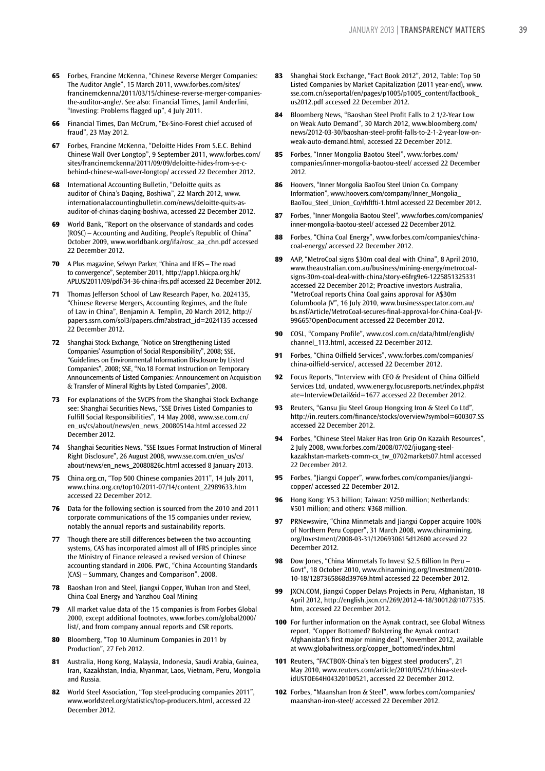65 Forbes, Francine McKenna, "Chinese Reverse Merger Companies: The Auditor Angle", 15 March 2011, www.forbes.com/sites/francinemckenna/2011/03/15/chinese-reverse-merger-companies-the-auditor-angle/. See also: Financial Times, Jamil Anderlini, "Investing: Problems flagged up", 4 July 2011.

66 Financial Times, Dan McCrum, "Ex-Sino-Forest chief accused of fraud", 23 May 2012.

67 Forbes, Francine McKenna, "Deloitte Hides From S.E.C. Behind Chinese Wall Over Longtop", 9 September 2011, www.forbes.com/sites/francinemckenna/2011/09/09/deloitte-hides-from-s-e-c-behind-chinese-wall-over-longtop/ accessed 22 December 2012.

68 International Accounting Bulletin, "Deloitte quits as auditor of China's Daqing, Boshiwa", 22 March 2012, www.internationalaccountingbulletin.com/news/deloitte-quits-as-auditor-of-chinas-daqing-boshiwa, accessed 22 December 2012.

69 World Bank, "Report on the observance of standards and codes (ROSC) – Accounting and Auditing, People's Republic of China" October 2009, www.worldbank.org/ifa/rosc_aa_chn.pdf accessed 22 December 2012.

70 A Plus magazine, Selwyn Parker, "China and IFRS – The road to convergence", September 2011, http://app1.hkicpa.org.hk/APLUS/2011/09/pdf/34-36-china-ifrs.pdf accessed 22 December 2012.

71 Thomas Jefferson School of Law Research Paper, No. 2024135, "Chinese Reverse Mergers, Accounting Regimes, and the Rule of Law in China", Benjamin A. Templin, 20 March 2012, http://papers.ssrn.com/sol3/papers.cfm?abstract_id=2024135 accessed 22 December 2012.

72 Shanghai Stock Exchange, "Notice on Strengthening Listed Companies' Assumption of Social Responsibility", 2008; SSE, "Guidelines on Environmental Information Disclosure by Listed Companies", 2008; SSE, "No.18 Format Instruction on Temporary Announcements of Listed Companies: Announcement on Acquisition & Transfer of Mineral Rights by Listed Companies", 2008.

73 For explanations of the SVCPS from the Shanghai Stock Exchange see: Shanghai Securities News, "SSE Drives Listed Companies to Fulfill Social Responsibilities", 14 May 2008, www.sse.com.cn/en_us/cs/about/news/en_news_20080514a.html accessed 22 December 2012.

74 Shanghai Securities News, "SSE Issues Format Instruction of Mineral Right Disclosure", 26 August 2008, www.sse.com.cn/en_us/cs/about/news/en_news_20080826c.html accessed 8 January 2013.

75 China.org.cn, "Top 500 Chinese companies 2011", 14 July 2011, www.china.org.cn/top10/2011-07/14/content_22989633.htm accessed 22 December 2012.

76 Data for the following section is sourced from the 2010 and 2011 corporate communications of the 15 companies under review, notably the annual reports and sustainability reports.

77 Though there are still differences between the two accounting systems, CAS has incorporated almost all of IFRS principles since the Ministry of Finance released a revised version of Chinese accounting standard in 2006. PWC, "China Accounting Standards (CAS) – Summary, Changes and Comparison", 2008.

78 Baoshan Iron and Steel, Jiangxi Copper, Wuhan Iron and Steel, China Coal Energy and Yanzhou Coal Mining

79 All market value data of the 15 companies is from Forbes Global 2000, except additional footnotes, www.forbes.com/global2000/list/, and from company annual reports and CSR reports.

80 Bloomberg, "Top 10 Aluminum Companies in 2011 by Production", 27 Feb 2012.

81 Australia, Hong Kong, Malaysia, Indonesia, Saudi Arabia, Guinea, Iran, Kazakhstan, India, Myanmar, Laos, Vietnam, Peru, Mongolia and Russia.

82 World Steel Association, "Top steel-producing companies 2011", www.worldsteel.org/statistics/top-producers.html, accessed 22 December 2012.

83 Shanghai Stock Exchange, "Fact Book 2012", 2012, Table: Top 50 Listed Companies by Market Capitalization (2011 year-end), www.sse.com.cn/sseportal/en/pages/p1005/p1005_content/factbook_us2012.pdf accessed 22 December 2012.

84 Bloomberg News, "Baoshan Steel Profit Falls to 2 1/2-Year Low on Weak Auto Demand", 30 March 2012, www.bloomberg.com/news/2012-03-30/baoshan-steel-profit-falls-to-2-1-2-year-low-on-weak-auto-demand.html, accessed 22 December 2012.

85 Forbes, "Inner Mongolia Baotou Steel", www.forbes.com/companies/inner-mongolia-baotou-steel/ accessed 22 December 2012.

86 Hoovers, "Inner Mongolia BaoTou Steel Union Co. Company Information", www.hoovers.com/company/Inner_Mongolia_BaoTou_Steel_Union_Co/rhftfti-1.html accessed 22 December 2012.

87 Forbes, "Inner Mongolia Baotou Steel", www.forbes.com/companies/inner-mongolia-baotou-steel/ accessed 22 December 2012.

88 Forbes, "China Coal Energy", www.forbes.com/companies/china-coal-energy/ accessed 22 December 2012.

89 AAP, "MetroCoal signs $30m coal deal with China", 8 April 2010, www.theaustralian.com.au/business/mining-energy/metrocoal-signs-30m-coal-deal-with-china/story-e6frg9e6-1225851325331 accessed 22 December 2012; Proactive investors Australia, "MetroCoal reports China Coal gains approval for A$30m Columboola JV", 16 July 2010, www.businessspectator.com.au/bs.nsf/Article/MetroCoal-secures-final-approval-for-China-Coal-JV-99G65?OpenDocument accessed 22 December 2012.

90 COSL, "Company Profile", www.cosl.com.cn/data/html/english/channel_113.html, accessed 22 December 2012.

91 Forbes, "China Oilfield Services", www.forbes.com/companies/china-oilfield-service/, accessed 22 December 2012.

92 Focus Reports, "Interview with CEO & President of China Oilfield Services Ltd, undated, www.energy.focusreports.net/index.php#state=InterviewDetail&id=1677 accessed 22 December 2012.

93 Reuters, "Gansu Jiu Steel Group Hongxing Iron & Steel Co Ltd", http://in.reuters.com/finance/stocks/overview?symbol=600307.SS accessed 22 December 2012.

94 Forbes, "Chinese Steel Maker Has Iron Grip On Kazakh Resources", 2 July 2008, www.forbes.com/2008/07/02/jiugang-steel-kazakhstan-markets-comm-cx_tw_0702markets07.html accessed 22 December 2012.

95 Forbes, "Jiangxi Copper", www.forbes.com/companies/jiangxi-copper/ accessed 22 December 2012.

96 Hong Kong: ¥5.3 billion; Taiwan: ¥250 million; Netherlands: ¥501 million; and others: ¥368 million.

97 PRNewswire, "China Minmetals and Jiangxi Copper acquire 100% of Northern Peru Copper", 31 March 2008, www.chinamining.org/Investment/2008-03-31/1206930615d12600 accessed 22 December 2012.

98 Dow Jones, "China Minmetals To Invest $2.5 Billion In Peru – Govt", 18 October 2010, www.chinamining.org/Investment/2010-10-18/1287365868d39769.html accessed 22 December 2012.

99 JXCN.COM, Jiangxi Copper Delays Projects in Peru, Afghanistan, 18 April 2012, http://english.jxcn.cn/269/2012-4-18/30012@1077335.htm, accessed 22 December 2012.

100 For further information on the Aynak contract, see Global Witness report, "Copper Bottomed? Bolstering the Aynak contract: Afghanistan's first major mining deal", November 2012, available at www.globalwitness.org/copper_bottomed/index.html

101 Reuters, "FACTBOX-China's ten biggest steel producers", 21 May 2010, www.reuters.com/article/2010/05/21/china-steel-idUSTOE64H04320100521, accessed 22 December 2012.

102 Forbes, "Maanshan Iron & Steel", www.forbes.com/companies/maanshan-iron-steel/ accessed 22 December 2012.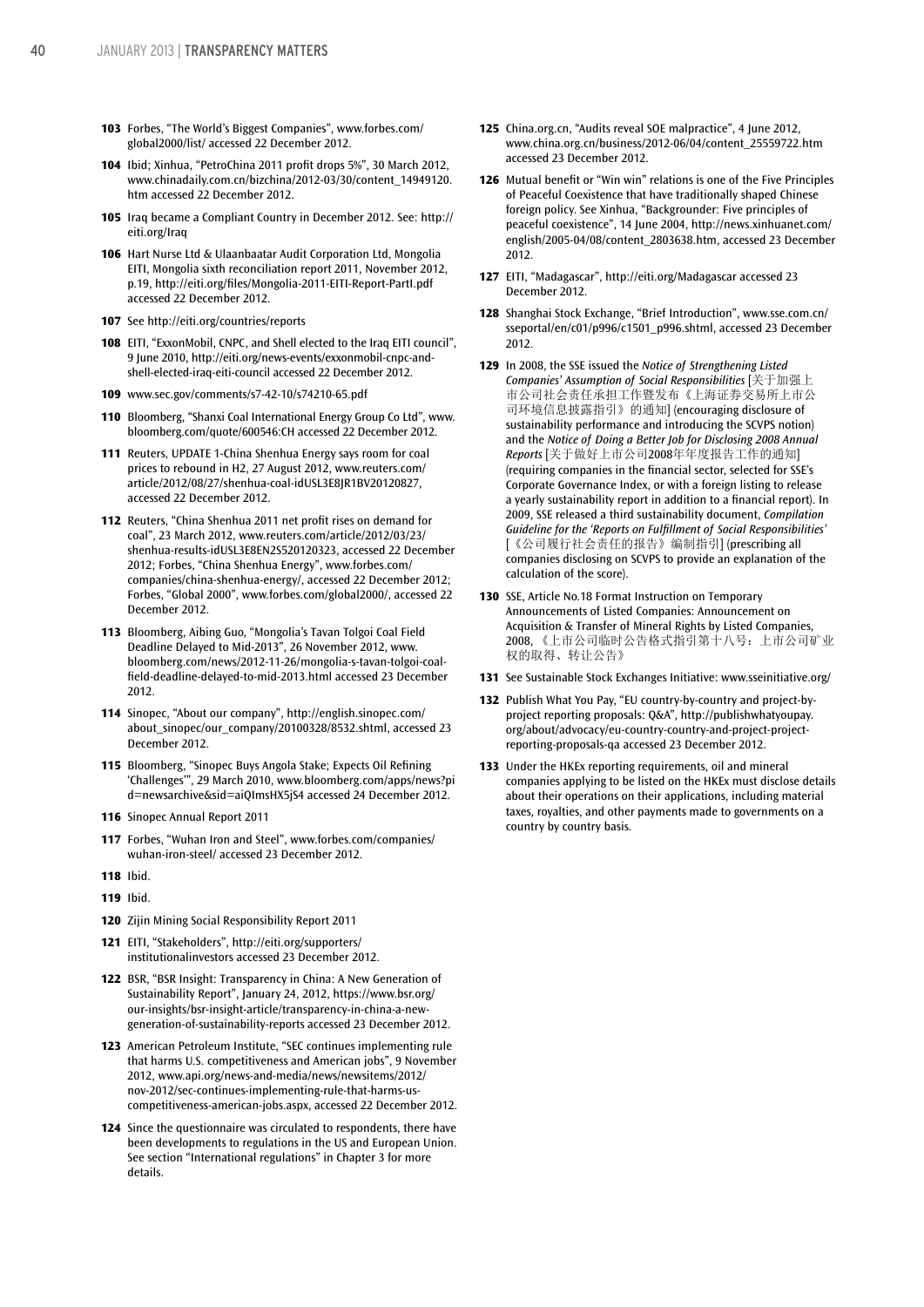**103** Forbes, "The World's Biggest Companies", www.forbes.com/global2000/list/ accessed 22 December 2012.

**104** Ibid; Xinhua, "PetroChina 2011 profit drops 5%", 30 March 2012, www.chinadaily.com.cn/bizchina/2012-03/30/content_14949120.htm accessed 22 December 2012.

**105** Iraq became a Compliant Country in December 2012. See: http://eiti.org/Iraq

**106** Hart Nurse Ltd & Ulaanbaatar Audit Corporation Ltd, Mongolia EITI, Mongolia sixth reconciliation report 2011, November 2012, p.19, http://eiti.org/files/Mongolia-2011-EITI-Report-PartI.pdf accessed 22 December 2012.

**107** See http://eiti.org/countries/reports

**108** EITI, "ExxonMobil, CNPC, and Shell elected to the Iraq EITI council", 9 June 2010, http://eiti.org/news-events/exxonmobil-cnpc-and-shell-elected-iraq-eiti-council accessed 22 December 2012.

**109** www.sec.gov/comments/s7-42-10/s74210-65.pdf

**110** Bloomberg, "Shanxi Coal International Energy Group Co Ltd", www.bloomberg.com/quote/600546:CH accessed 22 December 2012.

**111** Reuters, UPDATE 1-China Shenhua Energy says room for coal prices to rebound in H2, 27 August 2012, www.reuters.com/article/2012/08/27/shenhua-coal-idUSL3E8JR1BV20120827, accessed 22 December 2012.

**112** Reuters, "China Shenhua 2011 net profit rises on demand for coal", 23 March 2012, www.reuters.com/article/2012/03/23/shenhua-results-idUSL3E8EN2S520120323, accessed 22 December 2012; Forbes, "China Shenhua Energy", www.forbes.com/companies/china-shenhua-energy/, accessed 22 December 2012; Forbes, "Global 2000", www.forbes.com/global2000/, accessed 22 December 2012.

**113** Bloomberg, Aibing Guo, "Mongolia's Tavan Tolgoi Coal Field Deadline Delayed to Mid-2013", 26 November 2012, www.bloomberg.com/news/2012-11-26/mongolia-s-tavan-tolgoi-coal-field-deadline-delayed-to-mid-2013.html accessed 23 December 2012.

**114** Sinopec, "About our company", http://english.sinopec.com/about_sinopec/our_company/20100328/8532.shtml, accessed 23 December 2012.

**115** Bloomberg, "Sinopec Buys Angola Stake; Expects Oil Refining 'Challenges'", 29 March 2010, www.bloomberg.com/apps/news?pid=newsarchive&sid=aiQImsHX5jS4 accessed 24 December 2012.

**116** Sinopec Annual Report 2011

**117** Forbes, "Wuhan Iron and Steel", www.forbes.com/companies/wuhan-iron-steel/ accessed 23 December 2012.

**118** Ibid.

**119** Ibid.

**120** Zijin Mining Social Responsibility Report 2011

**121** EITI, "Stakeholders", http://eiti.org/supporters/institutionalinvestors accessed 23 December 2012.

**122** BSR, "BSR Insight: Transparency in China: A New Generation of Sustainability Report", January 24, 2012, https://www.bsr.org/our-insights/bsr-insight-article/transparency-in-china-a-new-generation-of-sustainability-reports accessed 23 December 2012.

**123** American Petroleum Institute, "SEC continues implementing rule that harms U.S. competitiveness and American jobs", 9 November 2012, www.api.org/news-and-media/news/newsitems/2012/nov-2012/sec-continues-implementing-rule-that-harms-us-competitiveness-american-jobs.aspx, accessed 22 December 2012.

**124** Since the questionnaire was circulated to respondents, there have been developments to regulations in the US and European Union. See section "International regulations" in Chapter 3 for more details.

**125** China.org.cn, "Audits reveal SOE malpractice", 4 June 2012, www.china.org.cn/business/2012-06/04/content_25559722.htm accessed 23 December 2012.

**126** Mutual benefit or "Win win" relations is one of the Five Principles of Peaceful Coexistence that have traditionally shaped Chinese foreign policy. See Xinhua, "Backgrounder: Five principles of peaceful coexistence", 14 June 2004, http://news.xinhuanet.com/english/2005-04/08/content_2803638.htm, accessed 23 December 2012.

**127** EITI, "Madagascar", http://eiti.org/Madagascar accessed 23 December 2012.

**128** Shanghai Stock Exchange, "Brief Introduction", www.sse.com.cn/sseportal/en/c01/p996/c1501_p996.shtml, accessed 23 December 2012.

**129** In 2008, the SSE issued the *Notice of Strengthening Listed Companies' Assumption of Social Responsibilities* [关于加强上市公司社会责任承担工作暨发布《上海证券交易所上市公司环境信息披露指引》的通知] (encouraging disclosure of sustainability performance and introducing the SCVPS notion) and the *Notice of Doing a Better Job for Disclosing 2008 Annual Reports* [关于做好上市公司2008年年度报告工作的通知] (requiring companies in the financial sector, selected for SSE's Corporate Governance Index, or with a foreign listing to release a yearly sustainability report in addition to a financial report). In 2009, SSE released a third sustainability document, *Compilation Guideline for the 'Reports on Fulfillment of Social Responsibilities'* [《公司履行社会责任的报告》编制指引] (prescribing all companies disclosing on SCVPS to provide an explanation of the calculation of the score).

**130** SSE, Article No.18 Format Instruction on Temporary Announcements of Listed Companies: Announcement on Acquisition & Transfer of Mineral Rights by Listed Companies, 2008, 《上市公司临时公告格式指引第十八号：上市公司矿业权的取得、转让公告》

**131** See Sustainable Stock Exchanges Initiative: www.sseinitiative.org/

**132** Publish What You Pay, "EU country-by-country and project-by-project reporting proposals: Q&A", http://publishwhatyoupay.org/about/advocacy/eu-country-country-and-project-project-reporting-proposals-qa accessed 23 December 2012.

**133** Under the HKEx reporting requirements, oil and mineral companies applying to be listed on the HKEx must disclose details about their operations on their applications, including material taxes, royalties, and other payments made to governments on a country by country basis.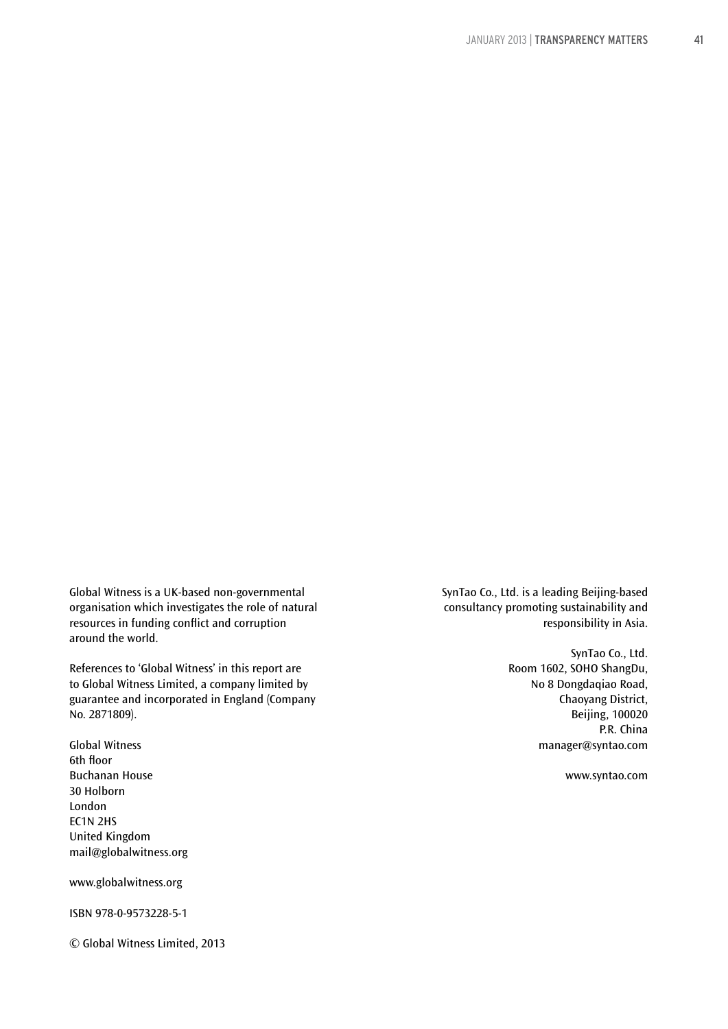Global Witness is a UK-based non-governmental organisation which investigates the role of natural resources in funding conflict and corruption around the world.

References to 'Global Witness' in this report are to Global Witness Limited, a company limited by guarantee and incorporated in England (Company No. 2871809).

Global Witness  
6th floor  
Buchanan House  
30 Holborn  
London  
EC1N 2HS  
United Kingdom  
mail@globalwitness.org

www.globalwitness.org

ISBN 978-0-9573228-5-1

© Global Witness Limited, 2013

SynTao Co., Ltd. is a leading Beijing-based consultancy promoting sustainability and responsibility in Asia.

SynTao Co., Ltd.  
Room 1602, SOHO ShangDu,  
No 8 Dongdaqiao Road,  
Chaoyang District,  
Beijing, 100020  
P.R. China  
manager@syntao.com

www.syntao.com